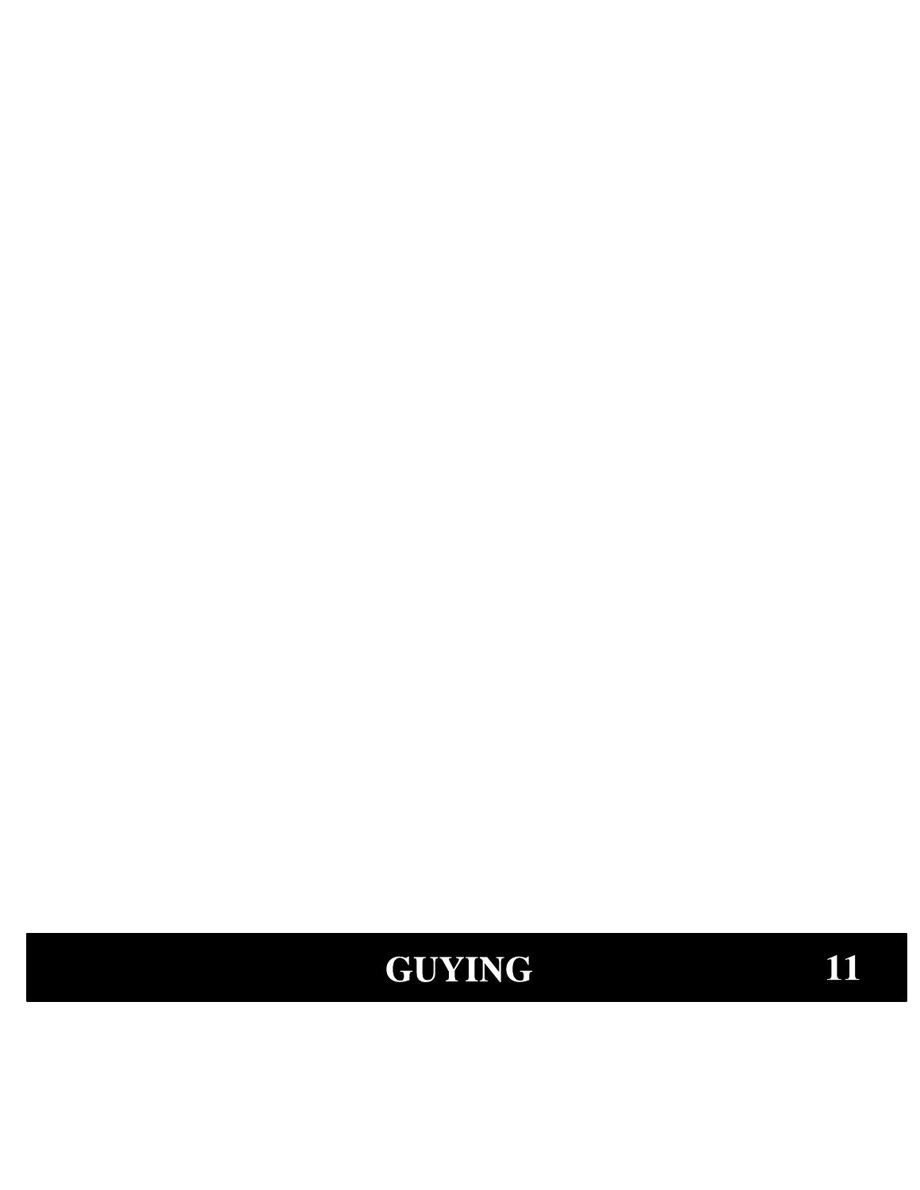# GUYING 11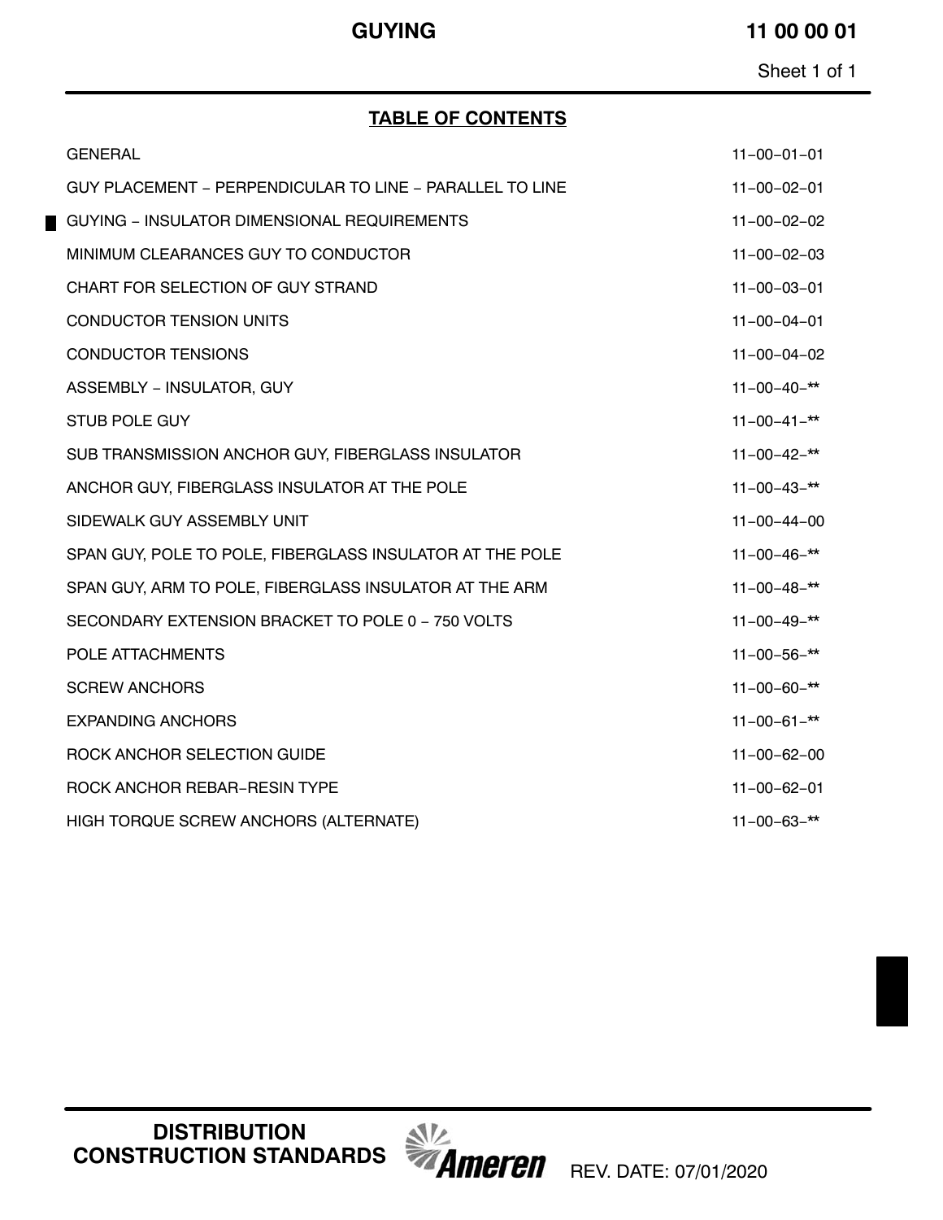# GUYING

## TABLE OF CONTENTS

| | |
|---|---|
| GENERAL | 11−00−01−01 |
| GUY PLACEMENT − PERPENDICULAR TO LINE − PARALLEL TO LINE | 11−00−02−01 |
| GUYING − INSULATOR DIMENSIONAL REQUIREMENTS | 11−00−02−02 |
| MINIMUM CLEARANCES GUY TO CONDUCTOR | 11−00−02−03 |
| CHART FOR SELECTION OF GUY STRAND | 11−00−03−01 |
| CONDUCTOR TENSION UNITS | 11−00−04−01 |
| CONDUCTOR TENSIONS | 11−00−04−02 |
| ASSEMBLY − INSULATOR, GUY | 11−00−40−** |
| STUB POLE GUY | 11−00−41−** |
| SUB TRANSMISSION ANCHOR GUY, FIBERGLASS INSULATOR | 11−00−42−** |
| ANCHOR GUY, FIBERGLASS INSULATOR AT THE POLE | 11−00−43−** |
| SIDEWALK GUY ASSEMBLY UNIT | 11−00−44−00 |
| SPAN GUY, POLE TO POLE, FIBERGLASS INSULATOR AT THE POLE | 11−00−46−** |
| SPAN GUY, ARM TO POLE, FIBERGLASS INSULATOR AT THE ARM | 11−00−48−** |
| SECONDARY EXTENSION BRACKET TO POLE 0 − 750 VOLTS | 11−00−49−** |
| POLE ATTACHMENTS | 11−00−56−** |
| SCREW ANCHORS | 11−00−60−** |
| EXPANDING ANCHORS | 11−00−61−** |
| ROCK ANCHOR SELECTION GUIDE | 11−00−62−00 |
| ROCK ANCHOR REBAR−RESIN TYPE | 11−00−62−01 |
| HIGH TORQUE SCREW ANCHORS (ALTERNATE) | 11−00−63−** |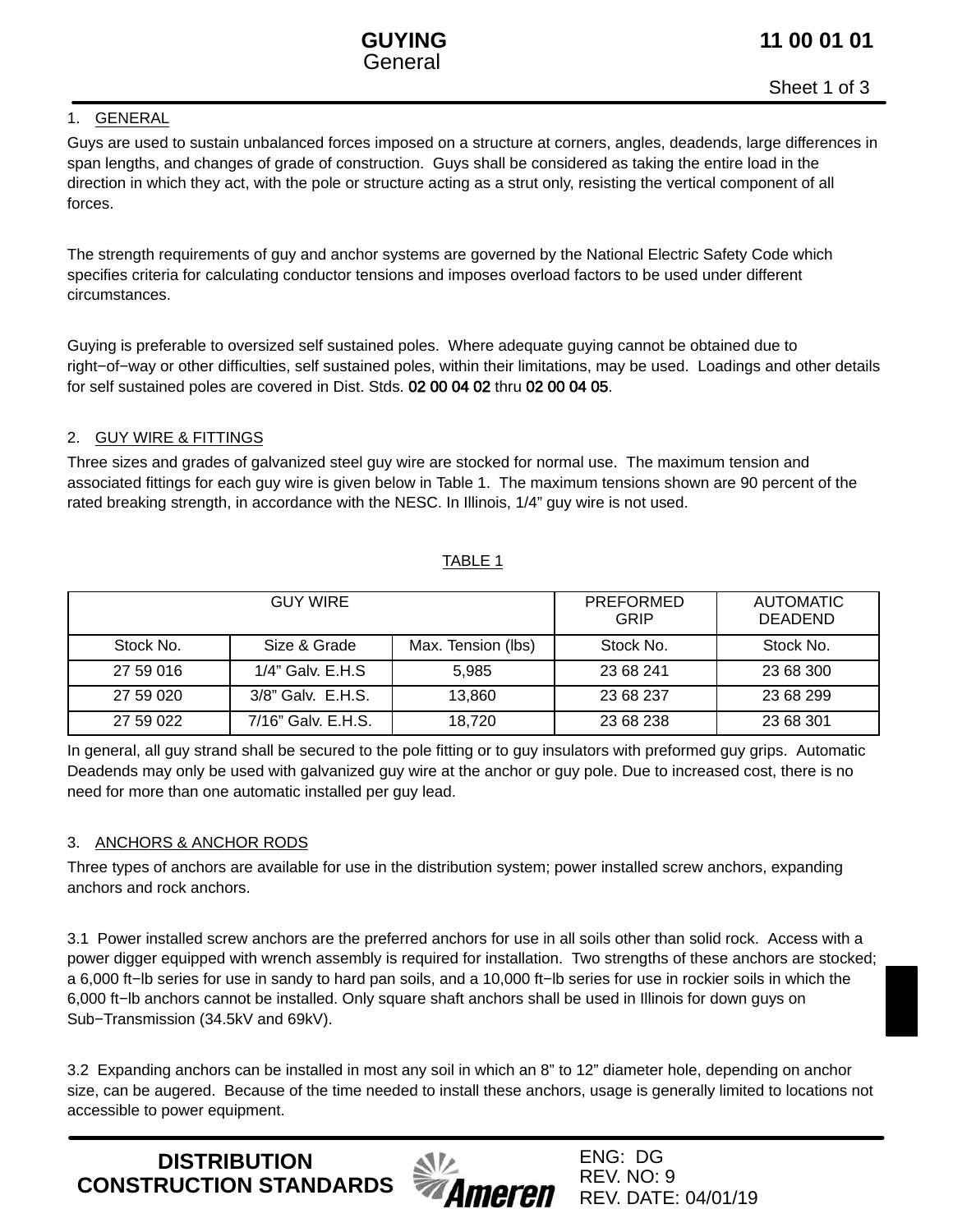# GUYING
General

## 1. GENERAL

Guys are used to sustain unbalanced forces imposed on a structure at corners, angles, deadends, large differences in span lengths, and changes of grade of construction. Guys shall be considered as taking the entire load in the direction in which they act, with the pole or structure acting as a strut only, resisting the vertical component of all forces.

The strength requirements of guy and anchor systems are governed by the National Electric Safety Code which specifies criteria for calculating conductor tensions and imposes overload factors to be used under different circumstances.

Guying is preferable to oversized self sustained poles. Where adequate guying cannot be obtained due to right−of−way or other difficulties, self sustained poles, within their limitations, may be used. Loadings and other details for self sustained poles are covered in Dist. Stds. 02 00 04 02 thru 02 00 04 05.

## 2. GUY WIRE & FITTINGS

Three sizes and grades of galvanized steel guy wire are stocked for normal use. The maximum tension and associated fittings for each guy wire is given below in Table 1. The maximum tensions shown are 90 percent of the rated breaking strength, in accordance with the NESC. In Illinois, 1/4" guy wire is not used.

TABLE 1

| GUY WIRE | | | PREFORMED GRIP | AUTOMATIC DEADEND |
|---|---|---|---|---|
| Stock No. | Size & Grade | Max. Tension (lbs) | Stock No. | Stock No. |
| 27 59 016 | 1/4" Galv. E.H.S | 5,985 | 23 68 241 | 23 68 300 |
| 27 59 020 | 3/8" Galv. E.H.S. | 13,860 | 23 68 237 | 23 68 299 |
| 27 59 022 | 7/16" Galv. E.H.S. | 18,720 | 23 68 238 | 23 68 301 |

In general, all guy strand shall be secured to the pole fitting or to guy insulators with preformed guy grips. Automatic Deadends may only be used with galvanized guy wire at the anchor or guy pole. Due to increased cost, there is no need for more than one automatic installed per guy lead.

## 3. ANCHORS & ANCHOR RODS

Three types of anchors are available for use in the distribution system; power installed screw anchors, expanding anchors and rock anchors.

3.1 Power installed screw anchors are the preferred anchors for use in all soils other than solid rock. Access with a power digger equipped with wrench assembly is required for installation. Two strengths of these anchors are stocked; a 6,000 ft−lb series for use in sandy to hard pan soils, and a 10,000 ft−lb series for use in rockier soils in which the 6,000 ft−lb anchors cannot be installed. Only square shaft anchors shall be used in Illinois for down guys on Sub−Transmission (34.5kV and 69kV).

3.2 Expanding anchors can be installed in most any soil in which an 8" to 12" diameter hole, depending on anchor size, can be augered. Because of the time needed to install these anchors, usage is generally limited to locations not accessible to power equipment.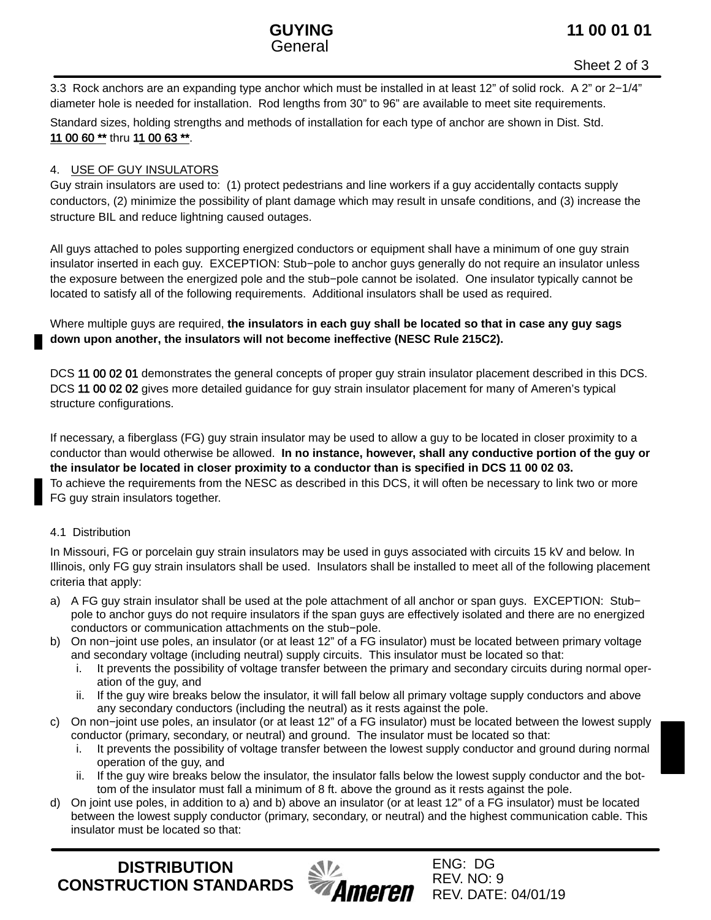3.3 Rock anchors are an expanding type anchor which must be installed in at least 12” of solid rock. A 2” or 2−1/4” diameter hole is needed for installation. Rod lengths from 30” to 96” are available to meet site requirements.

Standard sizes, holding strengths and methods of installation for each type of anchor are shown in Dist. Std. 11 00 60 ** thru 11 00 63 **.

4. USE OF GUY INSULATORS

Guy strain insulators are used to: (1) protect pedestrians and line workers if a guy accidentally contacts supply conductors, (2) minimize the possibility of plant damage which may result in unsafe conditions, and (3) increase the structure BIL and reduce lightning caused outages.

All guys attached to poles supporting energized conductors or equipment shall have a minimum of one guy strain insulator inserted in each guy. EXCEPTION: Stub−pole to anchor guys generally do not require an insulator unless the exposure between the energized pole and the stub−pole cannot be isolated. One insulator typically cannot be located to satisfy all of the following requirements. Additional insulators shall be used as required.

Where multiple guys are required, **the insulators in each guy shall be located so that in case any guy sags down upon another, the insulators will not become ineffective (NESC Rule 215C2).**

DCS 11 00 02 01 demonstrates the general concepts of proper guy strain insulator placement described in this DCS. DCS 11 00 02 02 gives more detailed guidance for guy strain insulator placement for many of Ameren’s typical structure configurations.

If necessary, a fiberglass (FG) guy strain insulator may be used to allow a guy to be located in closer proximity to a conductor than would otherwise be allowed. **In no instance, however, shall any conductive portion of the guy or the insulator be located in closer proximity to a conductor than is specified in DCS 11 00 02 03.**
To achieve the requirements from the NESC as described in this DCS, it will often be necessary to link two or more FG guy strain insulators together.

4.1 Distribution

In Missouri, FG or porcelain guy strain insulators may be used in guys associated with circuits 15 kV and below. In Illinois, only FG guy strain insulators shall be used. Insulators shall be installed to meet all of the following placement criteria that apply:

a) A FG guy strain insulator shall be used at the pole attachment of all anchor or span guys. EXCEPTION: Stub−pole to anchor guys do not require insulators if the span guys are effectively isolated and there are no energized conductors or communication attachments on the stub−pole.
b) On non−joint use poles, an insulator (or at least 12” of a FG insulator) must be located between primary voltage and secondary voltage (including neutral) supply circuits. This insulator must be located so that:
   i. It prevents the possibility of voltage transfer between the primary and secondary circuits during normal operation of the guy, and
   ii. If the guy wire breaks below the insulator, it will fall below all primary voltage supply conductors and above any secondary conductors (including the neutral) as it rests against the pole.
c) On non−joint use poles, an insulator (or at least 12” of a FG insulator) must be located between the lowest supply conductor (primary, secondary, or neutral) and ground. The insulator must be located so that:
   i. It prevents the possibility of voltage transfer between the lowest supply conductor and ground during normal operation of the guy, and
   ii. If the guy wire breaks below the insulator, the insulator falls below the lowest supply conductor and the bottom of the insulator must fall a minimum of 8 ft. above the ground as it rests against the pole.
d) On joint use poles, in addition to a) and b) above an insulator (or at least 12” of a FG insulator) must be located between the lowest supply conductor (primary, secondary, or neutral) and the highest communication cable. This insulator must be located so that: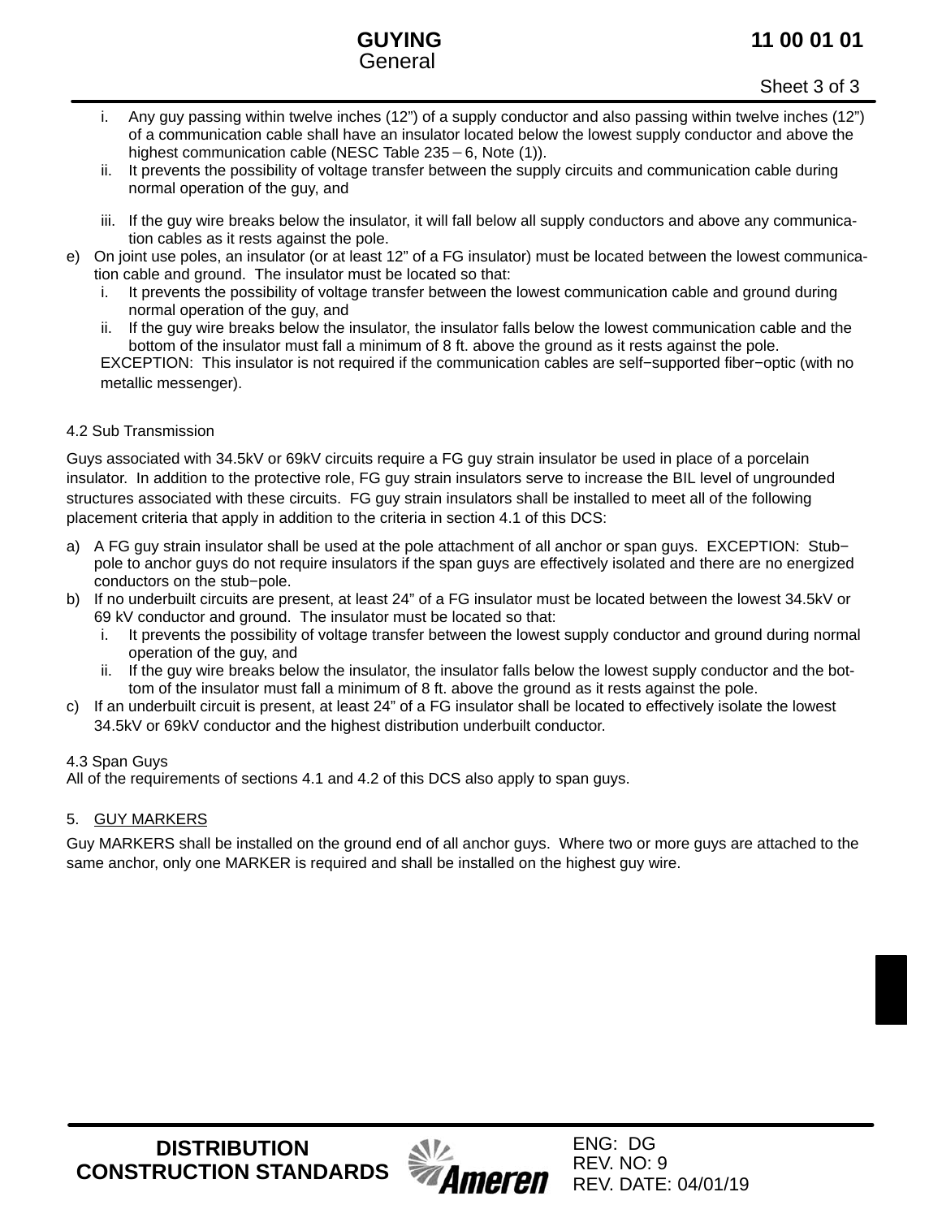i. Any guy passing within twelve inches (12") of a supply conductor and also passing within twelve inches (12") of a communication cable shall have an insulator located below the lowest supply conductor and above the highest communication cable (NESC Table 235 – 6, Note (1)).
   ii. It prevents the possibility of voltage transfer between the supply circuits and communication cable during normal operation of the guy, and
   iii. If the guy wire breaks below the insulator, it will fall below all supply conductors and above any communication cables as it rests against the pole.

e) On joint use poles, an insulator (or at least 12" of a FG insulator) must be located between the lowest communication cable and ground. The insulator must be located so that:
   i. It prevents the possibility of voltage transfer between the lowest communication cable and ground during normal operation of the guy, and
   ii. If the guy wire breaks below the insulator, the insulator falls below the lowest communication cable and the bottom of the insulator must fall a minimum of 8 ft. above the ground as it rests against the pole.

   EXCEPTION: This insulator is not required if the communication cables are self−supported fiber−optic (with no metallic messenger).

4.2 Sub Transmission

Guys associated with 34.5kV or 69kV circuits require a FG guy strain insulator be used in place of a porcelain insulator. In addition to the protective role, FG guy strain insulators serve to increase the BIL level of ungrounded structures associated with these circuits. FG guy strain insulators shall be installed to meet all of the following placement criteria that apply in addition to the criteria in section 4.1 of this DCS:

a) A FG guy strain insulator shall be used at the pole attachment of all anchor or span guys. EXCEPTION: Stub−pole to anchor guys do not require insulators if the span guys are effectively isolated and there are no energized conductors on the stub−pole.
b) If no underbuilt circuits are present, at least 24" of a FG insulator must be located between the lowest 34.5kV or 69 kV conductor and ground. The insulator must be located so that:
   i. It prevents the possibility of voltage transfer between the lowest supply conductor and ground during normal operation of the guy, and
   ii. If the guy wire breaks below the insulator, the insulator falls below the lowest supply conductor and the bottom of the insulator must fall a minimum of 8 ft. above the ground as it rests against the pole.
c) If an underbuilt circuit is present, at least 24" of a FG insulator shall be located to effectively isolate the lowest 34.5kV or 69kV conductor and the highest distribution underbuilt conductor.

4.3 Span Guys

All of the requirements of sections 4.1 and 4.2 of this DCS also apply to span guys.

5. GUY MARKERS

Guy MARKERS shall be installed on the ground end of all anchor guys. Where two or more guys are attached to the same anchor, only one MARKER is required and shall be installed on the highest guy wire.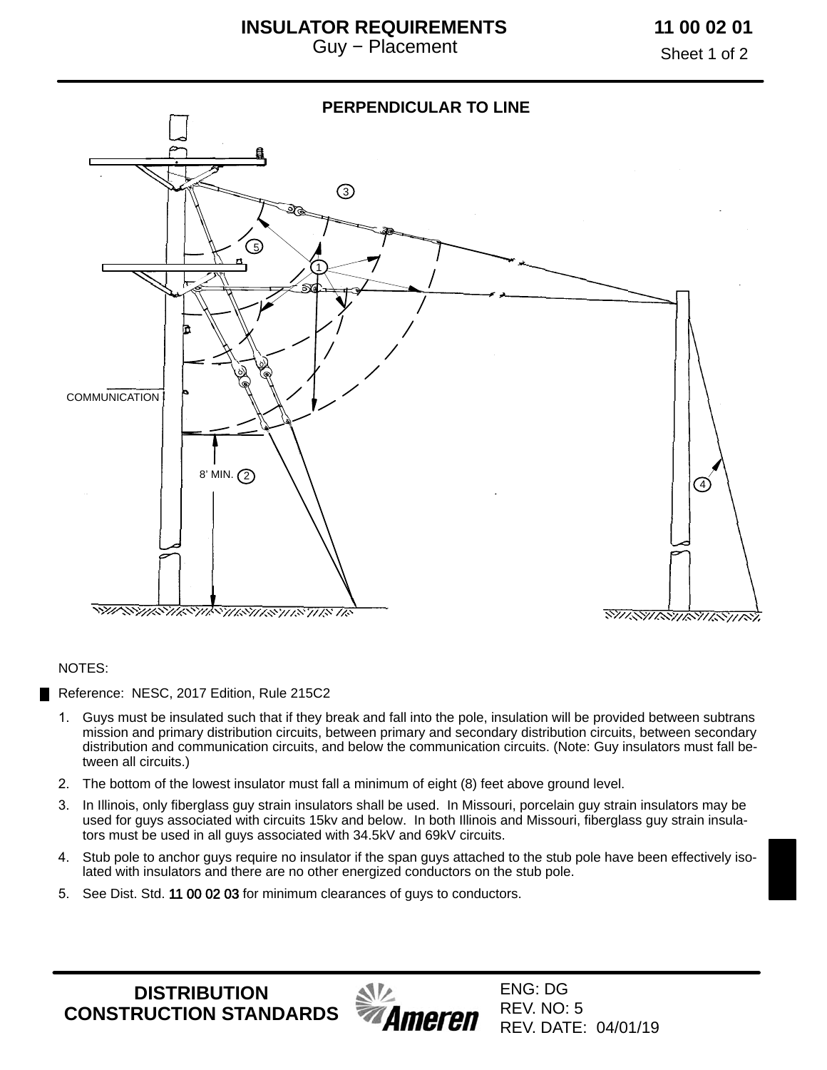# INSULATOR REQUIREMENTS
Guy − Placement

**11 00 02 01**

**PERPENDICULAR TO LINE**

COMMUNICATION

8' MIN. 2

NOTES:

Reference: NESC, 2017 Edition, Rule 215C2

1. Guys must be insulated such that if they break and fall into the pole, insulation will be provided between subtransmission and primary distribution circuits, between primary and secondary distribution circuits, between secondary distribution and communication circuits, and below the communication circuits. (Note: Guy insulators must fall between all circuits.)
2. The bottom of the lowest insulator must fall a minimum of eight (8) feet above ground level.
3. In Illinois, only fiberglass guy strain insulators shall be used. In Missouri, porcelain guy strain insulators may be used for guys associated with circuits 15kv and below. In both Illinois and Missouri, fiberglass guy strain insulators must be used in all guys associated with 34.5kV and 69kV circuits.
4. Stub pole to anchor guys require no insulator if the span guys attached to the stub pole have been effectively isolated with insulators and there are no other energized conductors on the stub pole.
5. See Dist. Std. 11 00 02 03 for minimum clearances of guys to conductors.

**DISTRIBUTION CONSTRUCTION STANDARDS**

ENG: DG
REV. NO: 5
REV. DATE: 04/01/19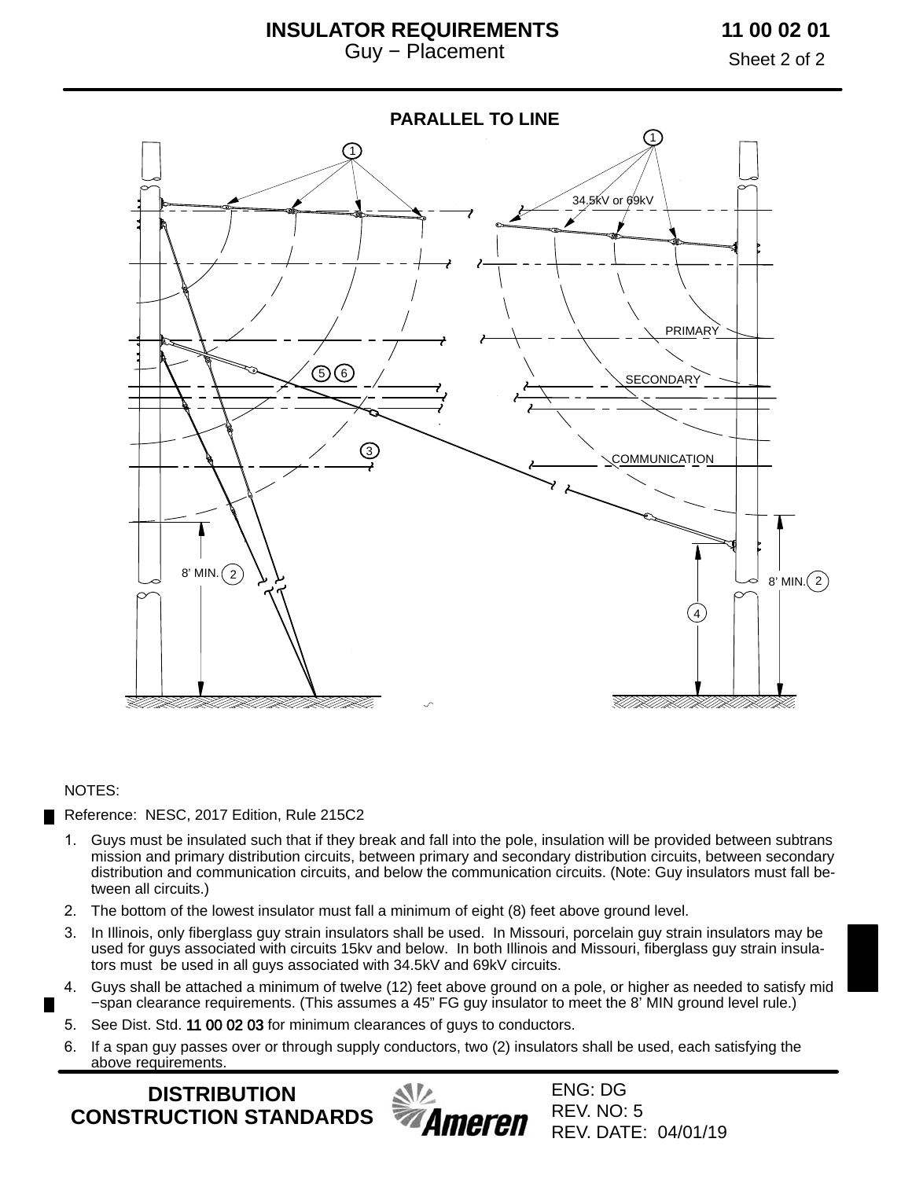# INSULATOR REQUIREMENTS
## Guy − Placement

**11 00 02 01**

### PARALLEL TO LINE

34.5kV or 69kV

PRIMARY

SECONDARY

COMMUNICATION

8' MIN. (2)

8' MIN. (2)

(1) (2) (3) (4) (5) (6)

NOTES:

Reference: NESC, 2017 Edition, Rule 215C2

1. Guys must be insulated such that if they break and fall into the pole, insulation will be provided between subtransmission and primary distribution circuits, between primary and secondary distribution circuits, between secondary distribution and communication circuits, and below the communication circuits. (Note: Guy insulators must fall between all circuits.)
2. The bottom of the lowest insulator must fall a minimum of eight (8) feet above ground level.
3. In Illinois, only fiberglass guy strain insulators shall be used. In Missouri, porcelain guy strain insulators may be used for guys associated with circuits 15kv and below. In both Illinois and Missouri, fiberglass guy strain insulators must be used in all guys associated with 34.5kV and 69kV circuits.
4. Guys shall be attached a minimum of twelve (12) feet above ground on a pole, or higher as needed to satisfy mid−span clearance requirements. (This assumes a 45" FG guy insulator to meet the 8' MIN ground level rule.)
5. See Dist. Std. 11 00 02 03 for minimum clearances of guys to conductors.
6. If a span guy passes over or through supply conductors, two (2) insulators shall be used, each satisfying the above requirements.

**DISTRIBUTION CONSTRUCTION STANDARDS**

ENG: DG
REV. NO: 5
REV. DATE: 04/01/19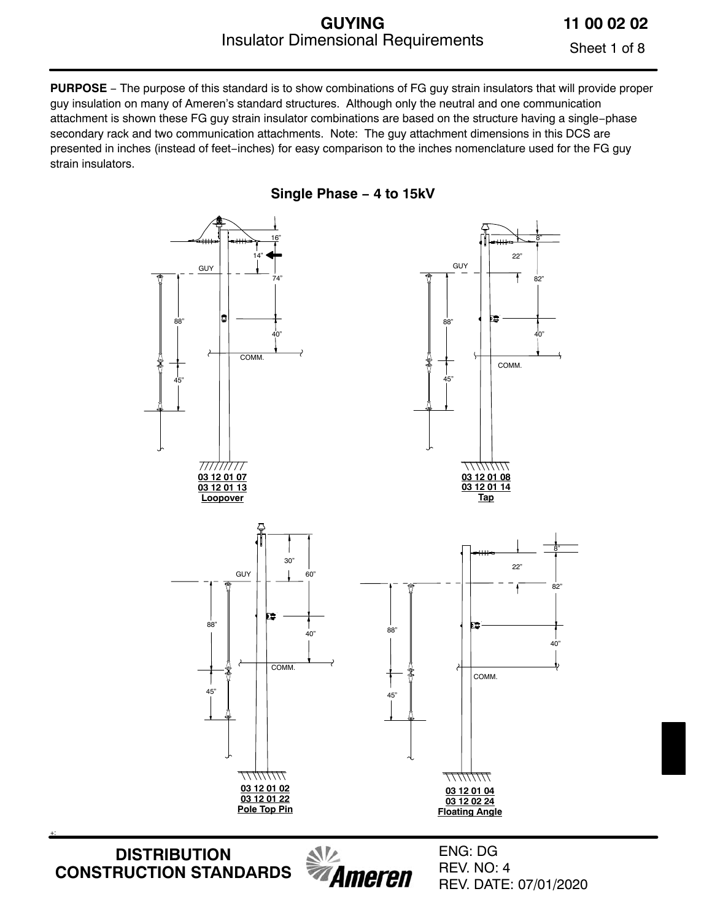**GUYING**
Insulator Dimensional Requirements

**11 00 02 02**

**PURPOSE** – The purpose of this standard is to show combinations of FG guy strain insulators that will provide proper guy insulation on many of Ameren's standard structures. Although only the neutral and one communication attachment is shown these FG guy strain insulator combinations are based on the structure having a single–phase secondary rack and two communication attachments. Note: The guy attachment dimensions in this DCS are presented in inches (instead of feet–inches) for easy comparison to the inches nomenclature used for the FG guy strain insulators.

## Single Phase – 4 to 15kV

16"
14"
GUY
74"
88"
40"
COMM.
45"

**03 12 01 07**
**03 12 01 13**
**Loopover**

8"
22"
GUY
82"
88"
40"
COMM.
45"

**03 12 01 08**
**03 12 01 14**
**Tap**

30"
GUY
60"
88"
40"
COMM.
45"

**03 12 01 02**
**03 12 01 22**
**Pole Top Pin**

8"
22"
82"
88"
40"
COMM.
45"

**03 12 01 04**
**03 12 02 24**
**Floating Angle**

**DISTRIBUTION CONSTRUCTION STANDARDS**

ENG: DG
REV. NO: 4
REV. DATE: 07/01/2020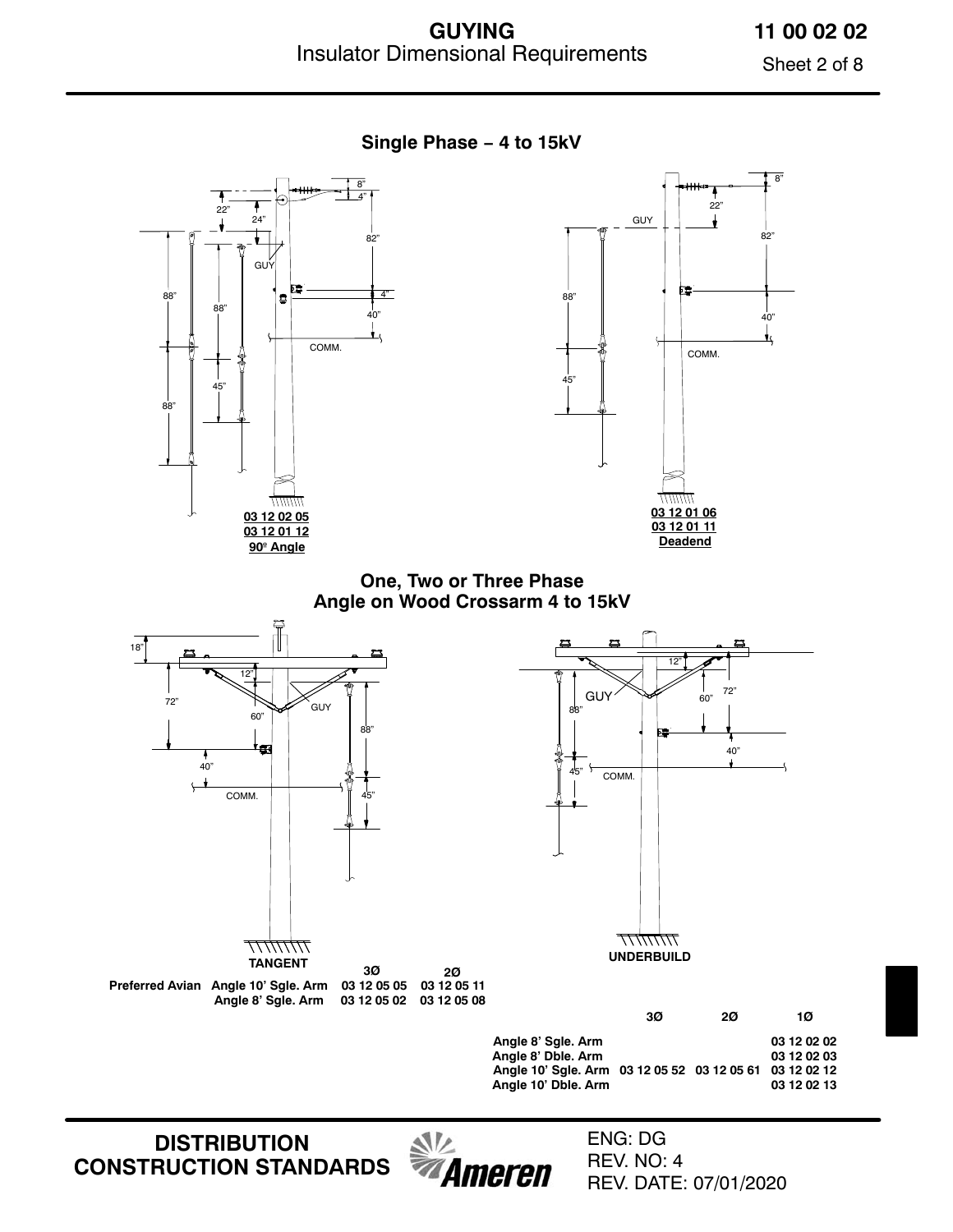## Single Phase – 4 to 15kV

**03 12 02 05**
**03 12 01 12**
**90° Angle**

**03 12 01 06**
**03 12 01 11**
**Deadend**

## One, Two or Three Phase
## Angle on Wood Crossarm 4 to 15kV

**TANGENT**

| | | 3Ø | 2Ø |
|---|---|---|---|
| Preferred Avian | Angle 10' Sgle. Arm | 03 12 05 05 | 03 12 05 11 |
| | Angle 8' Sgle. Arm | 03 12 05 02 | 03 12 05 08 |

**UNDERBUILD**

| | 3Ø | 2Ø | 1Ø |
|---|---|---|---|
| Angle 8' Sgle. Arm | | | 03 12 02 02 |
| Angle 8' Dble. Arm | | | 03 12 02 03 |
| Angle 10' Sgle. Arm | 03 12 05 52 | 03 12 05 61 | 03 12 02 12 |
| Angle 10' Dble. Arm | | | 03 12 02 13 |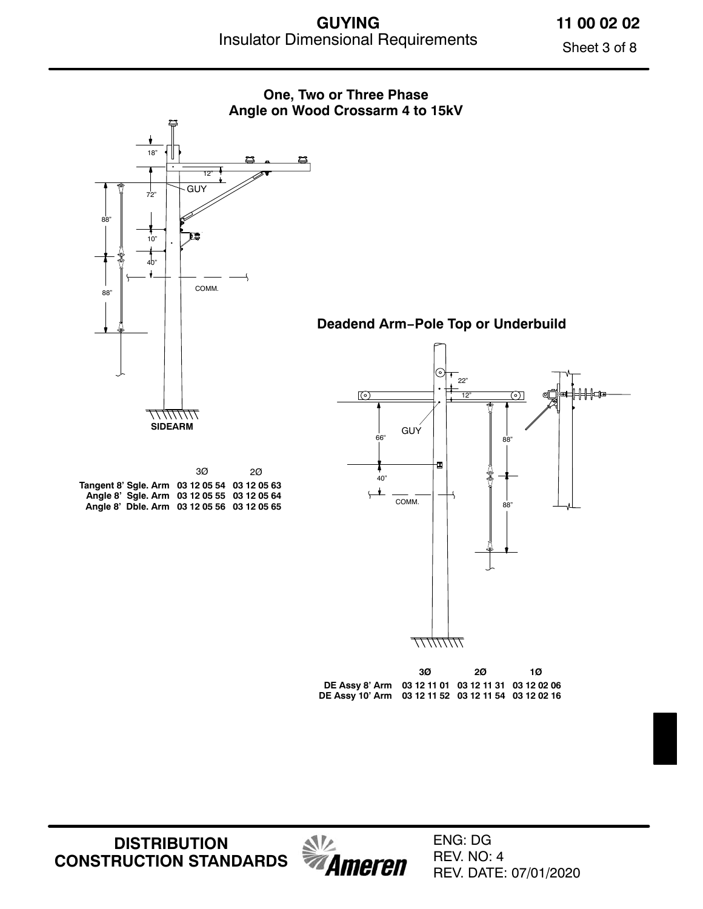## One, Two or Three Phase Angle on Wood Crossarm 4 to 15kV

18"

12"

72"

GUY

88"

10"

40"

88"

COMM.

SIDEARM

|  | 3Ø | 2Ø |
|---|---|---|
| Tangent 8' Sgle. Arm | 03 12 05 54 | 03 12 05 63 |
| Angle 8' Sgle. Arm | 03 12 05 55 | 03 12 05 64 |
| Angle 8' Dble. Arm | 03 12 05 56 | 03 12 05 65 |

## Deadend Arm–Pole Top or Underbuild

22"

12"

GUY

66"

88"

40"

COMM.

88"

|  | 3Ø | 2Ø | 1Ø |
|---|---|---|---|
| DE Assy 8' Arm | 03 12 11 01 | 03 12 11 31 | 03 12 02 06 |
| DE Assy 10' Arm | 03 12 11 52 | 03 12 11 54 | 03 12 02 16 |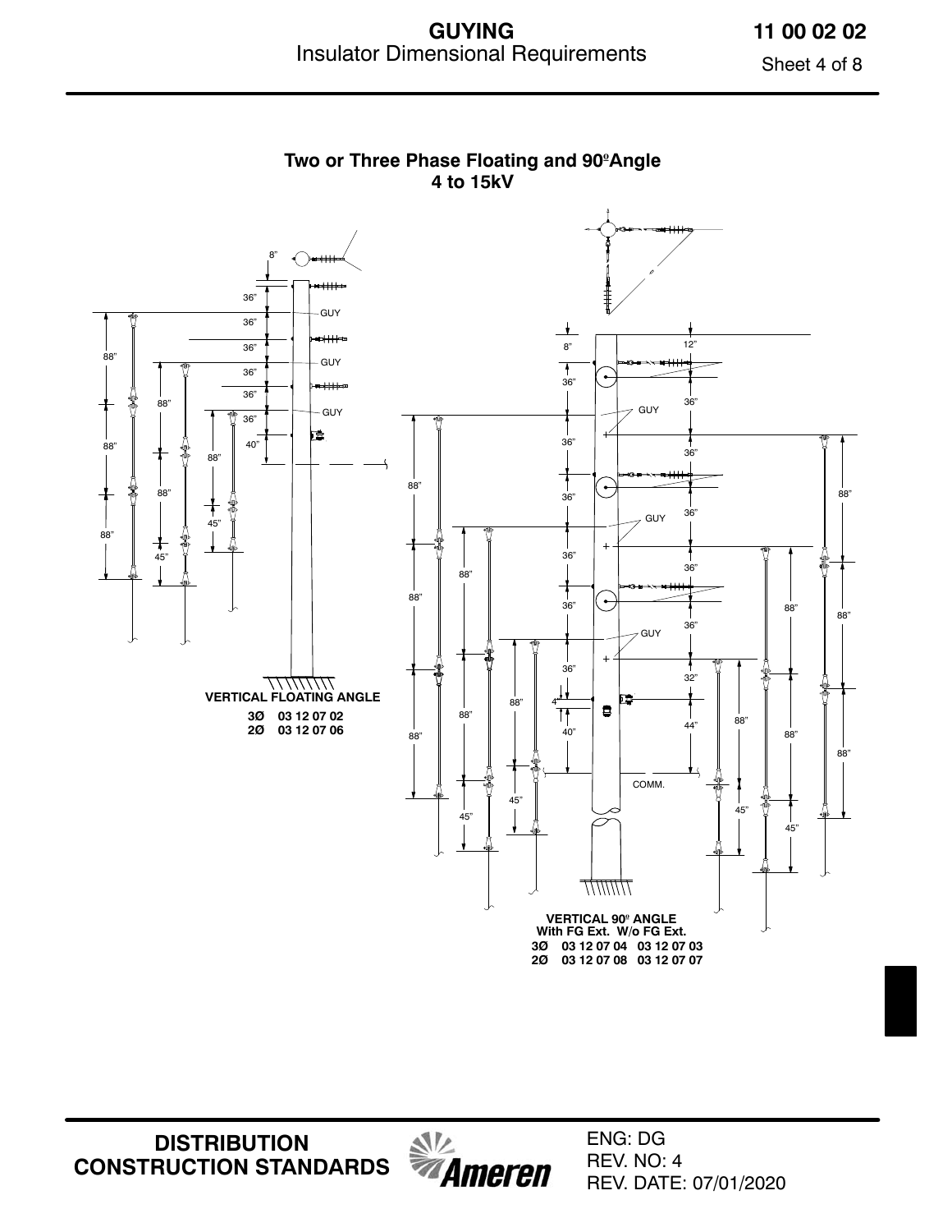# GUYING

## Insulator Dimensional Requirements

### Two or Three Phase Floating and 90º Angle 4 to 15kV

**VERTICAL FLOATING ANGLE**

| | |
|---|---|
| **3Ø** | **03 12 07 02** |
| **2Ø** | **03 12 07 06** |

**VERTICAL 90º ANGLE**

| | With FG Ext. | W/o FG Ext. |
|---|---|---|
| **3Ø** | **03 12 07 04** | **03 12 07 03** |
| **2Ø** | **03 12 07 08** | **03 12 07 07** |

ENG: DG
REV. NO: 4
REV. DATE: 07/01/2020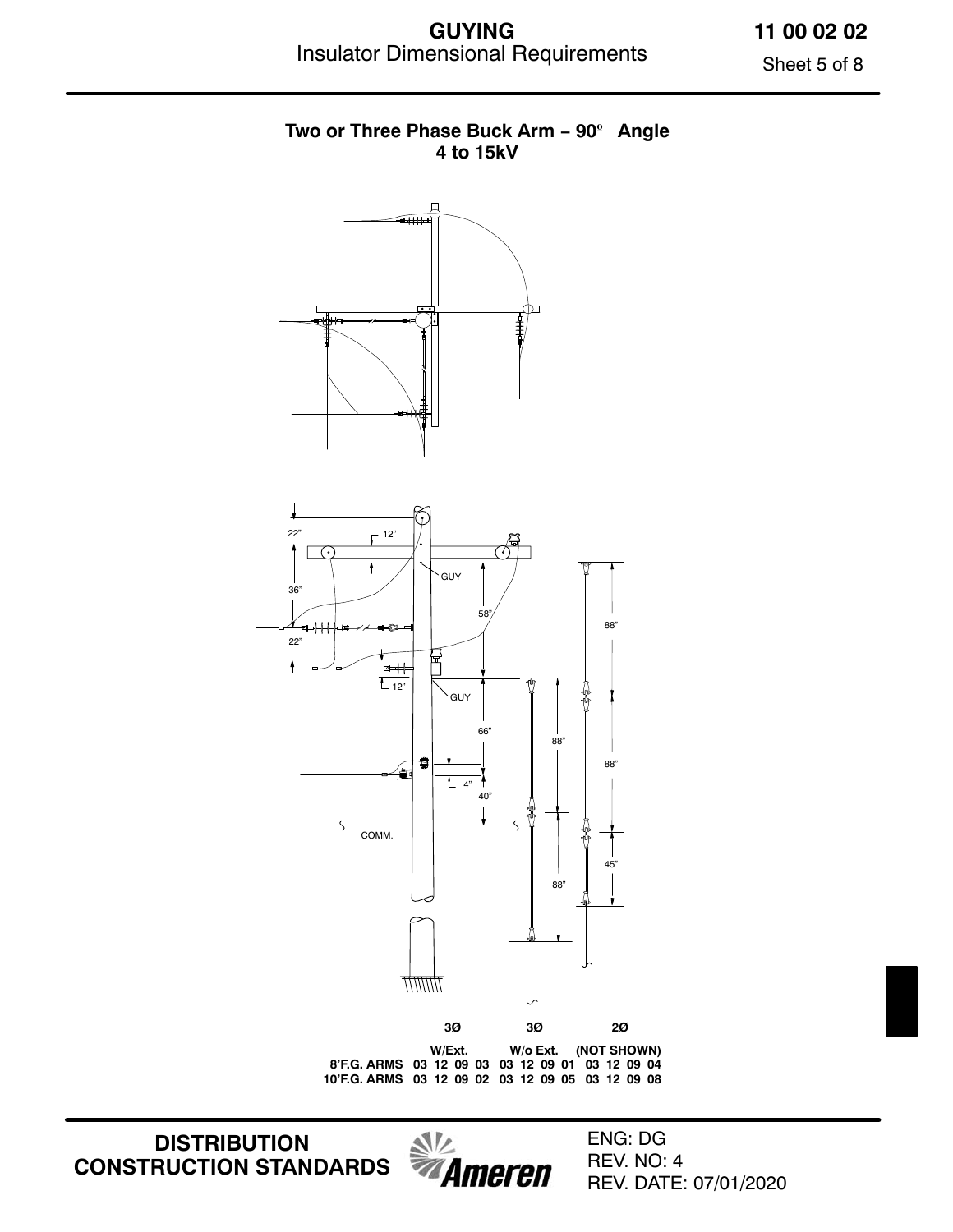## Two or Three Phase Buck Arm – 90º Angle 4 to 15kV

22"

12"

GUY

36"

58"

88"

22"

12"

GUY

66"

88"

88"

4"

40"

COMM.

45"

88"

| | 3Ø W/Ext. | 3Ø W/o Ext. | 2Ø (NOT SHOWN) |
|---|---|---|---|
| 8'F.G. ARMS | 03 12 09 03 | 03 12 09 01 | 03 12 09 04 |
| 10'F.G. ARMS | 03 12 09 02 | 03 12 09 05 | 03 12 09 08 |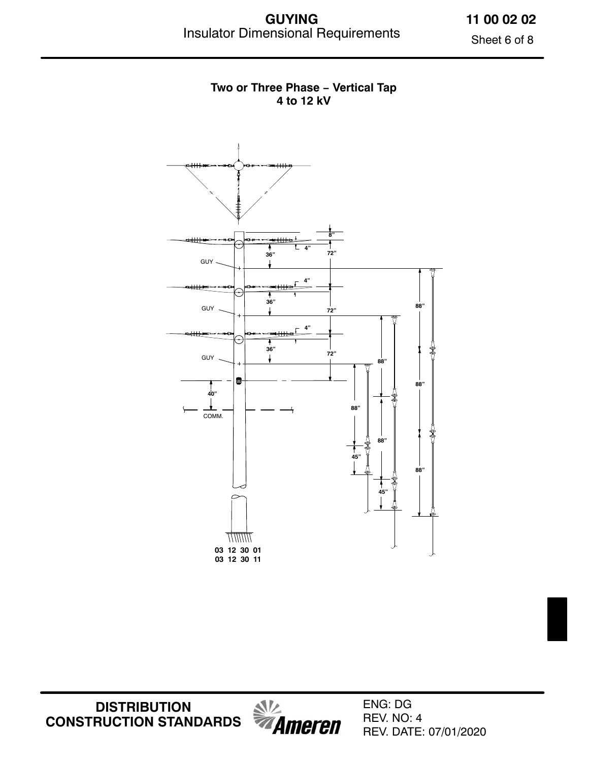# GUYING

## Insulator Dimensional Requirements

**11 00 02 02**

### Two or Three Phase – Vertical Tap
### 4 to 12 kV

8”

4”

36”

72”

GUY

4”

36”

88”

GUY

72”

4”

36”

72”

GUY

88”

88”

40”

88”

COMM.

88”

45”

88”

45”

03 12 30 01
03 12 30 11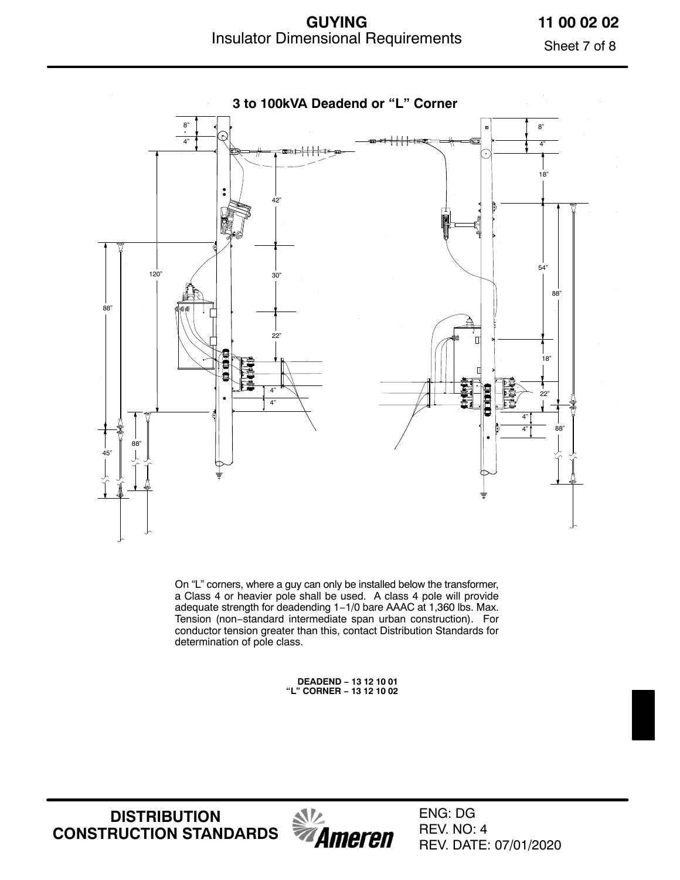# GUYING

## Insulator Dimensional Requirements

### 3 to 100kVA Deadend or "L" Corner

On "L" corners, where a guy can only be installed below the transformer, a Class 4 or heavier pole shall be used. A class 4 pole will provide adequate strength for deadending 1−1/0 bare AAAC at 1,360 lbs. Max. Tension (non−standard intermediate span urban construction). For conductor tension greater than this, contact Distribution Standards for determination of pole class.

**DEADEND − 13 12 10 01**
**"L" CORNER − 13 12 10 02**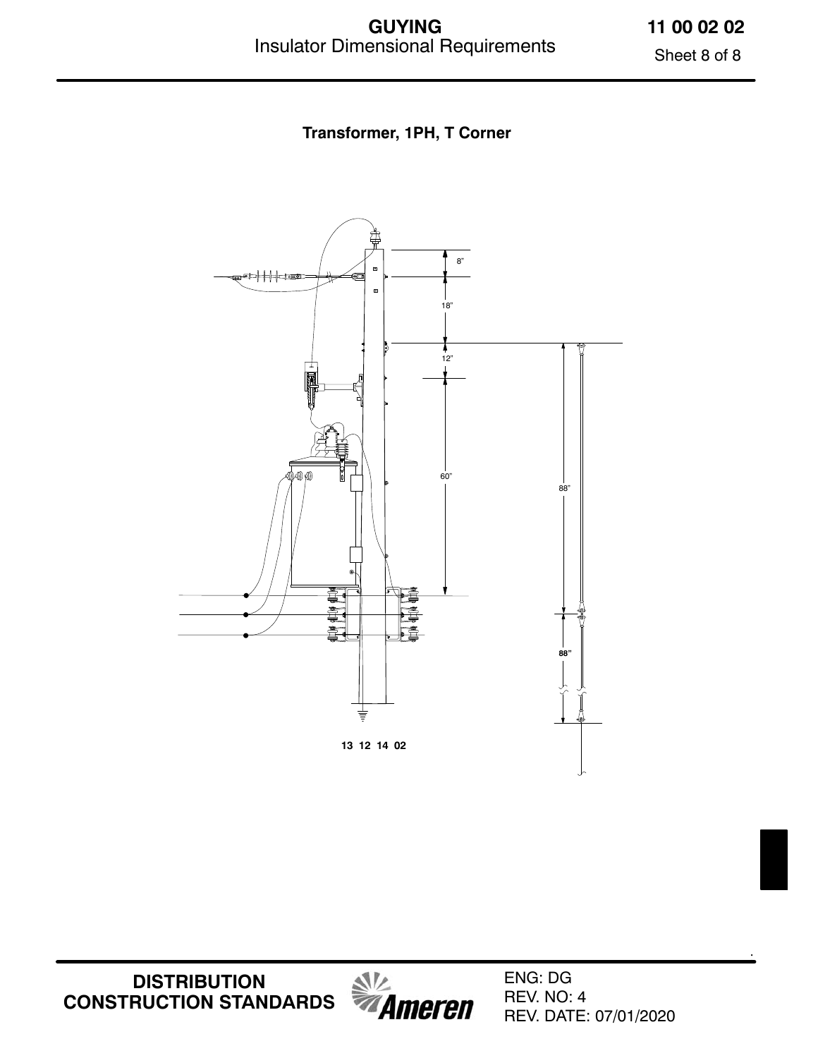### Transformer, 1PH, T Corner

8"

18"

12"

60"

88"

88"

13 12 14 02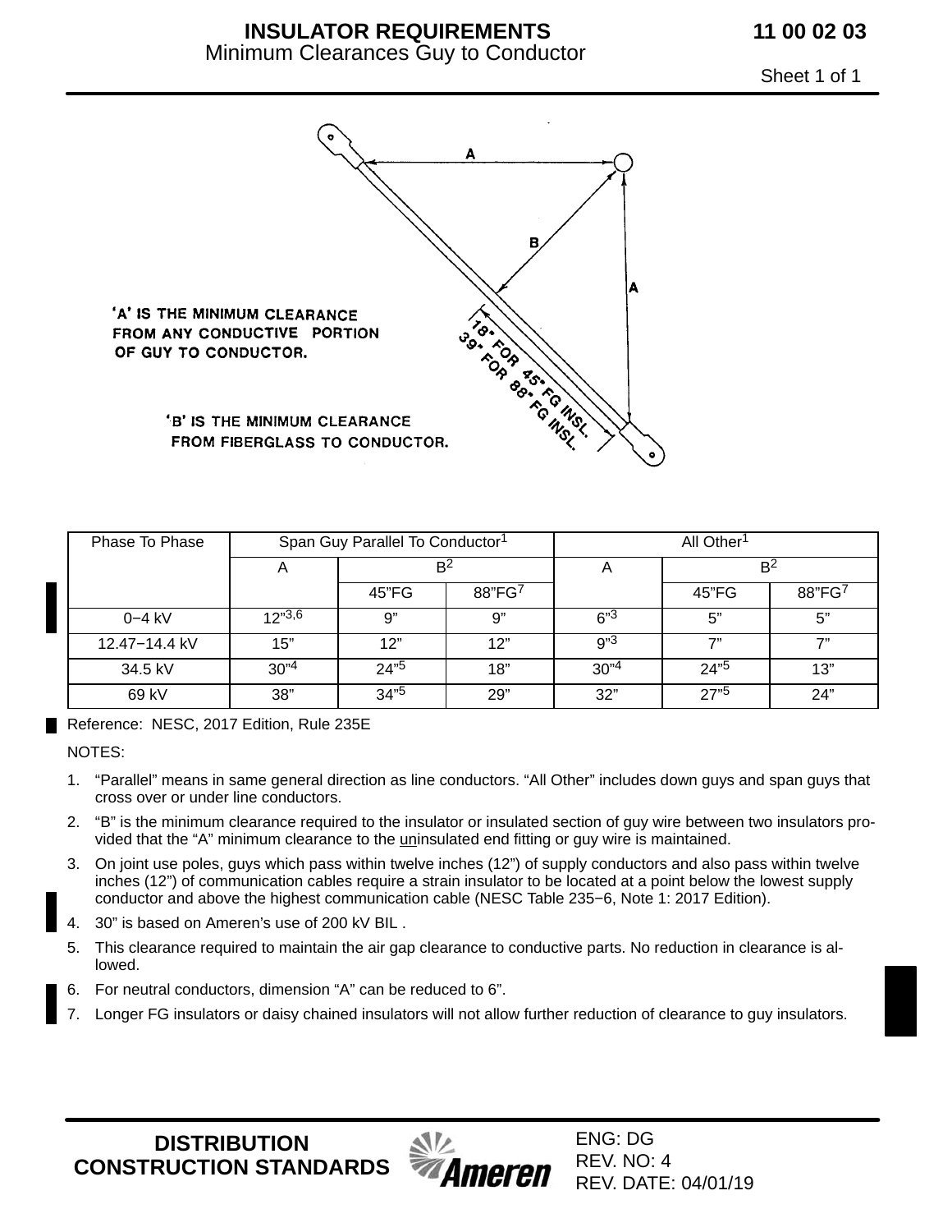# INSULATOR REQUIREMENTS
## Minimum Clearances Guy to Conductor

11 00 02 03

'A' IS THE MINIMUM CLEARANCE FROM ANY CONDUCTIVE PORTION OF GUY TO CONDUCTOR.

'B' IS THE MINIMUM CLEARANCE FROM FIBERGLASS TO CONDUCTOR.

18" FOR 45" FG INSL.
39" FOR 88" FG INSL.

| Phase To Phase | Span Guy Parallel To Conductor[1] | | | All Other[1] | | |
|---|---|---|---|---|---|---|
| | A | B[2] | | A | B[2] | |
| | | 45"FG | 88"FG[7] | | 45"FG | 88"FG[7] |
| 0−4 kV | 12"[3,6] | 9" | 9" | 6"[3] | 5" | 5" |
| 12.47−14.4 kV | 15" | 12" | 12" | 9"[3] | 7" | 7" |
| 34.5 kV | 30"[4] | 24"[5] | 18" | 30"[4] | 24"[5] | 13" |
| 69 kV | 38" | 34"[5] | 29" | 32" | 27"[5] | 24" |

Reference: NESC, 2017 Edition, Rule 235E

NOTES:

1. "Parallel" means in same general direction as line conductors. "All Other" includes down guys and span guys that cross over or under line conductors.
2. "B" is the minimum clearance required to the insulator or insulated section of guy wire between two insulators provided that the "A" minimum clearance to the uninsulated end fitting or guy wire is maintained.
3. On joint use poles, guys which pass within twelve inches (12") of supply conductors and also pass within twelve inches (12") of communication cables require a strain insulator to be located at a point below the lowest supply conductor and above the highest communication cable (NESC Table 235−6, Note 1: 2017 Edition).
4. 30" is based on Ameren's use of 200 kV BIL .
5. This clearance required to maintain the air gap clearance to conductive parts. No reduction in clearance is allowed.
6. For neutral conductors, dimension "A" can be reduced to 6".
7. Longer FG insulators or daisy chained insulators will not allow further reduction of clearance to guy insulators.

DISTRIBUTION CONSTRUCTION STANDARDS

ENG: DG
REV. NO: 4
REV. DATE: 04/01/19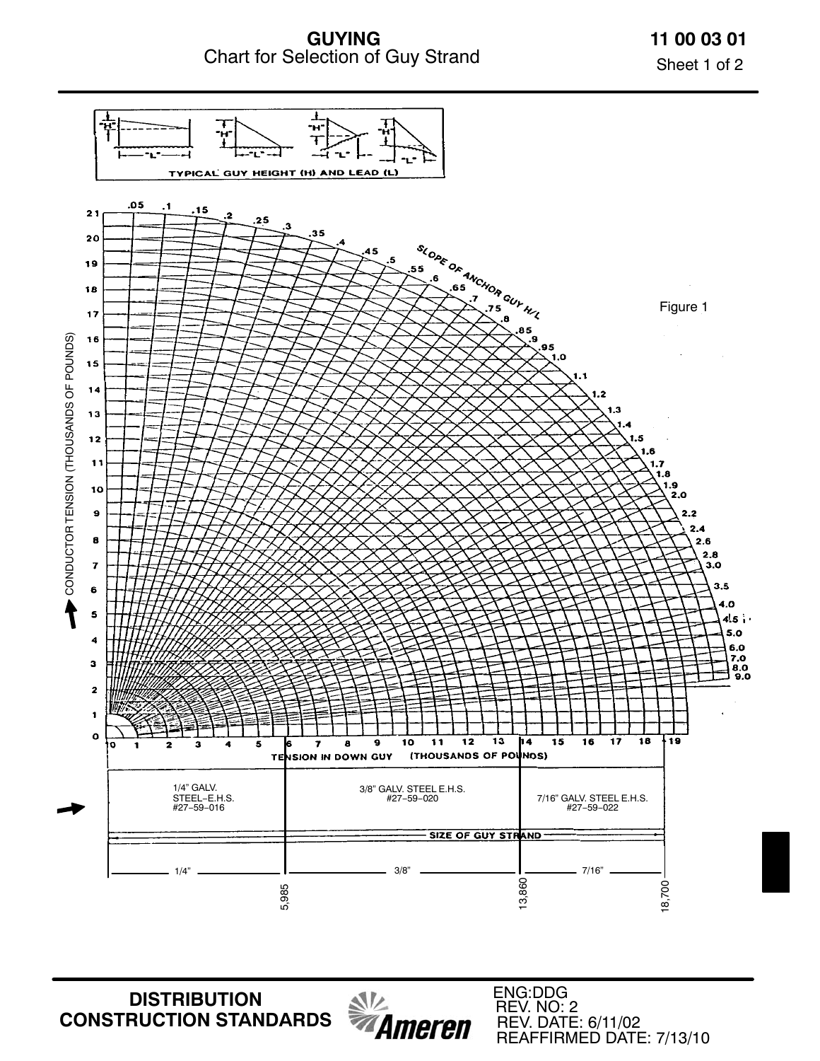# GUYING

## Chart for Selection of Guy Strand

11 00 03 01

TYPICAL GUY HEIGHT (H) AND LEAD (L)

SLOPE OF ANCHOR GUY H/L

Figure 1

CONDUCTOR TENSION (THOUSANDS OF POUNDS)

TENSION IN DOWN GUY (THOUSANDS OF POUNDS)

| 1/4" GALV. STEEL-E.H.S. #27-59-016 | 3/8" GALV. STEEL E.H.S. #27-59-020 | 7/16" GALV. STEEL E.H.S. #27-59-022 |
|---|---|---|

SIZE OF GUY STRAND

| 1/4" | 3/8" | 7/16" |
|---|---|---|
| | 5,985 | 13,860 / 18,700 |

DISTRIBUTION CONSTRUCTION STANDARDS

ENG:DDG
REV. NO: 2
REV. DATE: 6/11/02
REAFFIRMED DATE: 7/13/10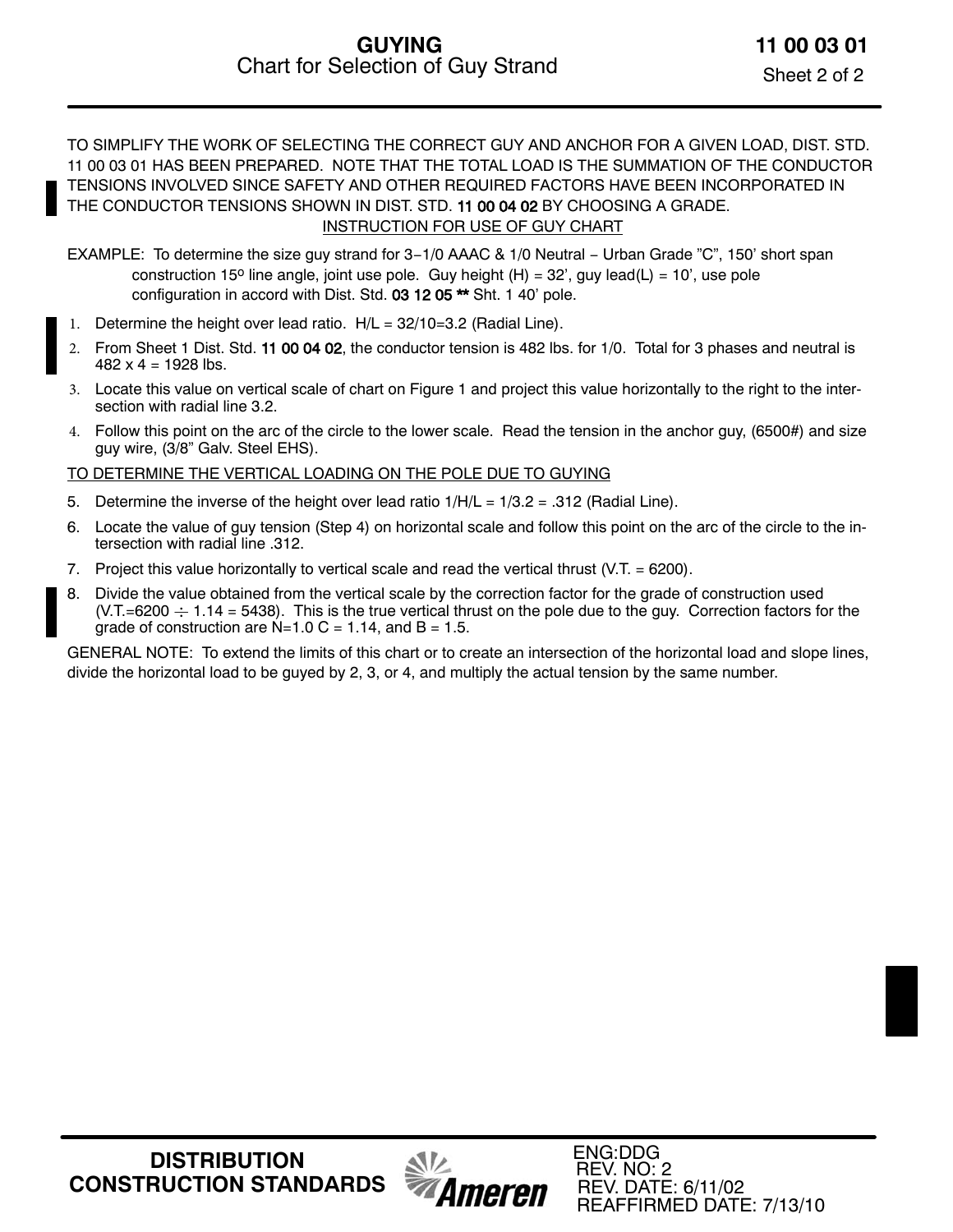# GUYING

## Chart for Selection of Guy Strand

TO SIMPLIFY THE WORK OF SELECTING THE CORRECT GUY AND ANCHOR FOR A GIVEN LOAD, DIST. STD. 11 00 03 01 HAS BEEN PREPARED. NOTE THAT THE TOTAL LOAD IS THE SUMMATION OF THE CONDUCTOR TENSIONS INVOLVED SINCE SAFETY AND OTHER REQUIRED FACTORS HAVE BEEN INCORPORATED IN THE CONDUCTOR TENSIONS SHOWN IN DIST. STD. 11 00 04 02 BY CHOOSING A GRADE.

INSTRUCTION FOR USE OF GUY CHART

EXAMPLE: To determine the size guy strand for 3−1/0 AAAC & 1/0 Neutral − Urban Grade "C", 150' short span construction 15º line angle, joint use pole. Guy height (H) = 32', guy lead(L) = 10', use pole configuration in accord with Dist. Std. 03 12 05 ** Sht. 1 40' pole.

1. Determine the height over lead ratio. H/L = 32/10=3.2 (Radial Line).
2. From Sheet 1 Dist. Std. 11 00 04 02, the conductor tension is 482 lbs. for 1/0. Total for 3 phases and neutral is 482 x 4 = 1928 lbs.
3. Locate this value on vertical scale of chart on Figure 1 and project this value horizontally to the right to the intersection with radial line 3.2.
4. Follow this point on the arc of the circle to the lower scale. Read the tension in the anchor guy, (6500#) and size guy wire, (3/8" Galv. Steel EHS).

TO DETERMINE THE VERTICAL LOADING ON THE POLE DUE TO GUYING

5. Determine the inverse of the height over lead ratio 1/H/L = 1/3.2 = .312 (Radial Line).
6. Locate the value of guy tension (Step 4) on horizontal scale and follow this point on the arc of the circle to the intersection with radial line .312.
7. Project this value horizontally to vertical scale and read the vertical thrust (V.T. = 6200).
8. Divide the value obtained from the vertical scale by the correction factor for the grade of construction used (V.T.=6200 ÷ 1.14 = 5438). This is the true vertical thrust on the pole due to the guy. Correction factors for the grade of construction are N=1.0 C = 1.14, and B = 1.5.

GENERAL NOTE: To extend the limits of this chart or to create an intersection of the horizontal load and slope lines, divide the horizontal load to be guyed by 2, 3, or 4, and multiply the actual tension by the same number.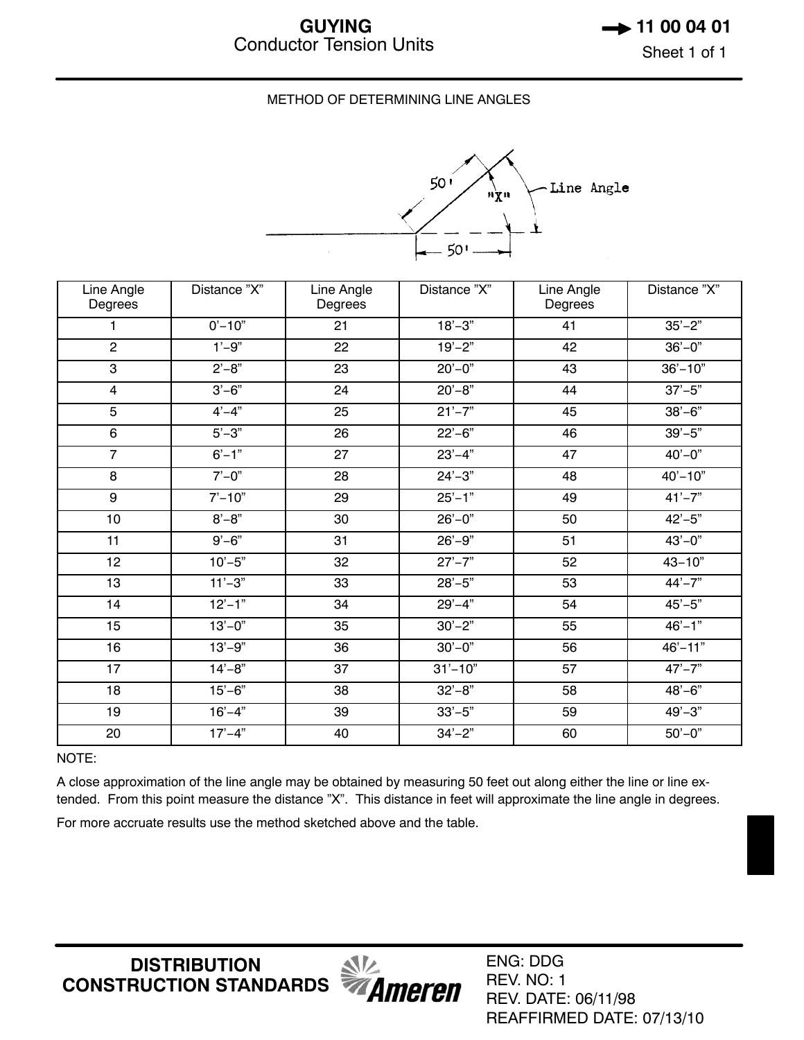# GUYING
## Conductor Tension Units

**11 00 04 01**

METHOD OF DETERMINING LINE ANGLES

| Line Angle Degrees | Distance "X" | Line Angle Degrees | Distance "X" | Line Angle Degrees | Distance "X" |
|---|---|---|---|---|---|
| 1 | 0'–10" | 21 | 18'–3" | 41 | 35'–2" |
| 2 | 1'–9" | 22 | 19'–2" | 42 | 36'–0" |
| 3 | 2'–8" | 23 | 20'–0" | 43 | 36'–10" |
| 4 | 3'–6" | 24 | 20'–8" | 44 | 37'–5" |
| 5 | 4'–4" | 25 | 21'–7" | 45 | 38'–6" |
| 6 | 5'–3" | 26 | 22'–6" | 46 | 39'–5" |
| 7 | 6'–1" | 27 | 23'–4" | 47 | 40'–0" |
| 8 | 7'–0" | 28 | 24'–3" | 48 | 40'–10" |
| 9 | 7'–10" | 29 | 25'–1" | 49 | 41'–7" |
| 10 | 8'–8" | 30 | 26'–0" | 50 | 42'–5" |
| 11 | 9'–6" | 31 | 26'–9" | 51 | 43'–0" |
| 12 | 10'–5" | 32 | 27'–7" | 52 | 43–10" |
| 13 | 11'–3" | 33 | 28'–5" | 53 | 44'–7" |
| 14 | 12'–1" | 34 | 29'–4" | 54 | 45'–5" |
| 15 | 13'–0" | 35 | 30'–2" | 55 | 46'–1" |
| 16 | 13'–9" | 36 | 30'–0" | 56 | 46'–11" |
| 17 | 14'–8" | 37 | 31'–10" | 57 | 47'–7" |
| 18 | 15'–6" | 38 | 32'–8" | 58 | 48'–6" |
| 19 | 16'–4" | 39 | 33'–5" | 59 | 49'–3" |
| 20 | 17'–4" | 40 | 34'–2" | 60 | 50'–0" |

NOTE:

A close approximation of the line angle may be obtained by measuring 50 feet out along either the line or line extended. From this point measure the distance "X". This distance in feet will approximate the line angle in degrees.

For more accruate results use the method sketched above and the table.

DISTRIBUTION CONSTRUCTION STANDARDS

ENG: DDG
REV. NO: 1
REV. DATE: 06/11/98
REAFFIRMED DATE: 07/13/10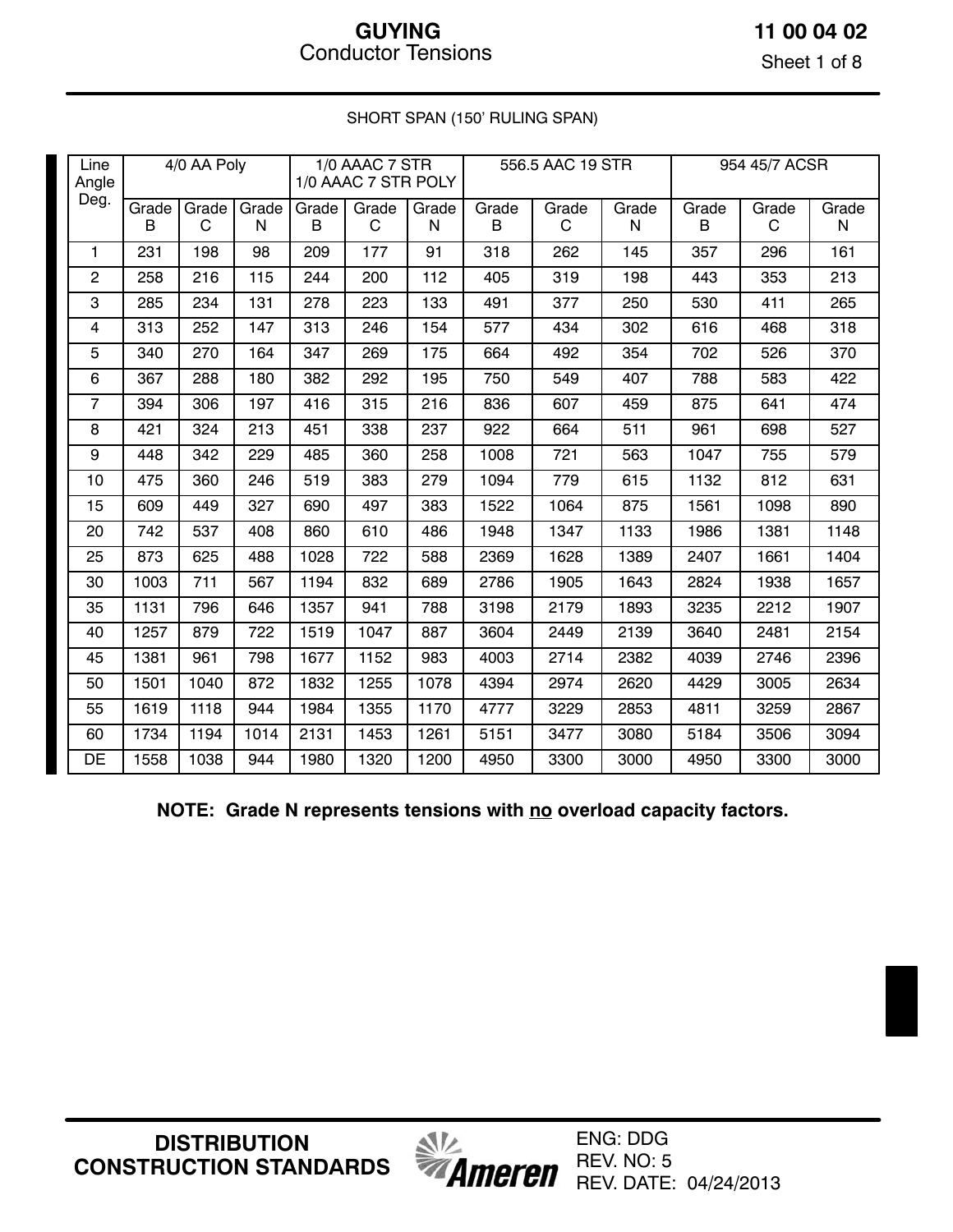# GUYING
## Conductor Tensions

SHORT SPAN (150' RULING SPAN)

| Line Angle Deg. | 4/0 AA Poly | | | 1/0 AAAC 7 STR 1/0 AAAC 7 STR POLY | | | 556.5 AAC 19 STR | | | 954 45/7 ACSR | | |
|---|---|---|---|---|---|---|---|---|---|---|---|---|
| | Grade B | Grade C | Grade N | Grade B | Grade C | Grade N | Grade B | Grade C | Grade N | Grade B | Grade C | Grade N |
| 1 | 231 | 198 | 98 | 209 | 177 | 91 | 318 | 262 | 145 | 357 | 296 | 161 |
| 2 | 258 | 216 | 115 | 244 | 200 | 112 | 405 | 319 | 198 | 443 | 353 | 213 |
| 3 | 285 | 234 | 131 | 278 | 223 | 133 | 491 | 377 | 250 | 530 | 411 | 265 |
| 4 | 313 | 252 | 147 | 313 | 246 | 154 | 577 | 434 | 302 | 616 | 468 | 318 |
| 5 | 340 | 270 | 164 | 347 | 269 | 175 | 664 | 492 | 354 | 702 | 526 | 370 |
| 6 | 367 | 288 | 180 | 382 | 292 | 195 | 750 | 549 | 407 | 788 | 583 | 422 |
| 7 | 394 | 306 | 197 | 416 | 315 | 216 | 836 | 607 | 459 | 875 | 641 | 474 |
| 8 | 421 | 324 | 213 | 451 | 338 | 237 | 922 | 664 | 511 | 961 | 698 | 527 |
| 9 | 448 | 342 | 229 | 485 | 360 | 258 | 1008 | 721 | 563 | 1047 | 755 | 579 |
| 10 | 475 | 360 | 246 | 519 | 383 | 279 | 1094 | 779 | 615 | 1132 | 812 | 631 |
| 15 | 609 | 449 | 327 | 690 | 497 | 383 | 1522 | 1064 | 875 | 1561 | 1098 | 890 |
| 20 | 742 | 537 | 408 | 860 | 610 | 486 | 1948 | 1347 | 1133 | 1986 | 1381 | 1148 |
| 25 | 873 | 625 | 488 | 1028 | 722 | 588 | 2369 | 1628 | 1389 | 2407 | 1661 | 1404 |
| 30 | 1003 | 711 | 567 | 1194 | 832 | 689 | 2786 | 1905 | 1643 | 2824 | 1938 | 1657 |
| 35 | 1131 | 796 | 646 | 1357 | 941 | 788 | 3198 | 2179 | 1893 | 3235 | 2212 | 1907 |
| 40 | 1257 | 879 | 722 | 1519 | 1047 | 887 | 3604 | 2449 | 2139 | 3640 | 2481 | 2154 |
| 45 | 1381 | 961 | 798 | 1677 | 1152 | 983 | 4003 | 2714 | 2382 | 4039 | 2746 | 2396 |
| 50 | 1501 | 1040 | 872 | 1832 | 1255 | 1078 | 4394 | 2974 | 2620 | 4429 | 3005 | 2634 |
| 55 | 1619 | 1118 | 944 | 1984 | 1355 | 1170 | 4777 | 3229 | 2853 | 4811 | 3259 | 2867 |
| 60 | 1734 | 1194 | 1014 | 2131 | 1453 | 1261 | 5151 | 3477 | 3080 | 5184 | 3506 | 3094 |
| DE | 1558 | 1038 | 944 | 1980 | 1320 | 1200 | 4950 | 3300 | 3000 | 4950 | 3300 | 3000 |

**NOTE: Grade N represents tensions with no overload capacity factors.**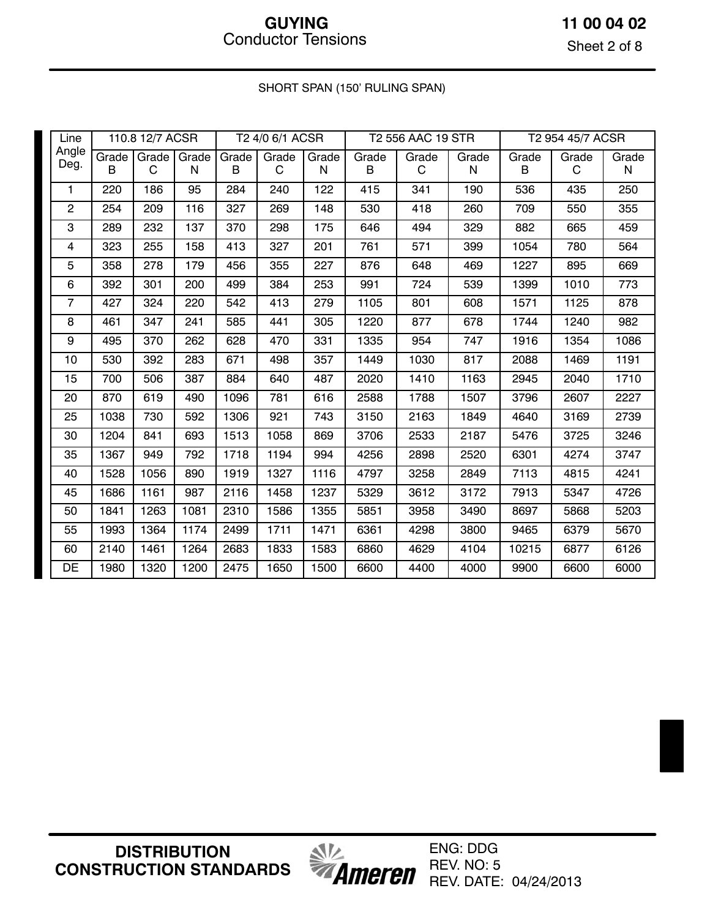# GUYING
## Conductor Tensions

SHORT SPAN (150' RULING SPAN)

| Line Angle Deg. | 110.8 12/7 ACSR | | | T2 4/0 6/1 ACSR | | | T2 556 AAC 19 STR | | | T2 954 45/7 ACSR | | |
|---|---|---|---|---|---|---|---|---|---|---|---|---|
| | Grade B | Grade C | Grade N | Grade B | Grade C | Grade N | Grade B | Grade C | Grade N | Grade B | Grade C | Grade N |
| 1 | 220 | 186 | 95 | 284 | 240 | 122 | 415 | 341 | 190 | 536 | 435 | 250 |
| 2 | 254 | 209 | 116 | 327 | 269 | 148 | 530 | 418 | 260 | 709 | 550 | 355 |
| 3 | 289 | 232 | 137 | 370 | 298 | 175 | 646 | 494 | 329 | 882 | 665 | 459 |
| 4 | 323 | 255 | 158 | 413 | 327 | 201 | 761 | 571 | 399 | 1054 | 780 | 564 |
| 5 | 358 | 278 | 179 | 456 | 355 | 227 | 876 | 648 | 469 | 1227 | 895 | 669 |
| 6 | 392 | 301 | 200 | 499 | 384 | 253 | 991 | 724 | 539 | 1399 | 1010 | 773 |
| 7 | 427 | 324 | 220 | 542 | 413 | 279 | 1105 | 801 | 608 | 1571 | 1125 | 878 |
| 8 | 461 | 347 | 241 | 585 | 441 | 305 | 1220 | 877 | 678 | 1744 | 1240 | 982 |
| 9 | 495 | 370 | 262 | 628 | 470 | 331 | 1335 | 954 | 747 | 1916 | 1354 | 1086 |
| 10 | 530 | 392 | 283 | 671 | 498 | 357 | 1449 | 1030 | 817 | 2088 | 1469 | 1191 |
| 15 | 700 | 506 | 387 | 884 | 640 | 487 | 2020 | 1410 | 1163 | 2945 | 2040 | 1710 |
| 20 | 870 | 619 | 490 | 1096 | 781 | 616 | 2588 | 1788 | 1507 | 3796 | 2607 | 2227 |
| 25 | 1038 | 730 | 592 | 1306 | 921 | 743 | 3150 | 2163 | 1849 | 4640 | 3169 | 2739 |
| 30 | 1204 | 841 | 693 | 1513 | 1058 | 869 | 3706 | 2533 | 2187 | 5476 | 3725 | 3246 |
| 35 | 1367 | 949 | 792 | 1718 | 1194 | 994 | 4256 | 2898 | 2520 | 6301 | 4274 | 3747 |
| 40 | 1528 | 1056 | 890 | 1919 | 1327 | 1116 | 4797 | 3258 | 2849 | 7113 | 4815 | 4241 |
| 45 | 1686 | 1161 | 987 | 2116 | 1458 | 1237 | 5329 | 3612 | 3172 | 7913 | 5347 | 4726 |
| 50 | 1841 | 1263 | 1081 | 2310 | 1586 | 1355 | 5851 | 3958 | 3490 | 8697 | 5868 | 5203 |
| 55 | 1993 | 1364 | 1174 | 2499 | 1711 | 1471 | 6361 | 4298 | 3800 | 9465 | 6379 | 5670 |
| 60 | 2140 | 1461 | 1264 | 2683 | 1833 | 1583 | 6860 | 4629 | 4104 | 10215 | 6877 | 6126 |
| DE | 1980 | 1320 | 1200 | 2475 | 1650 | 1500 | 6600 | 4400 | 4000 | 9900 | 6600 | 6000 |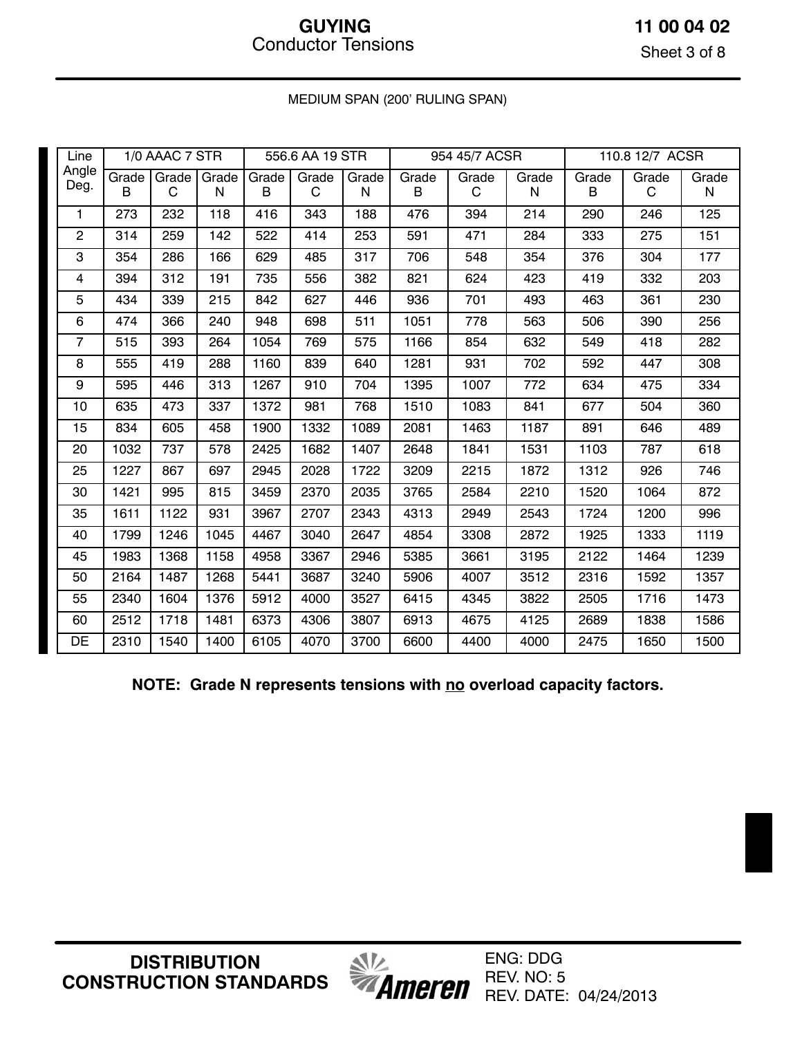# GUYING
## Conductor Tensions

MEDIUM SPAN (200' RULING SPAN)

| Line Angle Deg. | 1/0 AAAC 7 STR | | | 556.6 AA 19 STR | | | 954 45/7 ACSR | | | 110.8 12/7 ACSR | | |
|---|---|---|---|---|---|---|---|---|---|---|---|---|
| | Grade B | Grade C | Grade N | Grade B | Grade C | Grade N | Grade B | Grade C | Grade N | Grade B | Grade C | Grade N |
| 1 | 273 | 232 | 118 | 416 | 343 | 188 | 476 | 394 | 214 | 290 | 246 | 125 |
| 2 | 314 | 259 | 142 | 522 | 414 | 253 | 591 | 471 | 284 | 333 | 275 | 151 |
| 3 | 354 | 286 | 166 | 629 | 485 | 317 | 706 | 548 | 354 | 376 | 304 | 177 |
| 4 | 394 | 312 | 191 | 735 | 556 | 382 | 821 | 624 | 423 | 419 | 332 | 203 |
| 5 | 434 | 339 | 215 | 842 | 627 | 446 | 936 | 701 | 493 | 463 | 361 | 230 |
| 6 | 474 | 366 | 240 | 948 | 698 | 511 | 1051 | 778 | 563 | 506 | 390 | 256 |
| 7 | 515 | 393 | 264 | 1054 | 769 | 575 | 1166 | 854 | 632 | 549 | 418 | 282 |
| 8 | 555 | 419 | 288 | 1160 | 839 | 640 | 1281 | 931 | 702 | 592 | 447 | 308 |
| 9 | 595 | 446 | 313 | 1267 | 910 | 704 | 1395 | 1007 | 772 | 634 | 475 | 334 |
| 10 | 635 | 473 | 337 | 1372 | 981 | 768 | 1510 | 1083 | 841 | 677 | 504 | 360 |
| 15 | 834 | 605 | 458 | 1900 | 1332 | 1089 | 2081 | 1463 | 1187 | 891 | 646 | 489 |
| 20 | 1032 | 737 | 578 | 2425 | 1682 | 1407 | 2648 | 1841 | 1531 | 1103 | 787 | 618 |
| 25 | 1227 | 867 | 697 | 2945 | 2028 | 1722 | 3209 | 2215 | 1872 | 1312 | 926 | 746 |
| 30 | 1421 | 995 | 815 | 3459 | 2370 | 2035 | 3765 | 2584 | 2210 | 1520 | 1064 | 872 |
| 35 | 1611 | 1122 | 931 | 3967 | 2707 | 2343 | 4313 | 2949 | 2543 | 1724 | 1200 | 996 |
| 40 | 1799 | 1246 | 1045 | 4467 | 3040 | 2647 | 4854 | 3308 | 2872 | 1925 | 1333 | 1119 |
| 45 | 1983 | 1368 | 1158 | 4958 | 3367 | 2946 | 5385 | 3661 | 3195 | 2122 | 1464 | 1239 |
| 50 | 2164 | 1487 | 1268 | 5441 | 3687 | 3240 | 5906 | 4007 | 3512 | 2316 | 1592 | 1357 |
| 55 | 2340 | 1604 | 1376 | 5912 | 4000 | 3527 | 6415 | 4345 | 3822 | 2505 | 1716 | 1473 |
| 60 | 2512 | 1718 | 1481 | 6373 | 4306 | 3807 | 6913 | 4675 | 4125 | 2689 | 1838 | 1586 |
| DE | 2310 | 1540 | 1400 | 6105 | 4070 | 3700 | 6600 | 4400 | 4000 | 2475 | 1650 | 1500 |

**NOTE: Grade N represents tensions with no overload capacity factors.**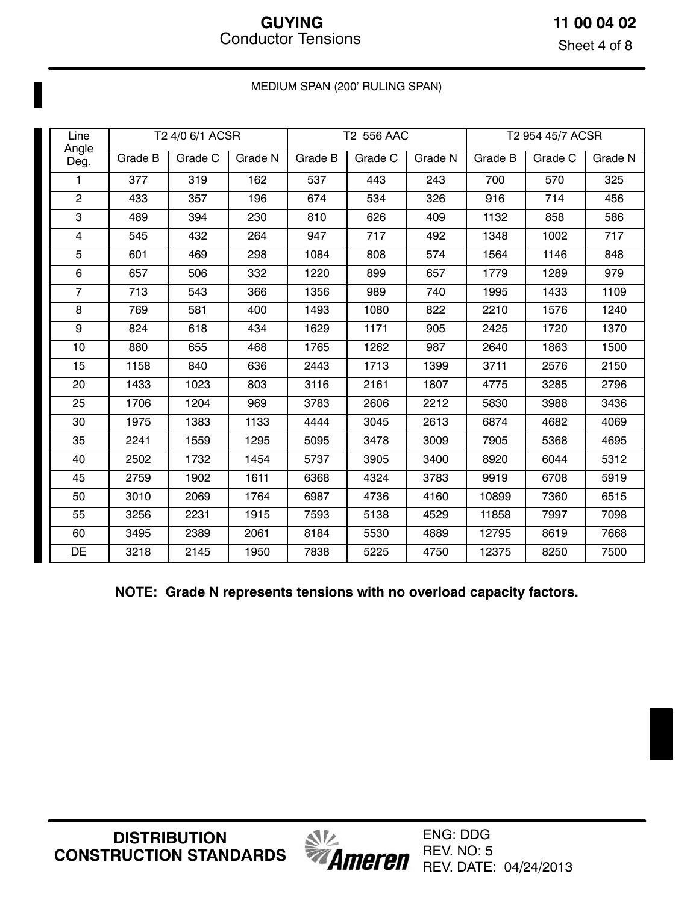# GUYING

## Conductor Tensions

MEDIUM SPAN (200' RULING SPAN)

| Line Angle Deg. | T2 4/0 6/1 ACSR | | | T2 556 AAC | | | T2 954 45/7 ACSR | | |
|---|---|---|---|---|---|---|---|---|---|
| | Grade B | Grade C | Grade N | Grade B | Grade C | Grade N | Grade B | Grade C | Grade N |
| 1 | 377 | 319 | 162 | 537 | 443 | 243 | 700 | 570 | 325 |
| 2 | 433 | 357 | 196 | 674 | 534 | 326 | 916 | 714 | 456 |
| 3 | 489 | 394 | 230 | 810 | 626 | 409 | 1132 | 858 | 586 |
| 4 | 545 | 432 | 264 | 947 | 717 | 492 | 1348 | 1002 | 717 |
| 5 | 601 | 469 | 298 | 1084 | 808 | 574 | 1564 | 1146 | 848 |
| 6 | 657 | 506 | 332 | 1220 | 899 | 657 | 1779 | 1289 | 979 |
| 7 | 713 | 543 | 366 | 1356 | 989 | 740 | 1995 | 1433 | 1109 |
| 8 | 769 | 581 | 400 | 1493 | 1080 | 822 | 2210 | 1576 | 1240 |
| 9 | 824 | 618 | 434 | 1629 | 1171 | 905 | 2425 | 1720 | 1370 |
| 10 | 880 | 655 | 468 | 1765 | 1262 | 987 | 2640 | 1863 | 1500 |
| 15 | 1158 | 840 | 636 | 2443 | 1713 | 1399 | 3711 | 2576 | 2150 |
| 20 | 1433 | 1023 | 803 | 3116 | 2161 | 1807 | 4775 | 3285 | 2796 |
| 25 | 1706 | 1204 | 969 | 3783 | 2606 | 2212 | 5830 | 3988 | 3436 |
| 30 | 1975 | 1383 | 1133 | 4444 | 3045 | 2613 | 6874 | 4682 | 4069 |
| 35 | 2241 | 1559 | 1295 | 5095 | 3478 | 3009 | 7905 | 5368 | 4695 |
| 40 | 2502 | 1732 | 1454 | 5737 | 3905 | 3400 | 8920 | 6044 | 5312 |
| 45 | 2759 | 1902 | 1611 | 6368 | 4324 | 3783 | 9919 | 6708 | 5919 |
| 50 | 3010 | 2069 | 1764 | 6987 | 4736 | 4160 | 10899 | 7360 | 6515 |
| 55 | 3256 | 2231 | 1915 | 7593 | 5138 | 4529 | 11858 | 7997 | 7098 |
| 60 | 3495 | 2389 | 2061 | 8184 | 5530 | 4889 | 12795 | 8619 | 7668 |
| DE | 3218 | 2145 | 1950 | 7838 | 5225 | 4750 | 12375 | 8250 | 7500 |

**NOTE: Grade N represents tensions with no overload capacity factors.**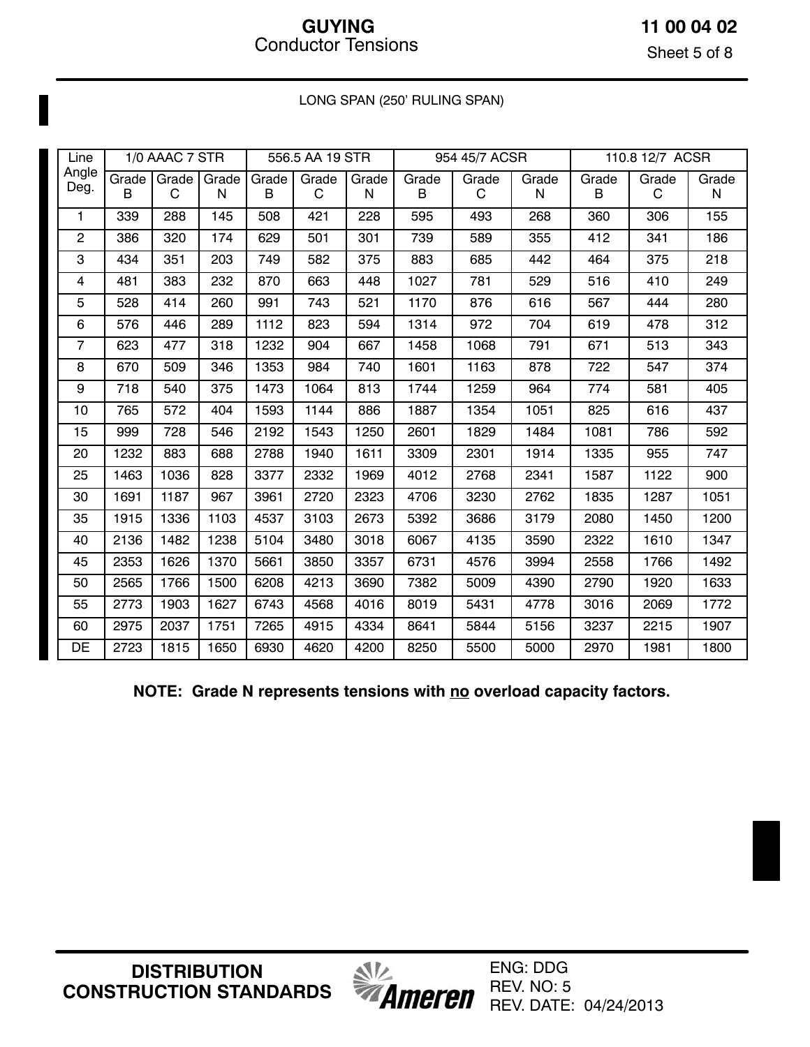LONG SPAN (250' RULING SPAN)

| Line Angle Deg. | 1/0 AAAC 7 STR | | | 556.5 AA 19 STR | | | 954 45/7 ACSR | | | 110.8 12/7 ACSR | | |
|---|---|---|---|---|---|---|---|---|---|---|---|---|
| | Grade B | Grade C | Grade N | Grade B | Grade C | Grade N | Grade B | Grade C | Grade N | Grade B | Grade C | Grade N |
| 1 | 339 | 288 | 145 | 508 | 421 | 228 | 595 | 493 | 268 | 360 | 306 | 155 |
| 2 | 386 | 320 | 174 | 629 | 501 | 301 | 739 | 589 | 355 | 412 | 341 | 186 |
| 3 | 434 | 351 | 203 | 749 | 582 | 375 | 883 | 685 | 442 | 464 | 375 | 218 |
| 4 | 481 | 383 | 232 | 870 | 663 | 448 | 1027 | 781 | 529 | 516 | 410 | 249 |
| 5 | 528 | 414 | 260 | 991 | 743 | 521 | 1170 | 876 | 616 | 567 | 444 | 280 |
| 6 | 576 | 446 | 289 | 1112 | 823 | 594 | 1314 | 972 | 704 | 619 | 478 | 312 |
| 7 | 623 | 477 | 318 | 1232 | 904 | 667 | 1458 | 1068 | 791 | 671 | 513 | 343 |
| 8 | 670 | 509 | 346 | 1353 | 984 | 740 | 1601 | 1163 | 878 | 722 | 547 | 374 |
| 9 | 718 | 540 | 375 | 1473 | 1064 | 813 | 1744 | 1259 | 964 | 774 | 581 | 405 |
| 10 | 765 | 572 | 404 | 1593 | 1144 | 886 | 1887 | 1354 | 1051 | 825 | 616 | 437 |
| 15 | 999 | 728 | 546 | 2192 | 1543 | 1250 | 2601 | 1829 | 1484 | 1081 | 786 | 592 |
| 20 | 1232 | 883 | 688 | 2788 | 1940 | 1611 | 3309 | 2301 | 1914 | 1335 | 955 | 747 |
| 25 | 1463 | 1036 | 828 | 3377 | 2332 | 1969 | 4012 | 2768 | 2341 | 1587 | 1122 | 900 |
| 30 | 1691 | 1187 | 967 | 3961 | 2720 | 2323 | 4706 | 3230 | 2762 | 1835 | 1287 | 1051 |
| 35 | 1915 | 1336 | 1103 | 4537 | 3103 | 2673 | 5392 | 3686 | 3179 | 2080 | 1450 | 1200 |
| 40 | 2136 | 1482 | 1238 | 5104 | 3480 | 3018 | 6067 | 4135 | 3590 | 2322 | 1610 | 1347 |
| 45 | 2353 | 1626 | 1370 | 5661 | 3850 | 3357 | 6731 | 4576 | 3994 | 2558 | 1766 | 1492 |
| 50 | 2565 | 1766 | 1500 | 6208 | 4213 | 3690 | 7382 | 5009 | 4390 | 2790 | 1920 | 1633 |
| 55 | 2773 | 1903 | 1627 | 6743 | 4568 | 4016 | 8019 | 5431 | 4778 | 3016 | 2069 | 1772 |
| 60 | 2975 | 2037 | 1751 | 7265 | 4915 | 4334 | 8641 | 5844 | 5156 | 3237 | 2215 | 1907 |
| DE | 2723 | 1815 | 1650 | 6930 | 4620 | 4200 | 8250 | 5500 | 5000 | 2970 | 1981 | 1800 |

**NOTE: Grade N represents tensions with no overload capacity factors.**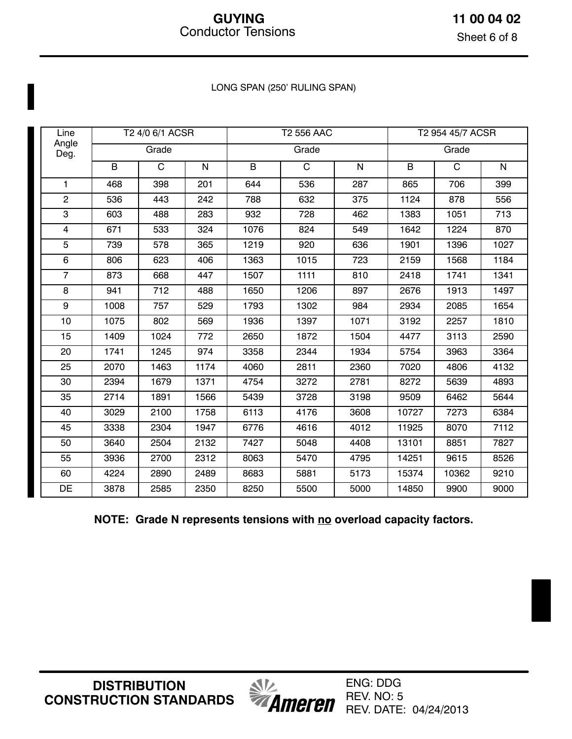LONG SPAN (250' RULING SPAN)

| Line Angle Deg. | T2 4/0 6/1 ACSR | | | T2 556 AAC | | | T2 954 45/7 ACSR | | |
|---|---|---|---|---|---|---|---|---|---|
| | Grade | | | Grade | | | Grade | | |
| | B | C | N | B | C | N | B | C | N |
| 1 | 468 | 398 | 201 | 644 | 536 | 287 | 865 | 706 | 399 |
| 2 | 536 | 443 | 242 | 788 | 632 | 375 | 1124 | 878 | 556 |
| 3 | 603 | 488 | 283 | 932 | 728 | 462 | 1383 | 1051 | 713 |
| 4 | 671 | 533 | 324 | 1076 | 824 | 549 | 1642 | 1224 | 870 |
| 5 | 739 | 578 | 365 | 1219 | 920 | 636 | 1901 | 1396 | 1027 |
| 6 | 806 | 623 | 406 | 1363 | 1015 | 723 | 2159 | 1568 | 1184 |
| 7 | 873 | 668 | 447 | 1507 | 1111 | 810 | 2418 | 1741 | 1341 |
| 8 | 941 | 712 | 488 | 1650 | 1206 | 897 | 2676 | 1913 | 1497 |
| 9 | 1008 | 757 | 529 | 1793 | 1302 | 984 | 2934 | 2085 | 1654 |
| 10 | 1075 | 802 | 569 | 1936 | 1397 | 1071 | 3192 | 2257 | 1810 |
| 15 | 1409 | 1024 | 772 | 2650 | 1872 | 1504 | 4477 | 3113 | 2590 |
| 20 | 1741 | 1245 | 974 | 3358 | 2344 | 1934 | 5754 | 3963 | 3364 |
| 25 | 2070 | 1463 | 1174 | 4060 | 2811 | 2360 | 7020 | 4806 | 4132 |
| 30 | 2394 | 1679 | 1371 | 4754 | 3272 | 2781 | 8272 | 5639 | 4893 |
| 35 | 2714 | 1891 | 1566 | 5439 | 3728 | 3198 | 9509 | 6462 | 5644 |
| 40 | 3029 | 2100 | 1758 | 6113 | 4176 | 3608 | 10727 | 7273 | 6384 |
| 45 | 3338 | 2304 | 1947 | 6776 | 4616 | 4012 | 11925 | 8070 | 7112 |
| 50 | 3640 | 2504 | 2132 | 7427 | 5048 | 4408 | 13101 | 8851 | 7827 |
| 55 | 3936 | 2700 | 2312 | 8063 | 5470 | 4795 | 14251 | 9615 | 8526 |
| 60 | 4224 | 2890 | 2489 | 8683 | 5881 | 5173 | 15374 | 10362 | 9210 |
| DE | 3878 | 2585 | 2350 | 8250 | 5500 | 5000 | 14850 | 9900 | 9000 |

**NOTE: Grade N represents tensions with no overload capacity factors.**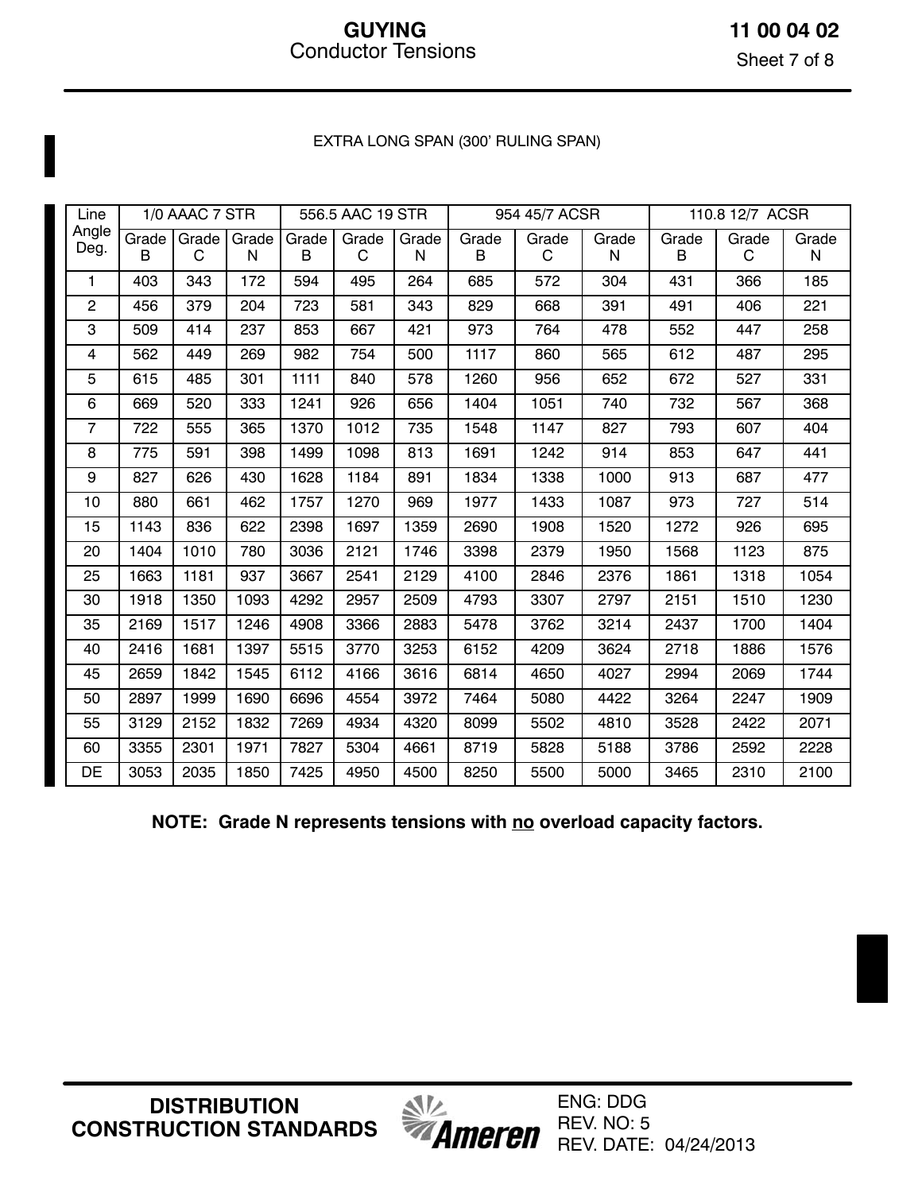EXTRA LONG SPAN (300' RULING SPAN)

| Line Angle Deg. | 1/0 AAAC 7 STR | | | 556.5 AAC 19 STR | | | 954 45/7 ACSR | | | 110.8 12/7 ACSR | | |
|---|---|---|---|---|---|---|---|---|---|---|---|---|
| | Grade B | Grade C | Grade N | Grade B | Grade C | Grade N | Grade B | Grade C | Grade N | Grade B | Grade C | Grade N |
| 1 | 403 | 343 | 172 | 594 | 495 | 264 | 685 | 572 | 304 | 431 | 366 | 185 |
| 2 | 456 | 379 | 204 | 723 | 581 | 343 | 829 | 668 | 391 | 491 | 406 | 221 |
| 3 | 509 | 414 | 237 | 853 | 667 | 421 | 973 | 764 | 478 | 552 | 447 | 258 |
| 4 | 562 | 449 | 269 | 982 | 754 | 500 | 1117 | 860 | 565 | 612 | 487 | 295 |
| 5 | 615 | 485 | 301 | 1111 | 840 | 578 | 1260 | 956 | 652 | 672 | 527 | 331 |
| 6 | 669 | 520 | 333 | 1241 | 926 | 656 | 1404 | 1051 | 740 | 732 | 567 | 368 |
| 7 | 722 | 555 | 365 | 1370 | 1012 | 735 | 1548 | 1147 | 827 | 793 | 607 | 404 |
| 8 | 775 | 591 | 398 | 1499 | 1098 | 813 | 1691 | 1242 | 914 | 853 | 647 | 441 |
| 9 | 827 | 626 | 430 | 1628 | 1184 | 891 | 1834 | 1338 | 1000 | 913 | 687 | 477 |
| 10 | 880 | 661 | 462 | 1757 | 1270 | 969 | 1977 | 1433 | 1087 | 973 | 727 | 514 |
| 15 | 1143 | 836 | 622 | 2398 | 1697 | 1359 | 2690 | 1908 | 1520 | 1272 | 926 | 695 |
| 20 | 1404 | 1010 | 780 | 3036 | 2121 | 1746 | 3398 | 2379 | 1950 | 1568 | 1123 | 875 |
| 25 | 1663 | 1181 | 937 | 3667 | 2541 | 2129 | 4100 | 2846 | 2376 | 1861 | 1318 | 1054 |
| 30 | 1918 | 1350 | 1093 | 4292 | 2957 | 2509 | 4793 | 3307 | 2797 | 2151 | 1510 | 1230 |
| 35 | 2169 | 1517 | 1246 | 4908 | 3366 | 2883 | 5478 | 3762 | 3214 | 2437 | 1700 | 1404 |
| 40 | 2416 | 1681 | 1397 | 5515 | 3770 | 3253 | 6152 | 4209 | 3624 | 2718 | 1886 | 1576 |
| 45 | 2659 | 1842 | 1545 | 6112 | 4166 | 3616 | 6814 | 4650 | 4027 | 2994 | 2069 | 1744 |
| 50 | 2897 | 1999 | 1690 | 6696 | 4554 | 3972 | 7464 | 5080 | 4422 | 3264 | 2247 | 1909 |
| 55 | 3129 | 2152 | 1832 | 7269 | 4934 | 4320 | 8099 | 5502 | 4810 | 3528 | 2422 | 2071 |
| 60 | 3355 | 2301 | 1971 | 7827 | 5304 | 4661 | 8719 | 5828 | 5188 | 3786 | 2592 | 2228 |
| DE | 3053 | 2035 | 1850 | 7425 | 4950 | 4500 | 8250 | 5500 | 5000 | 3465 | 2310 | 2100 |

**NOTE: Grade N represents tensions with no overload capacity factors.**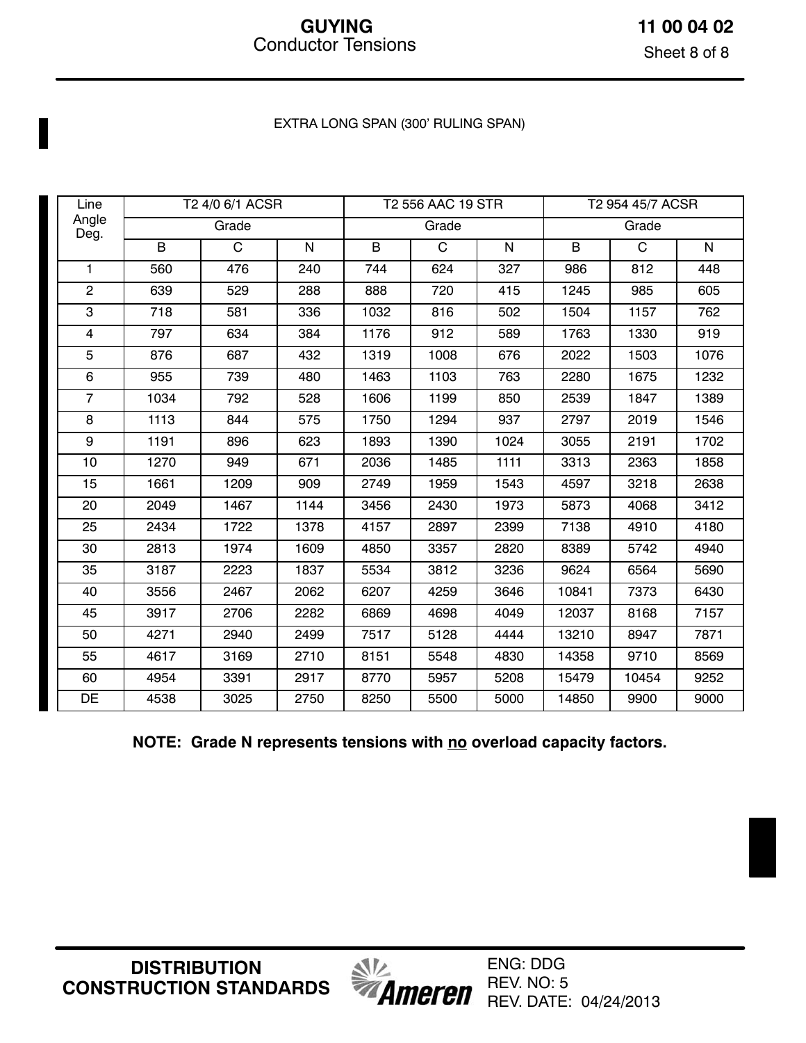EXTRA LONG SPAN (300' RULING SPAN)

| Line Angle Deg. | T2 4/0 6/1 ACSR | | | T2 556 AAC 19 STR | | | T2 954 45/7 ACSR | | |
|---|---|---|---|---|---|---|---|---|---|
| | Grade | | | Grade | | | Grade | | |
| | B | C | N | B | C | N | B | C | N |
| 1 | 560 | 476 | 240 | 744 | 624 | 327 | 986 | 812 | 448 |
| 2 | 639 | 529 | 288 | 888 | 720 | 415 | 1245 | 985 | 605 |
| 3 | 718 | 581 | 336 | 1032 | 816 | 502 | 1504 | 1157 | 762 |
| 4 | 797 | 634 | 384 | 1176 | 912 | 589 | 1763 | 1330 | 919 |
| 5 | 876 | 687 | 432 | 1319 | 1008 | 676 | 2022 | 1503 | 1076 |
| 6 | 955 | 739 | 480 | 1463 | 1103 | 763 | 2280 | 1675 | 1232 |
| 7 | 1034 | 792 | 528 | 1606 | 1199 | 850 | 2539 | 1847 | 1389 |
| 8 | 1113 | 844 | 575 | 1750 | 1294 | 937 | 2797 | 2019 | 1546 |
| 9 | 1191 | 896 | 623 | 1893 | 1390 | 1024 | 3055 | 2191 | 1702 |
| 10 | 1270 | 949 | 671 | 2036 | 1485 | 1111 | 3313 | 2363 | 1858 |
| 15 | 1661 | 1209 | 909 | 2749 | 1959 | 1543 | 4597 | 3218 | 2638 |
| 20 | 2049 | 1467 | 1144 | 3456 | 2430 | 1973 | 5873 | 4068 | 3412 |
| 25 | 2434 | 1722 | 1378 | 4157 | 2897 | 2399 | 7138 | 4910 | 4180 |
| 30 | 2813 | 1974 | 1609 | 4850 | 3357 | 2820 | 8389 | 5742 | 4940 |
| 35 | 3187 | 2223 | 1837 | 5534 | 3812 | 3236 | 9624 | 6564 | 5690 |
| 40 | 3556 | 2467 | 2062 | 6207 | 4259 | 3646 | 10841 | 7373 | 6430 |
| 45 | 3917 | 2706 | 2282 | 6869 | 4698 | 4049 | 12037 | 8168 | 7157 |
| 50 | 4271 | 2940 | 2499 | 7517 | 5128 | 4444 | 13210 | 8947 | 7871 |
| 55 | 4617 | 3169 | 2710 | 8151 | 5548 | 4830 | 14358 | 9710 | 8569 |
| 60 | 4954 | 3391 | 2917 | 8770 | 5957 | 5208 | 15479 | 10454 | 9252 |
| DE | 4538 | 3025 | 2750 | 8250 | 5500 | 5000 | 14850 | 9900 | 9000 |

**NOTE: Grade N represents tensions with no overload capacity factors.**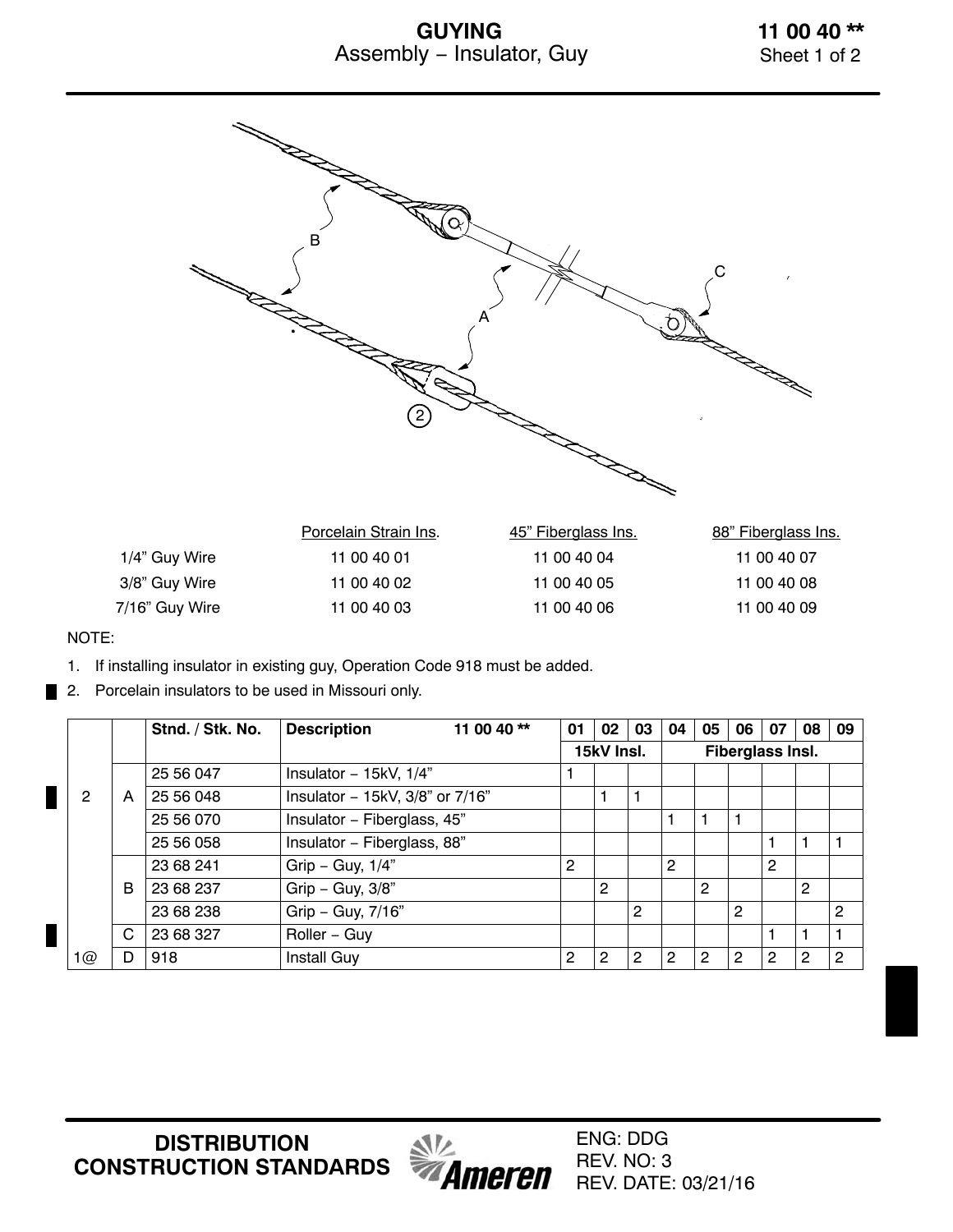# GUYING

## Assembly – Insulator, Guy

**11 00 40 \*\***

| | Porcelain Strain Ins. | 45" Fiberglass Ins. | 88" Fiberglass Ins. |
|---|---|---|---|
| 1/4" Guy Wire | 11 00 40 01 | 11 00 40 04 | 11 00 40 07 |
| 3/8" Guy Wire | 11 00 40 02 | 11 00 40 05 | 11 00 40 08 |
| 7/16" Guy Wire | 11 00 40 03 | 11 00 40 06 | 11 00 40 09 |

NOTE:

1. If installing insulator in existing guy, Operation Code 918 must be added.
2. Porcelain insulators to be used in Missouri only.

| | | Stnd. / Stk. No. | Description 11 00 40 ** | 01 | 02 | 03 | 04 | 05 | 06 | 07 | 08 | 09 |
|---|---|---|---|---|---|---|---|---|---|---|---|---|
| | | | | 15kV Insl. | | | Fiberglass Insl. | | | | | |
| 2 | A | 25 56 047 | Insulator – 15kV, 1/4" | 1 | | | | | | | | |
| | | 25 56 048 | Insulator – 15kV, 3/8" or 7/16" | | 1 | 1 | | | | | | |
| | | 25 56 070 | Insulator – Fiberglass, 45" | | | | 1 | 1 | 1 | | | |
| | | 25 56 058 | Insulator – Fiberglass, 88" | | | | | | | 1 | 1 | 1 |
| | B | 23 68 241 | Grip – Guy, 1/4" | 2 | | | 2 | | | 2 | | |
| | | 23 68 237 | Grip – Guy, 3/8" | | 2 | | | 2 | | | 2 | |
| | | 23 68 238 | Grip – Guy, 7/16" | | | 2 | | | 2 | | | 2 |
| | C | 23 68 327 | Roller – Guy | | | | | | | 1 | 1 | 1 |
| 1@ | D | 918 | Install Guy | 2 | 2 | 2 | 2 | 2 | 2 | 2 | 2 | 2 |

**DISTRIBUTION CONSTRUCTION STANDARDS**

ENG: DDG
REV. NO: 3
REV. DATE: 03/21/16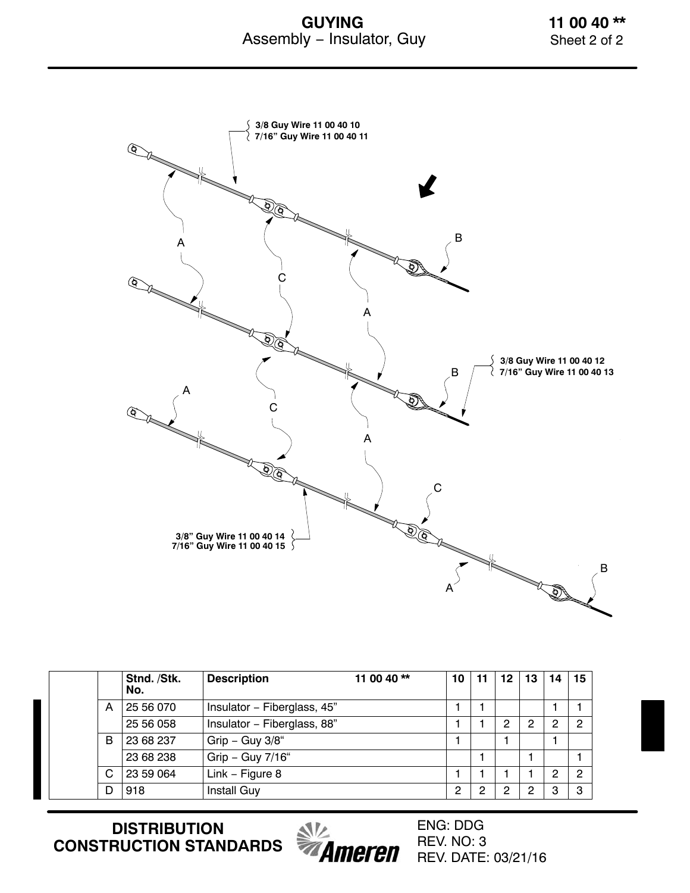# GUYING
## Assembly – Insulator, Guy

**11 00 40 ****

3/8 Guy Wire 11 00 40 10
7/16" Guy Wire 11 00 40 11

3/8 Guy Wire 11 00 40 12
7/16" Guy Wire 11 00 40 13

3/8" Guy Wire 11 00 40 14
7/16" Guy Wire 11 00 40 15

| | Stnd. /Stk. No. | Description 11 00 40 ** | 10 | 11 | 12 | 13 | 14 | 15 |
|---|---|---|---|---|---|---|---|---|
| A | 25 56 070 | Insulator – Fiberglass, 45" | 1 | 1 | | | 1 | 1 |
| | 25 56 058 | Insulator – Fiberglass, 88" | 1 | 1 | 2 | 2 | 2 | 2 |
| B | 23 68 237 | Grip – Guy 3/8" | 1 | | 1 | | 1 | |
| | 23 68 238 | Grip – Guy 7/16" | | 1 | | 1 | | 1 |
| C | 23 59 064 | Link – Figure 8 | 1 | 1 | 1 | 1 | 2 | 2 |
| D | 918 | Install Guy | 2 | 2 | 2 | 2 | 3 | 3 |

**DISTRIBUTION CONSTRUCTION STANDARDS**

ENG: DDG
REV. NO: 3
REV. DATE: 03/21/16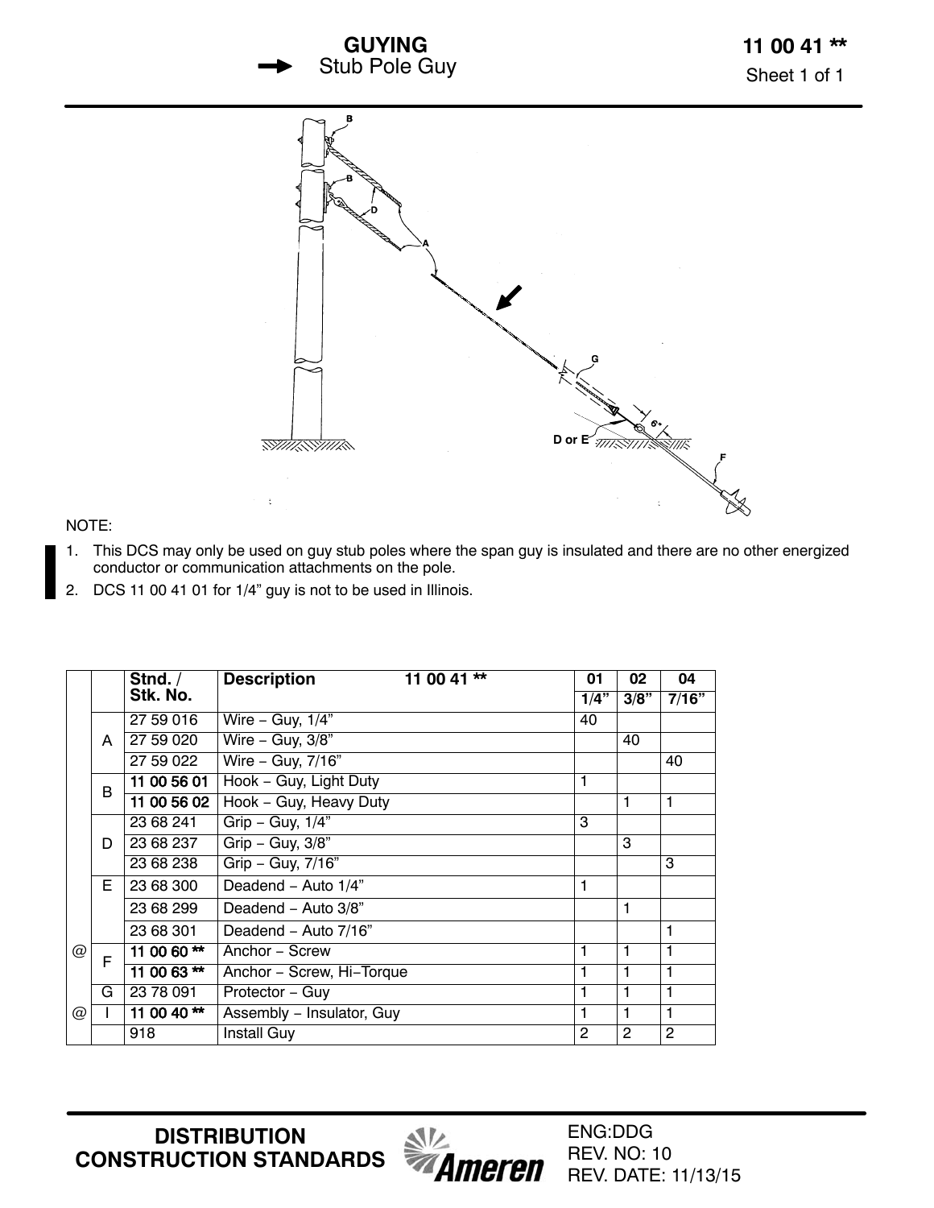# GUYING

## Stub Pole Guy

# 11 00 41 **

NOTE:

1. This DCS may only be used on guy stub poles where the span guy is insulated and there are no other energized conductor or communication attachments on the pole.
2. DCS 11 00 41 01 for 1/4” guy is not to be used in Illinois.

| | | Stnd. / Stk. No. | Description 11 00 41 ** | 01 | 02 | 04 |
|---|---|---|---|---|---|---|
| | | | | 1/4” | 3/8” | 7/16” |
| | A | 27 59 016 | Wire – Guy, 1/4” | 40 | | |
| | | 27 59 020 | Wire – Guy, 3/8” | | 40 | |
| | | 27 59 022 | Wire – Guy, 7/16” | | | 40 |
| | B | 11 00 56 01 | Hook – Guy, Light Duty | 1 | | |
| | | 11 00 56 02 | Hook – Guy, Heavy Duty | | 1 | 1 |
| | D | 23 68 241 | Grip – Guy, 1/4” | 3 | | |
| | | 23 68 237 | Grip – Guy, 3/8” | | 3 | |
| | | 23 68 238 | Grip – Guy, 7/16” | | | 3 |
| | E | 23 68 300 | Deadend – Auto 1/4” | 1 | | |
| | | 23 68 299 | Deadend – Auto 3/8” | | 1 | |
| | | 23 68 301 | Deadend – Auto 7/16” | | | 1 |
| @ | F | 11 00 60 ** | Anchor – Screw | 1 | 1 | 1 |
| | | 11 00 63 ** | Anchor – Screw, Hi–Torque | 1 | 1 | 1 |
| | G | 23 78 091 | Protector – Guy | 1 | 1 | 1 |
| @ | I | 11 00 40 ** | Assembly – Insulator, Guy | 1 | 1 | 1 |
| | | 918 | Install Guy | 2 | 2 | 2 |

DISTRIBUTION CONSTRUCTION STANDARDS

ENG:DDG
REV. NO: 10
REV. DATE: 11/13/15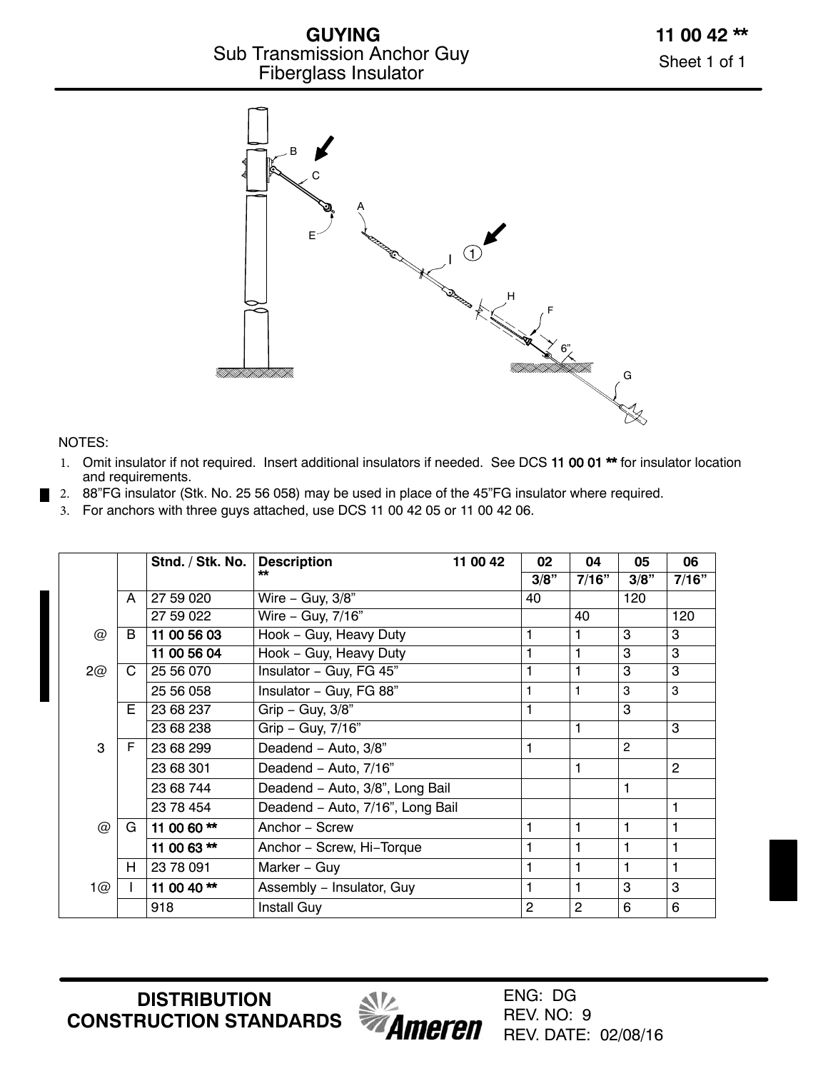# GUYING

## Sub Transmission Anchor Guy Fiberglass Insulator

**11 00 42 \*\***

NOTES:

1. Omit insulator if not required. Insert additional insulators if needed. See DCS **11 00 01 \*\*** for insulator location and requirements.
2. 88"FG insulator (Stk. No. 25 56 058) may be used in place of the 45"FG insulator where required.
3. For anchors with three guys attached, use DCS 11 00 42 05 or 11 00 42 06.

| | | Stnd. / Stk. No. | Description \*\* | 11 00 42 | 02 | 04 | 05 | 06 |
|---|---|---|---|---|---|---|---|---|
| | | | | | 3/8" | 7/16" | 3/8" | 7/16" |
| | A | 27 59 020 | Wire – Guy, 3/8" | | 40 | | 120 | |
| | | 27 59 022 | Wire – Guy, 7/16" | | | 40 | | 120 |
| @ | B | **11 00 56 03** | Hook – Guy, Heavy Duty | | 1 | 1 | 3 | 3 |
| | | **11 00 56 04** | Hook – Guy, Heavy Duty | | 1 | 1 | 3 | 3 |
| 2@ | C | 25 56 070 | Insulator – Guy, FG 45" | | 1 | 1 | 3 | 3 |
| | | 25 56 058 | Insulator – Guy, FG 88" | | 1 | 1 | 3 | 3 |
| | E | 23 68 237 | Grip – Guy, 3/8" | | 1 | | 3 | |
| | | 23 68 238 | Grip – Guy, 7/16" | | | 1 | | 3 |
| 3 | F | 23 68 299 | Deadend – Auto, 3/8" | | 1 | | 2 | |
| | | 23 68 301 | Deadend – Auto, 7/16" | | | 1 | | 2 |
| | | 23 68 744 | Deadend – Auto, 3/8", Long Bail | | | | 1 | |
| | | 23 78 454 | Deadend – Auto, 7/16", Long Bail | | | | | 1 |
| @ | G | **11 00 60 \*\*** | Anchor – Screw | | 1 | 1 | 1 | 1 |
| | | **11 00 63 \*\*** | Anchor – Screw, Hi–Torque | | 1 | 1 | 1 | 1 |
| | H | 23 78 091 | Marker – Guy | | 1 | 1 | 1 | 1 |
| 1@ | I | **11 00 40 \*\*** | Assembly – Insulator, Guy | | 1 | 1 | 3 | 3 |
| | | 918 | Install Guy | | 2 | 2 | 6 | 6 |

**DISTRIBUTION CONSTRUCTION STANDARDS**

ENG: DG
REV. NO: 9
REV. DATE: 02/08/16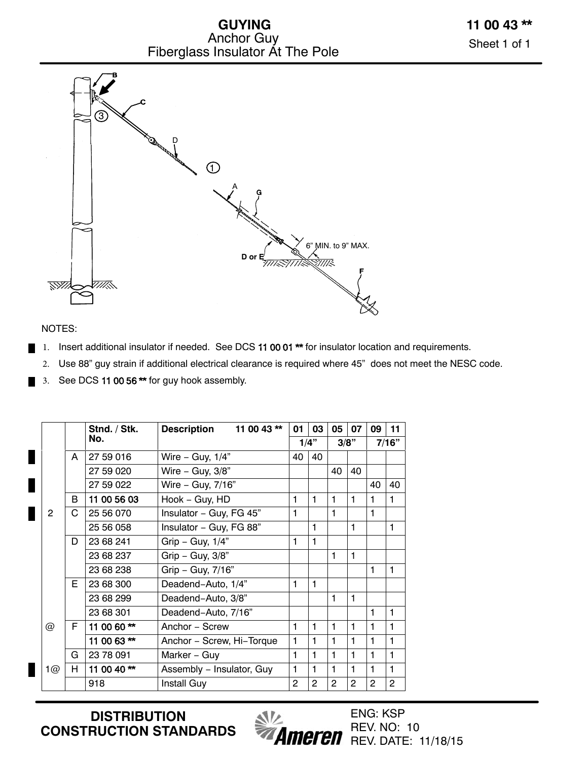# GUYING
## Anchor Guy
## Fiberglass Insulator At The Pole

**11 00 43 \*\***

NOTES:

1. Insert additional insulator if needed. See DCS 11 00 01 ** for insulator location and requirements.
2. Use 88” guy strain if additional electrical clearance is required where 45” does not meet the NESC code.
3. See DCS 11 00 56 ** for guy hook assembly.

| | | Stnd. / Stk. No. | Description 11 00 43 ** | 01 | 03 | 05 | 07 | 09 | 11 |
|---|---|---|---|---|---|---|---|---|---|
| | | | | 1/4” | | 3/8” | | 7/16” | |
| | A | 27 59 016 | Wire − Guy, 1/4” | 40 | 40 | | | | |
| | | 27 59 020 | Wire − Guy, 3/8” | | | 40 | 40 | | |
| | | 27 59 022 | Wire − Guy, 7/16” | | | | | 40 | 40 |
| | B | 11 00 56 03 | Hook − Guy, HD | 1 | 1 | 1 | 1 | 1 | 1 |
| 2 | C | 25 56 070 | Insulator − Guy, FG 45” | 1 | | 1 | | 1 | |
| | | 25 56 058 | Insulator − Guy, FG 88” | | 1 | | 1 | | 1 |
| | D | 23 68 241 | Grip − Guy, 1/4” | 1 | 1 | | | | |
| | | 23 68 237 | Grip − Guy, 3/8” | | | 1 | 1 | | |
| | | 23 68 238 | Grip − Guy, 7/16” | | | | | 1 | 1 |
| | E | 23 68 300 | Deadend−Auto, 1/4” | 1 | 1 | | | | |
| | | 23 68 299 | Deadend−Auto, 3/8” | | | 1 | 1 | | |
| | | 23 68 301 | Deadend−Auto, 7/16” | | | | | 1 | 1 |
| @ | F | 11 00 60 ** | Anchor − Screw | 1 | 1 | 1 | 1 | 1 | 1 |
| | | 11 00 63 ** | Anchor − Screw, Hi−Torque | 1 | 1 | 1 | 1 | 1 | 1 |
| | G | 23 78 091 | Marker − Guy | 1 | 1 | 1 | 1 | 1 | 1 |
| 1@ | H | 11 00 40 ** | Assembly − Insulator, Guy | 1 | 1 | 1 | 1 | 1 | 1 |
| | | 918 | Install Guy | 2 | 2 | 2 | 2 | 2 | 2 |

ENG: KSP
REV. NO: 10
REV. DATE: 11/18/15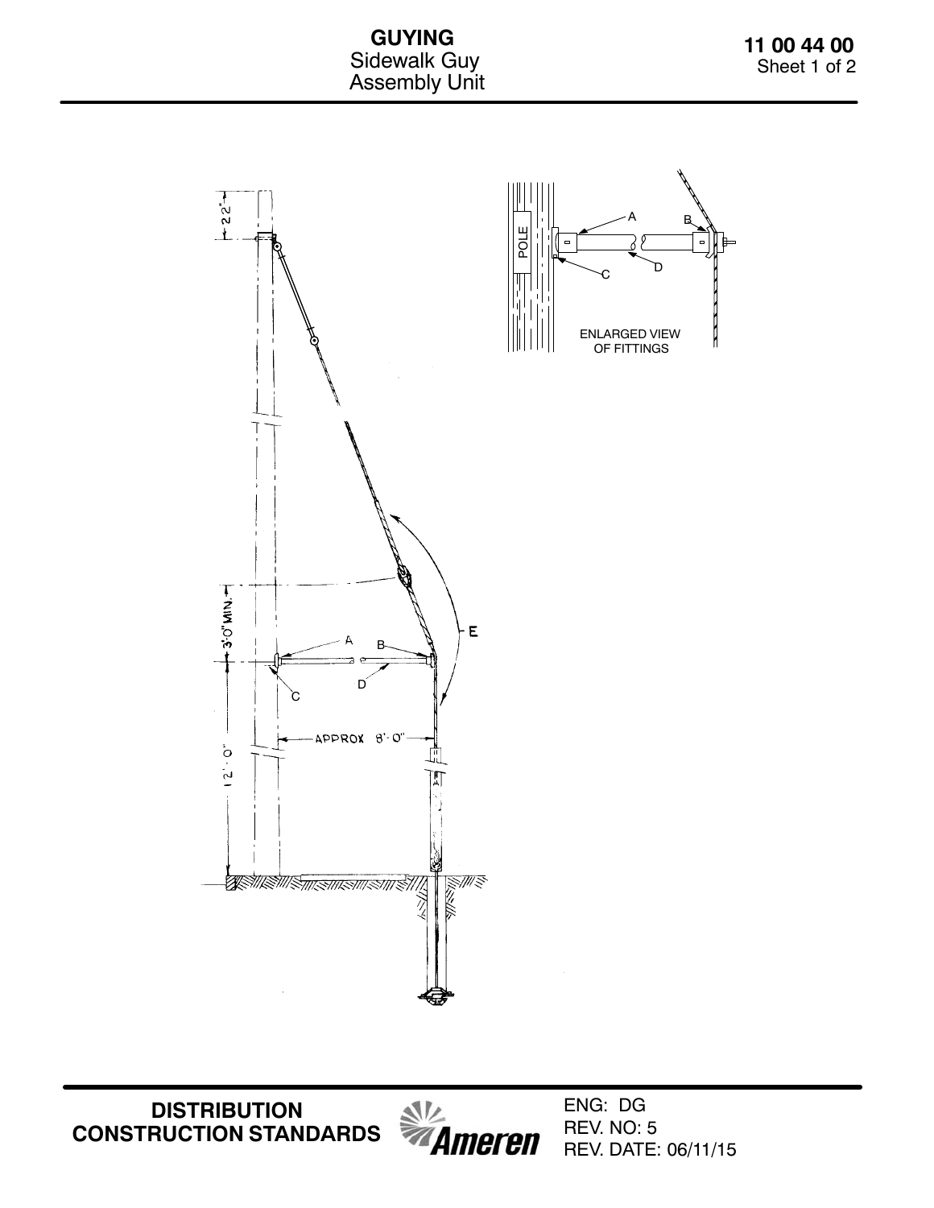# GUYING

## Sidewalk Guy Assembly Unit

**11 00 44 00**

2'2"

3'-0" MIN.

12'-0"

APPROX 8'-0"

A B C D E

POLE

ENLARGED VIEW OF FITTINGS

**DISTRIBUTION CONSTRUCTION STANDARDS**

ENG: DG
REV. NO: 5
REV. DATE: 06/11/15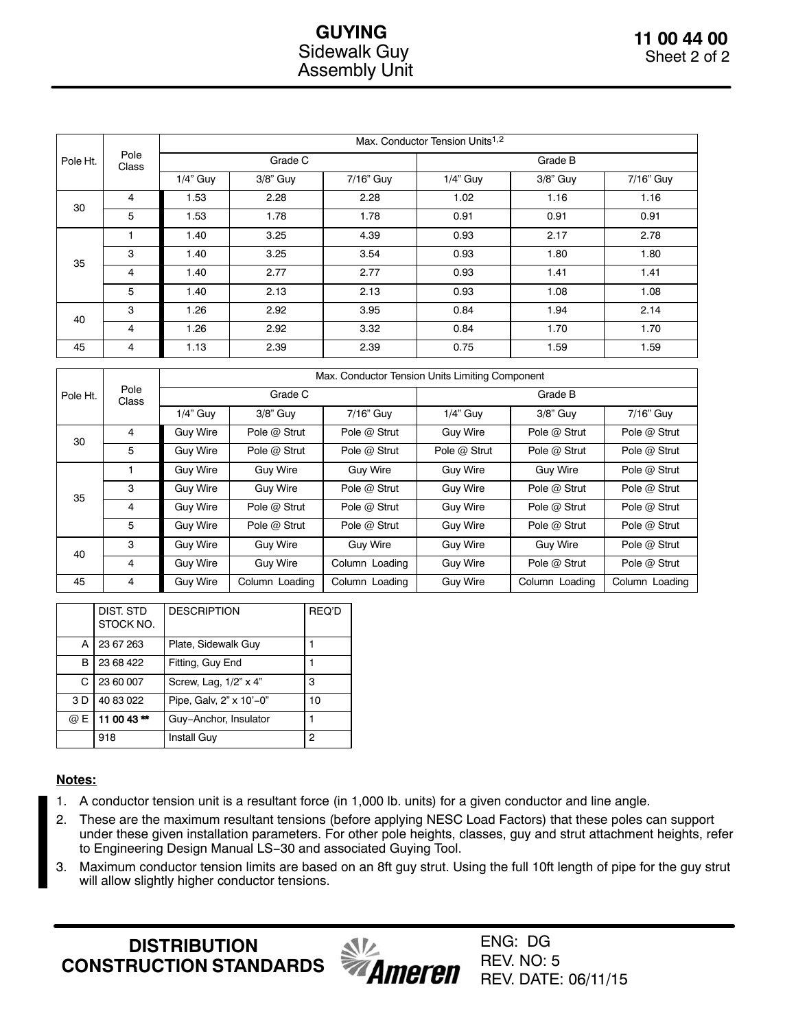# GUYING
## Sidewalk Guy Assembly Unit

**11 00 44 00**

| Pole Ht. | Pole Class | Max. Conductor Tension Units[1,2] | | | | | |
|---|---|---|---|---|---|---|---|
| | | Grade C | | | Grade B | | |
| | | 1/4" Guy | 3/8" Guy | 7/16" Guy | 1/4" Guy | 3/8" Guy | 7/16" Guy |
| 30 | 4 | 1.53 | 2.28 | 2.28 | 1.02 | 1.16 | 1.16 |
| | 5 | 1.53 | 1.78 | 1.78 | 0.91 | 0.91 | 0.91 |
| 35 | 1 | 1.40 | 3.25 | 4.39 | 0.93 | 2.17 | 2.78 |
| | 3 | 1.40 | 3.25 | 3.54 | 0.93 | 1.80 | 1.80 |
| | 4 | 1.40 | 2.77 | 2.77 | 0.93 | 1.41 | 1.41 |
| | 5 | 1.40 | 2.13 | 2.13 | 0.93 | 1.08 | 1.08 |
| 40 | 3 | 1.26 | 2.92 | 3.95 | 0.84 | 1.94 | 2.14 |
| | 4 | 1.26 | 2.92 | 3.32 | 0.84 | 1.70 | 1.70 |
| 45 | 4 | 1.13 | 2.39 | 2.39 | 0.75 | 1.59 | 1.59 |

| Pole Ht. | Pole Class | Max. Conductor Tension Units Limiting Component | | | | | |
|---|---|---|---|---|---|---|---|
| | | Grade C | | | Grade B | | |
| | | 1/4" Guy | 3/8" Guy | 7/16" Guy | 1/4" Guy | 3/8" Guy | 7/16" Guy |
| 30 | 4 | Guy Wire | Pole @ Strut | Pole @ Strut | Guy Wire | Pole @ Strut | Pole @ Strut |
| | 5 | Guy Wire | Pole @ Strut | Pole @ Strut | Pole @ Strut | Pole @ Strut | Pole @ Strut |
| 35 | 1 | Guy Wire | Guy Wire | Guy Wire | Guy Wire | Guy Wire | Pole @ Strut |
| | 3 | Guy Wire | Guy Wire | Pole @ Strut | Guy Wire | Pole @ Strut | Pole @ Strut |
| | 4 | Guy Wire | Pole @ Strut | Pole @ Strut | Guy Wire | Pole @ Strut | Pole @ Strut |
| | 5 | Guy Wire | Pole @ Strut | Pole @ Strut | Guy Wire | Pole @ Strut | Pole @ Strut |
| 40 | 3 | Guy Wire | Guy Wire | Guy Wire | Guy Wire | Guy Wire | Pole @ Strut |
| | 4 | Guy Wire | Guy Wire | Column Loading | Guy Wire | Pole @ Strut | Pole @ Strut |
| 45 | 4 | Guy Wire | Column Loading | Column Loading | Guy Wire | Column Loading | Column Loading |

| | DIST. STD STOCK NO. | DESCRIPTION | REQ'D |
|---|---|---|---|
| A | 23 67 263 | Plate, Sidewalk Guy | 1 |
| B | 23 68 422 | Fitting, Guy End | 1 |
| C | 23 60 007 | Screw, Lag, 1/2" x 4" | 3 |
| 3 D | 40 83 022 | Pipe, Galv, 2" x 10'−0" | 10 |
| @ E | **11 00 43 \*\*** | Guy−Anchor, Insulator | 1 |
| | 918 | Install Guy | 2 |

**Notes:**

1. A conductor tension unit is a resultant force (in 1,000 lb. units) for a given conductor and line angle.
2. These are the maximum resultant tensions (before applying NESC Load Factors) that these poles can support under these given installation parameters. For other pole heights, classes, guy and strut attachment heights, refer to Engineering Design Manual LS−30 and associated Guying Tool.
3. Maximum conductor tension limits are based on an 8ft guy strut. Using the full 10ft length of pipe for the guy strut will allow slightly higher conductor tensions.

**DISTRIBUTION CONSTRUCTION STANDARDS**

ENG: DG
REV. NO: 5
REV. DATE: 06/11/15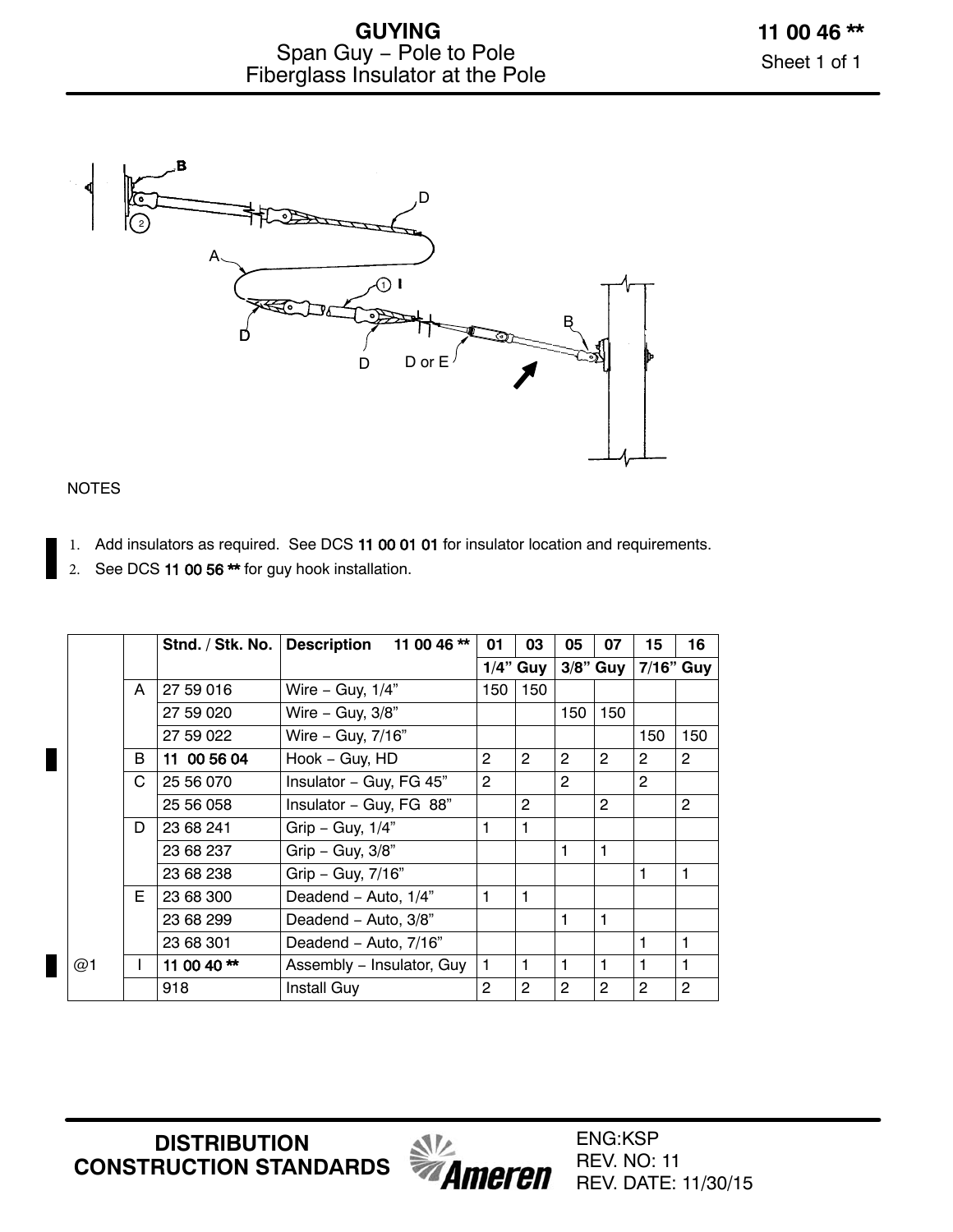# GUYING

## Span Guy – Pole to Pole
## Fiberglass Insulator at the Pole

**11 00 46 ****

NOTES

1. Add insulators as required. See DCS **11 00 01 01** for insulator location and requirements.
2. See DCS **11 00 56 **** for guy hook installation.

| | | Stnd. / Stk. No. | Description 11 00 46 ** | 01 | 03 | 05 | 07 | 15 | 16 |
|---|---|---|---|---|---|---|---|---|---|
| | | | | 1/4" Guy | | 3/8" Guy | | 7/16" Guy | |
| | A | 27 59 016 | Wire – Guy, 1/4" | 150 | 150 | | | | |
| | | 27 59 020 | Wire – Guy, 3/8" | | | 150 | 150 | | |
| | | 27 59 022 | Wire – Guy, 7/16" | | | | | 150 | 150 |
| | B | **11 00 56 04** | Hook – Guy, HD | 2 | 2 | 2 | 2 | 2 | 2 |
| | C | 25 56 070 | Insulator – Guy, FG 45" | 2 | | 2 | | 2 | |
| | | 25 56 058 | Insulator – Guy, FG 88" | | 2 | | 2 | | 2 |
| | D | 23 68 241 | Grip – Guy, 1/4" | 1 | 1 | | | | |
| | | 23 68 237 | Grip – Guy, 3/8" | | | 1 | 1 | | |
| | | 23 68 238 | Grip – Guy, 7/16" | | | | | 1 | 1 |
| | E | 23 68 300 | Deadend – Auto, 1/4" | 1 | 1 | | | | |
| | | 23 68 299 | Deadend – Auto, 3/8" | | | 1 | 1 | | |
| | | 23 68 301 | Deadend – Auto, 7/16" | | | | | 1 | 1 |
| @1 | I | **11 00 40 **** | Assembly – Insulator, Guy | 1 | 1 | 1 | 1 | 1 | 1 |
| | | 918 | Install Guy | 2 | 2 | 2 | 2 | 2 | 2 |

DISTRIBUTION CONSTRUCTION STANDARDS

ENG:KSP
REV. NO: 11
REV. DATE: 11/30/15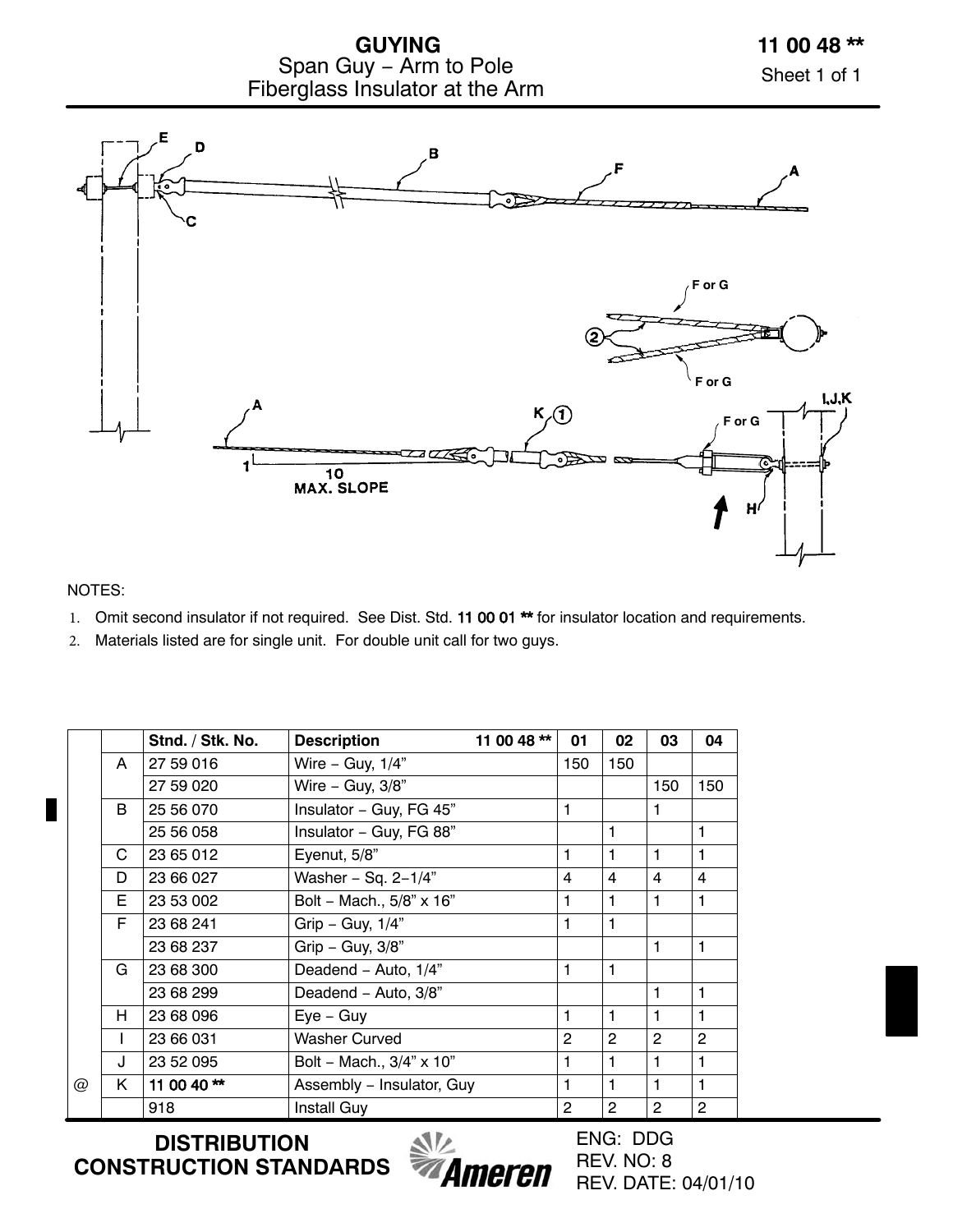# GUYING
## Span Guy – Arm to Pole
## Fiberglass Insulator at the Arm

**11 00 48 \*\***

NOTES:

1. Omit second insulator if not required. See Dist. Std. **11 00 01 \*\*** for insulator location and requirements.
2. Materials listed are for single unit. For double unit call for two guys.

| | | Stnd. / Stk. No. | Description 11 00 48 ** | 01 | 02 | 03 | 04 |
|---|---|---|---|---|---|---|---|
| | A | 27 59 016 | Wire – Guy, 1/4” | 150 | 150 | | |
| | | 27 59 020 | Wire – Guy, 3/8” | | | 150 | 150 |
| | B | 25 56 070 | Insulator – Guy, FG 45” | 1 | | 1 | |
| | | 25 56 058 | Insulator – Guy, FG 88” | | 1 | | 1 |
| | C | 23 65 012 | Eyenut, 5/8” | 1 | 1 | 1 | 1 |
| | D | 23 66 027 | Washer – Sq. 2–1/4” | 4 | 4 | 4 | 4 |
| | E | 23 53 002 | Bolt – Mach., 5/8” x 16” | 1 | 1 | 1 | 1 |
| | F | 23 68 241 | Grip – Guy, 1/4” | 1 | 1 | | |
| | | 23 68 237 | Grip – Guy, 3/8” | | | 1 | 1 |
| | G | 23 68 300 | Deadend – Auto, 1/4” | 1 | 1 | | |
| | | 23 68 299 | Deadend – Auto, 3/8” | | | 1 | 1 |
| | H | 23 68 096 | Eye – Guy | 1 | 1 | 1 | 1 |
| | I | 23 66 031 | Washer Curved | 2 | 2 | 2 | 2 |
| | J | 23 52 095 | Bolt – Mach., 3/4” x 10” | 1 | 1 | 1 | 1 |
| @ | K | **11 00 40 \*\*** | Assembly – Insulator, Guy | 1 | 1 | 1 | 1 |
| | | 918 | Install Guy | 2 | 2 | 2 | 2 |

**DISTRIBUTION CONSTRUCTION STANDARDS**

ENG: DDG
REV. NO: 8
REV. DATE: 04/01/10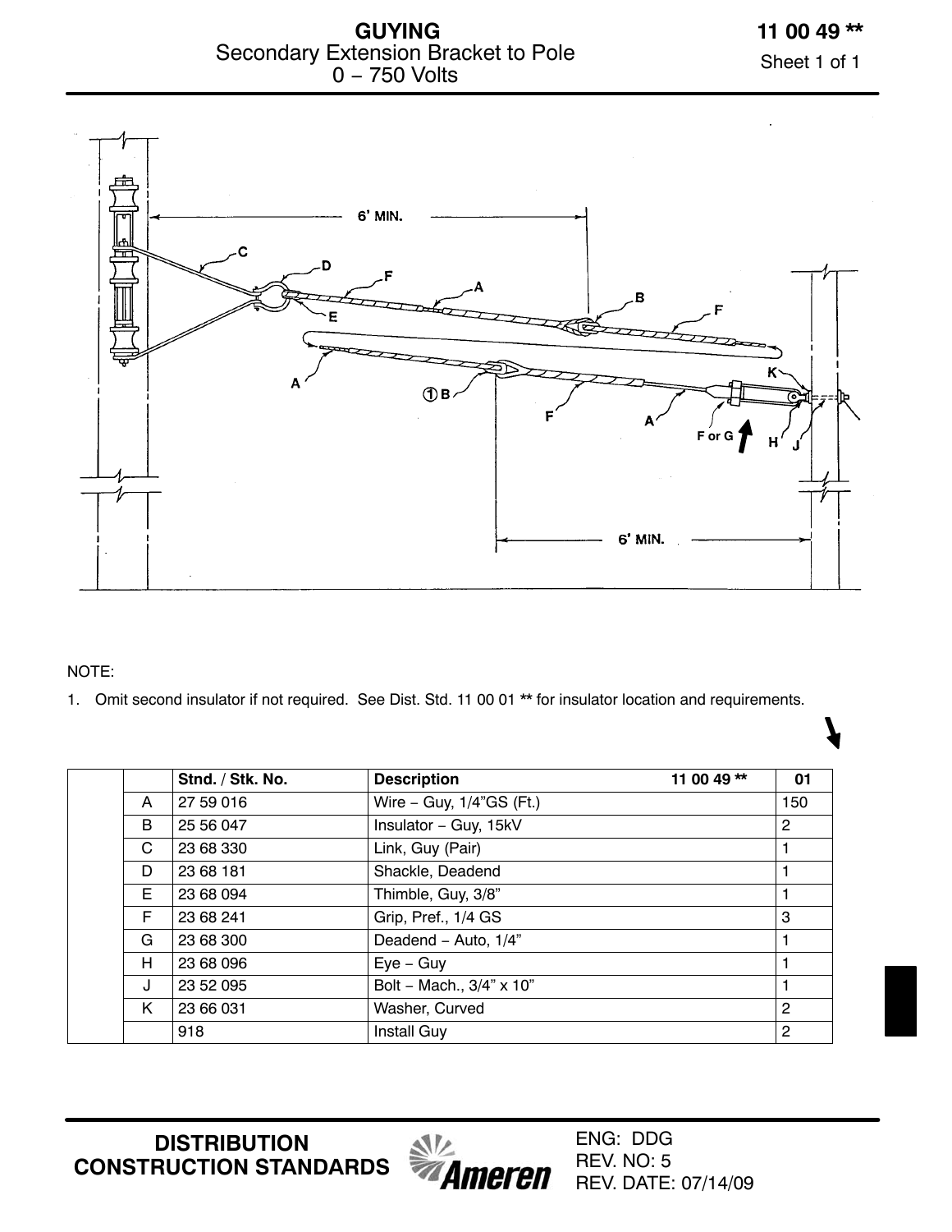# GUYING

## Secondary Extension Bracket to Pole
## 0 – 750 Volts

**11 00 49 ****

NOTE:

1. Omit second insulator if not required. See Dist. Std. 11 00 01 ** for insulator location and requirements.

| | | Stnd. / Stk. No. | Description 11 00 49 ** | 01 |
|---|---|---|---|---|
| | A | 27 59 016 | Wire – Guy, 1/4"GS (Ft.) | 150 |
| | B | 25 56 047 | Insulator – Guy, 15kV | 2 |
| | C | 23 68 330 | Link, Guy (Pair) | 1 |
| | D | 23 68 181 | Shackle, Deadend | 1 |
| | E | 23 68 094 | Thimble, Guy, 3/8" | 1 |
| | F | 23 68 241 | Grip, Pref., 1/4 GS | 3 |
| | G | 23 68 300 | Deadend – Auto, 1/4" | 1 |
| | H | 23 68 096 | Eye – Guy | 1 |
| | J | 23 52 095 | Bolt – Mach., 3/4" x 10" | 1 |
| | K | 23 66 031 | Washer, Curved | 2 |
| | | 918 | Install Guy | 2 |

DISTRIBUTION CONSTRUCTION STANDARDS

ENG: DDG
REV. NO: 5
REV. DATE: 07/14/09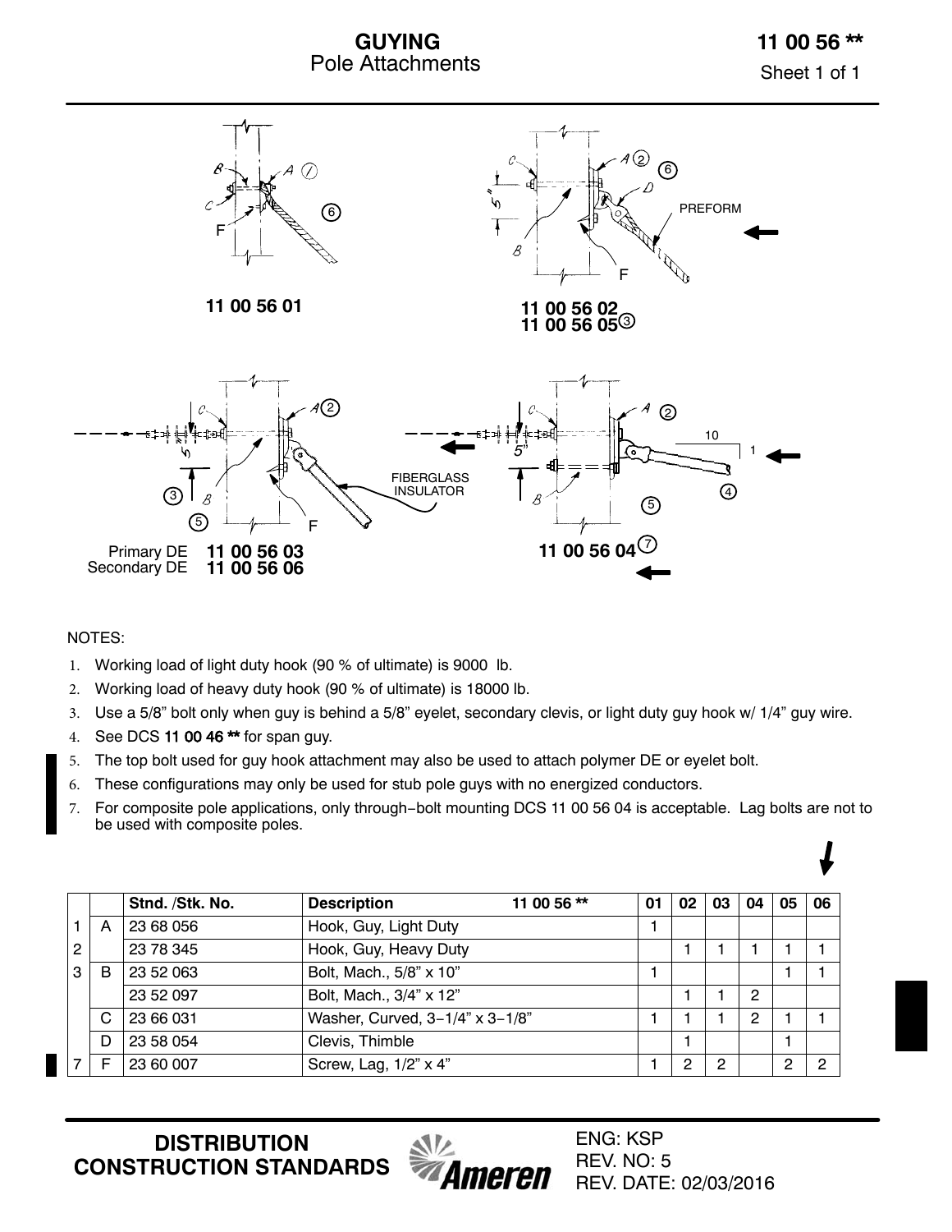# GUYING
Pole Attachments

**11 00 56 \*\***

11 00 56 01

11 00 56 02
11 00 56 05 (3)

Primary DE **11 00 56 03**
Secondary DE **11 00 56 06**

**11 00 56 04** (7)

PREFORM

FIBERGLASS INSULATOR

NOTES:

1. Working load of light duty hook (90 % of ultimate) is 9000 lb.
2. Working load of heavy duty hook (90 % of ultimate) is 18000 lb.
3. Use a 5/8” bolt only when guy is behind a 5/8” eyelet, secondary clevis, or light duty guy hook w/ 1/4” guy wire.
4. See DCS **11 00 46 \*\*** for span guy.
5. The top bolt used for guy hook attachment may also be used to attach polymer DE or eyelet bolt.
6. These configurations may only be used for stub pole guys with no energized conductors.
7. For composite pole applications, only through-bolt mounting DCS 11 00 56 04 is acceptable. Lag bolts are not to be used with composite poles.

| | | Stnd. /Stk. No. | Description 11 00 56 ** | 01 | 02 | 03 | 04 | 05 | 06 |
|---|---|---|---|---|---|---|---|---|---|
| 1 | A | 23 68 056 | Hook, Guy, Light Duty | 1 | | | | | |
| 2 | | 23 78 345 | Hook, Guy, Heavy Duty | | 1 | 1 | 1 | 1 | 1 |
| 3 | B | 23 52 063 | Bolt, Mach., 5/8” x 10” | 1 | | | | 1 | 1 |
| | | 23 52 097 | Bolt, Mach., 3/4” x 12” | | 1 | 1 | 2 | | |
| | C | 23 66 031 | Washer, Curved, 3-1/4” x 3-1/8” | 1 | 1 | 1 | 2 | 1 | 1 |
| | D | 23 58 054 | Clevis, Thimble | | 1 | | | 1 | |
| 7 | F | 23 60 007 | Screw, Lag, 1/2” x 4” | 1 | 2 | 2 | | 2 | 2 |

**DISTRIBUTION CONSTRUCTION STANDARDS**

ENG: KSP
REV. NO: 5
REV. DATE: 02/03/2016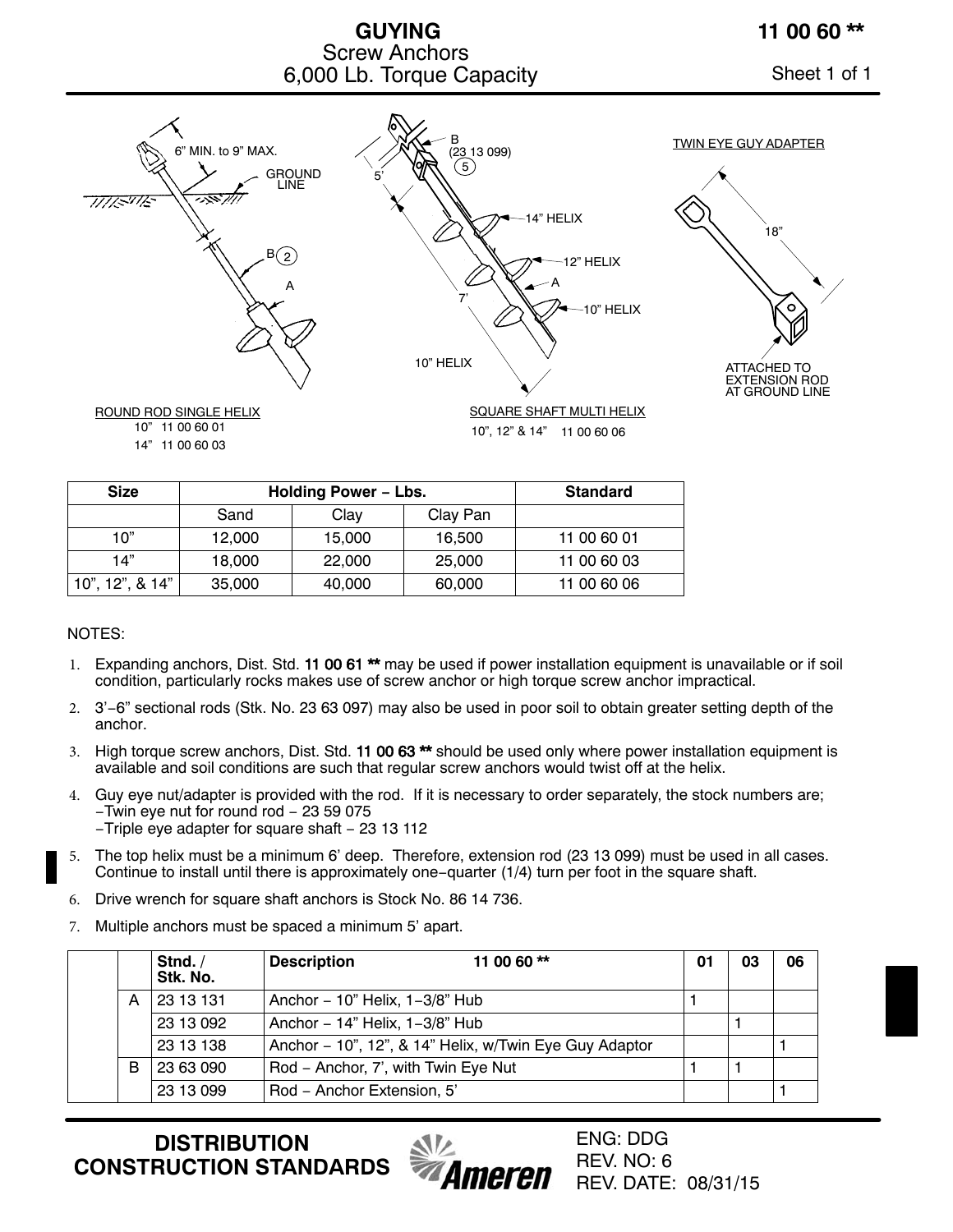# GUYING

## Screw Anchors
## 6,000 Lb. Torque Capacity

**11 00 60 \*\***

6" MIN. to 9" MAX.

GROUND LINE

B (2)

A

ROUND ROD SINGLE HELIX
10" 11 00 60 01
14" 11 00 60 03

B (23 13 099) (5)

5'

14" HELIX

12" HELIX

A

7'

10" HELIX

10" HELIX

SQUARE SHAFT MULTI HELIX
10", 12" & 14" 11 00 60 06

TWIN EYE GUY ADAPTER

18"

ATTACHED TO EXTENSION ROD AT GROUND LINE

| Size | Holding Power – Lbs. | | | Standard |
|---|---|---|---|---|
| | Sand | Clay | Clay Pan | |
| 10" | 12,000 | 15,000 | 16,500 | 11 00 60 01 |
| 14" | 18,000 | 22,000 | 25,000 | 11 00 60 03 |
| 10", 12", & 14" | 35,000 | 40,000 | 60,000 | 11 00 60 06 |

NOTES:

1. Expanding anchors, Dist. Std. **11 00 61 \*\*** may be used if power installation equipment is unavailable or if soil condition, particularly rocks makes use of screw anchor or high torque screw anchor impractical.
2. 3'–6" sectional rods (Stk. No. 23 63 097) may also be used in poor soil to obtain greater setting depth of the anchor.
3. High torque screw anchors, Dist. Std. **11 00 63 \*\*** should be used only where power installation equipment is available and soil conditions are such that regular screw anchors would twist off at the helix.
4. Guy eye nut/adapter is provided with the rod. If it is necessary to order separately, the stock numbers are;
   –Twin eye nut for round rod – 23 59 075
   –Triple eye adapter for square shaft – 23 13 112
5. The top helix must be a minimum 6' deep. Therefore, extension rod (23 13 099) must be used in all cases. Continue to install until there is approximately one–quarter (1/4) turn per foot in the square shaft.
6. Drive wrench for square shaft anchors is Stock No. 86 14 736.
7. Multiple anchors must be spaced a minimum 5' apart.

| | | Stnd. / Stk. No. | Description 11 00 60 \*\* | 01 | 03 | 06 |
|---|---|---|---|---|---|---|
| | A | 23 13 131 | Anchor – 10" Helix, 1–3/8" Hub | 1 | | |
| | | 23 13 092 | Anchor – 14" Helix, 1–3/8" Hub | | 1 | |
| | | 23 13 138 | Anchor – 10", 12", & 14" Helix, w/Twin Eye Guy Adaptor | | | 1 |
| | B | 23 63 090 | Rod – Anchor, 7', with Twin Eye Nut | 1 | 1 | |
| | | 23 13 099 | Rod – Anchor Extension, 5' | | | 1 |

**DISTRIBUTION CONSTRUCTION STANDARDS**

ENG: DDG
REV. NO: 6
REV. DATE: 08/31/15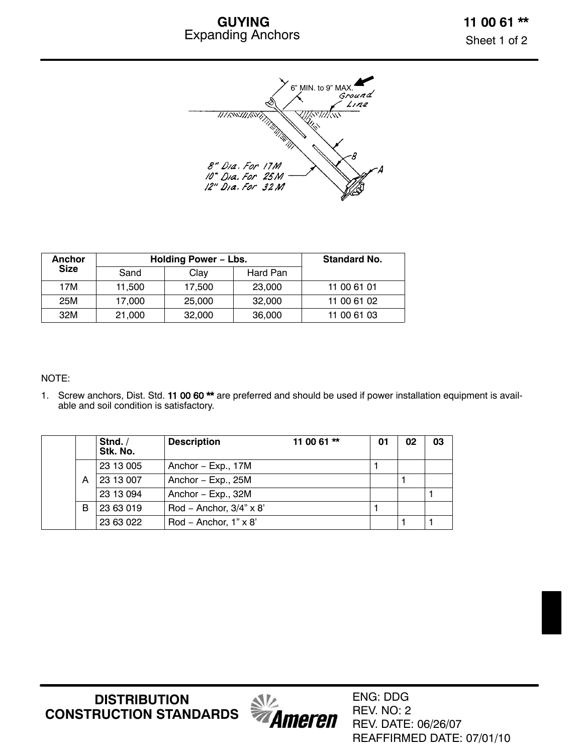# GUYING
## Expanding Anchors

**11 00 61 \*\***

Sheet 1 of 2

6" MIN. to 9" MAX.

Ground Line

B

A

8" Dia. For 17M
10" Dia. For 25M
12" Dia. For 32M

| Anchor Size | Holding Power – Lbs. | | | Standard No. |
|---|---|---|---|---|
| | Sand | Clay | Hard Pan | |
| 17M | 11,500 | 17,500 | 23,000 | 11 00 61 01 |
| 25M | 17,000 | 25,000 | 32,000 | 11 00 61 02 |
| 32M | 21,000 | 32,000 | 36,000 | 11 00 61 03 |

NOTE:

1. Screw anchors, Dist. Std. 11 00 60 ** are preferred and should be used if power installation equipment is available and soil condition is satisfactory.

| | Stnd. / Stk. No. | Description 11 00 61 ** | 01 | 02 | 03 |
|---|---|---|---|---|---|
| A | 23 13 005 | Anchor – Exp., 17M | 1 | | |
| | 23 13 007 | Anchor – Exp., 25M | | 1 | |
| | 23 13 094 | Anchor – Exp., 32M | | | 1 |
| B | 23 63 019 | Rod – Anchor, 3/4" x 8' | 1 | | |
| | 23 63 022 | Rod – Anchor, 1" x 8' | | 1 | 1 |

DISTRIBUTION CONSTRUCTION STANDARDS

ENG: DDG
REV. NO: 2
REV. DATE: 06/26/07
REAFFIRMED DATE: 07/01/10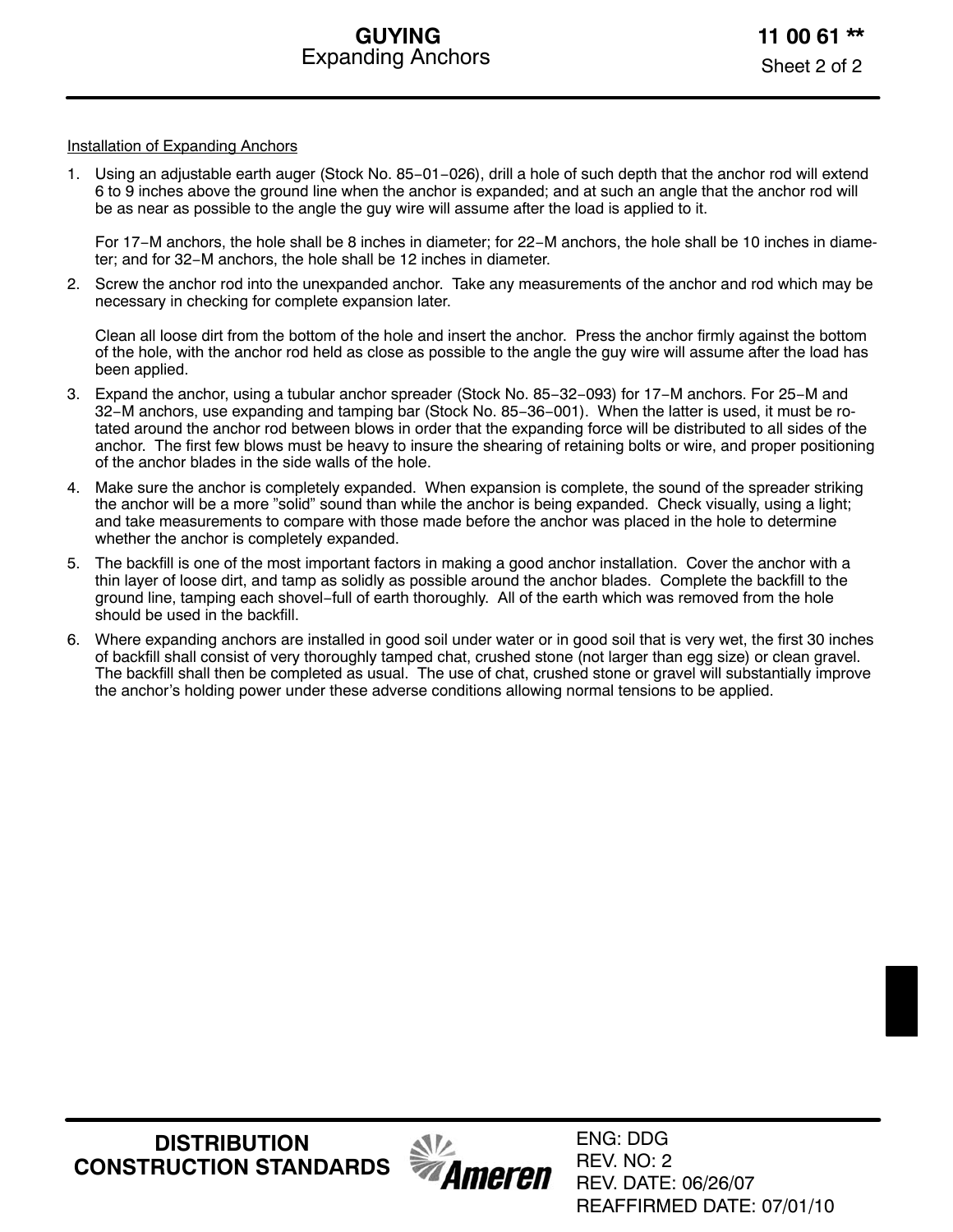Installation of Expanding Anchors

1. Using an adjustable earth auger (Stock No. 85−01−026), drill a hole of such depth that the anchor rod will extend 6 to 9 inches above the ground line when the anchor is expanded; and at such an angle that the anchor rod will be as near as possible to the angle the guy wire will assume after the load is applied to it.

   For 17−M anchors, the hole shall be 8 inches in diameter; for 22−M anchors, the hole shall be 10 inches in diameter; and for 32−M anchors, the hole shall be 12 inches in diameter.

2. Screw the anchor rod into the unexpanded anchor. Take any measurements of the anchor and rod which may be necessary in checking for complete expansion later.

   Clean all loose dirt from the bottom of the hole and insert the anchor. Press the anchor firmly against the bottom of the hole, with the anchor rod held as close as possible to the angle the guy wire will assume after the load has been applied.

3. Expand the anchor, using a tubular anchor spreader (Stock No. 85−32−093) for 17−M anchors. For 25−M and 32−M anchors, use expanding and tamping bar (Stock No. 85−36−001). When the latter is used, it must be rotated around the anchor rod between blows in order that the expanding force will be distributed to all sides of the anchor. The first few blows must be heavy to insure the shearing of retaining bolts or wire, and proper positioning of the anchor blades in the side walls of the hole.

4. Make sure the anchor is completely expanded. When expansion is complete, the sound of the spreader striking the anchor will be a more "solid" sound than while the anchor is being expanded. Check visually, using a light; and take measurements to compare with those made before the anchor was placed in the hole to determine whether the anchor is completely expanded.

5. The backfill is one of the most important factors in making a good anchor installation. Cover the anchor with a thin layer of loose dirt, and tamp as solidly as possible around the anchor blades. Complete the backfill to the ground line, tamping each shovel−full of earth thoroughly. All of the earth which was removed from the hole should be used in the backfill.

6. Where expanding anchors are installed in good soil under water or in good soil that is very wet, the first 30 inches of backfill shall consist of very thoroughly tamped chat, crushed stone (not larger than egg size) or clean gravel. The backfill shall then be completed as usual. The use of chat, crushed stone or gravel will substantially improve the anchor's holding power under these adverse conditions allowing normal tensions to be applied.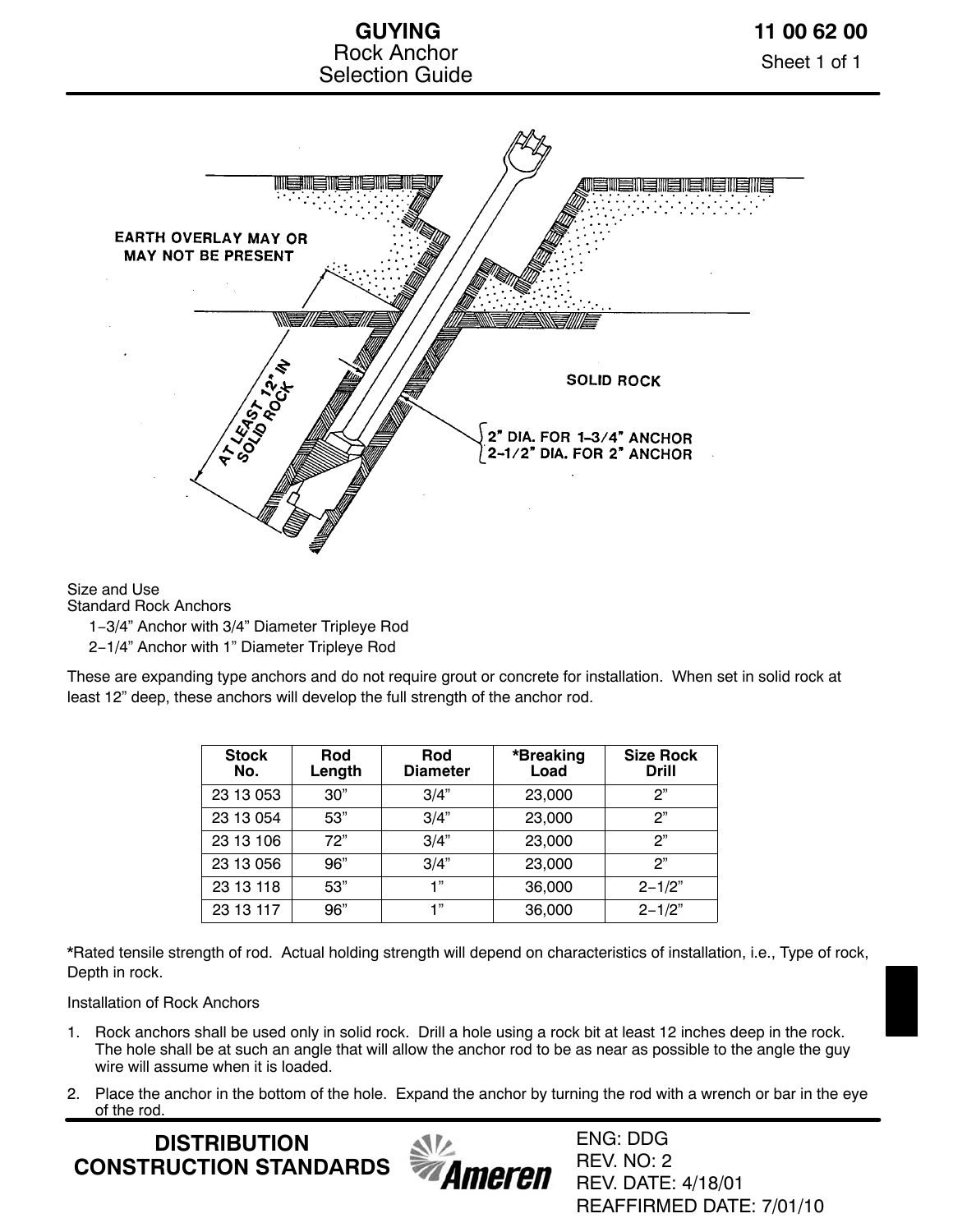# GUYING
## Rock Anchor Selection Guide

11 00 62 00

EARTH OVERLAY MAY OR MAY NOT BE PRESENT

SOLID ROCK

AT LEAST 12" IN SOLID ROCK

2" DIA. FOR 1-3/4" ANCHOR
2-1/2" DIA. FOR 2" ANCHOR

Size and Use
Standard Rock Anchors

- 1-3/4" Anchor with 3/4" Diameter Tripleye Rod
- 2-1/4" Anchor with 1" Diameter Tripleye Rod

These are expanding type anchors and do not require grout or concrete for installation. When set in solid rock at least 12" deep, these anchors will develop the full strength of the anchor rod.

| Stock No. | Rod Length | Rod Diameter | *Breaking Load | Size Rock Drill |
|---|---|---|---|---|
| 23 13 053 | 30" | 3/4" | 23,000 | 2" |
| 23 13 054 | 53" | 3/4" | 23,000 | 2" |
| 23 13 106 | 72" | 3/4" | 23,000 | 2" |
| 23 13 056 | 96" | 3/4" | 23,000 | 2" |
| 23 13 118 | 53" | 1" | 36,000 | 2-1/2" |
| 23 13 117 | 96" | 1" | 36,000 | 2-1/2" |

**\***Rated tensile strength of rod. Actual holding strength will depend on characteristics of installation, i.e., Type of rock, Depth in rock.

Installation of Rock Anchors

1. Rock anchors shall be used only in solid rock. Drill a hole using a rock bit at least 12 inches deep in the rock. The hole shall be at such an angle that will allow the anchor rod to be as near as possible to the angle the guy wire will assume when it is loaded.
2. Place the anchor in the bottom of the hole. Expand the anchor by turning the rod with a wrench or bar in the eye of the rod.

DISTRIBUTION CONSTRUCTION STANDARDS

ENG: DDG
REV. NO: 2
REV. DATE: 4/18/01
REAFFIRMED DATE: 7/01/10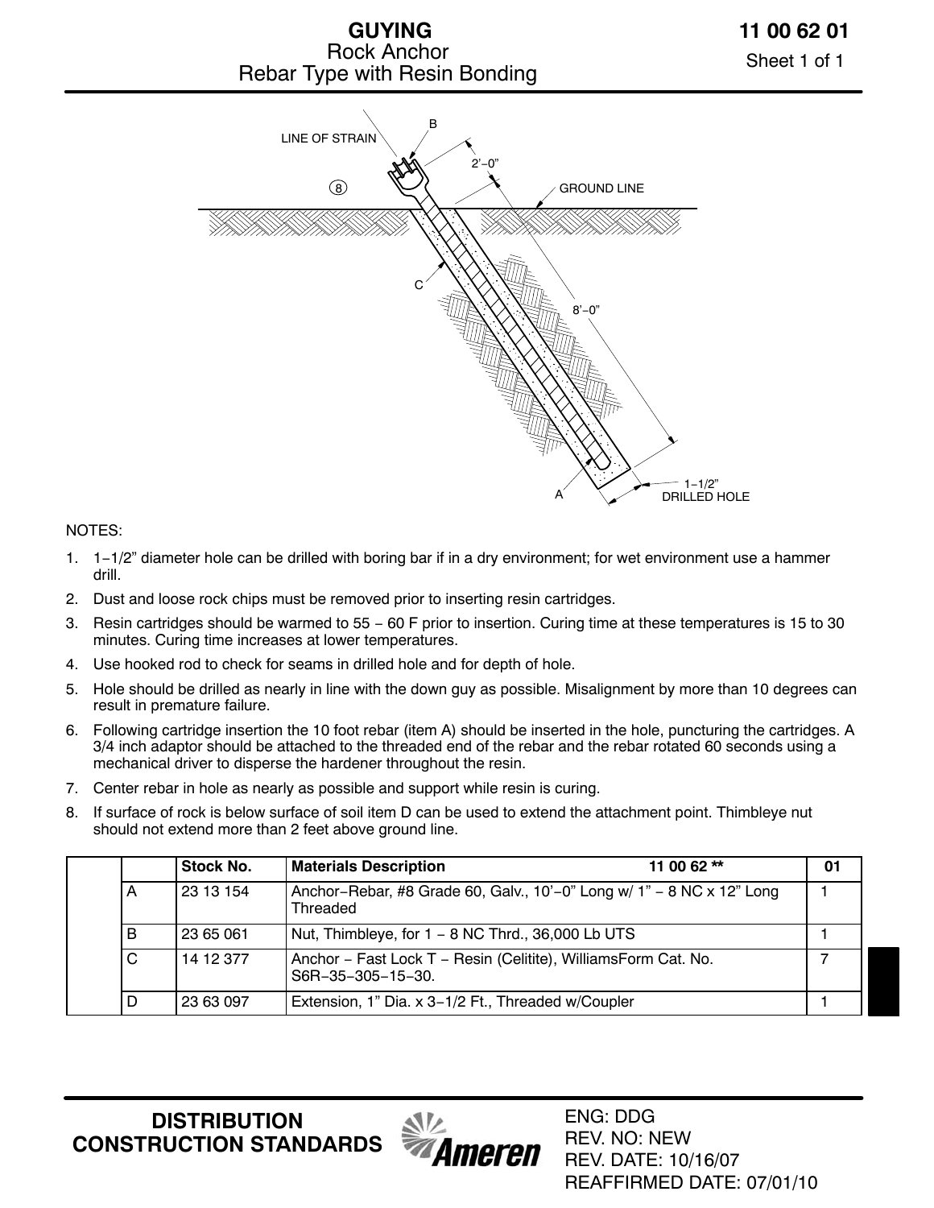# GUYING
## Rock Anchor
## Rebar Type with Resin Bonding

**11 00 62 01**

LINE OF STRAIN

B

2'−0"

8

GROUND LINE

C

8'−0"

A

1−1/2" DRILLED HOLE

NOTES:

1. 1−1/2" diameter hole can be drilled with boring bar if in a dry environment; for wet environment use a hammer drill.
2. Dust and loose rock chips must be removed prior to inserting resin cartridges.
3. Resin cartridges should be warmed to 55 − 60 F prior to insertion. Curing time at these temperatures is 15 to 30 minutes. Curing time increases at lower temperatures.
4. Use hooked rod to check for seams in drilled hole and for depth of hole.
5. Hole should be drilled as nearly in line with the down guy as possible. Misalignment by more than 10 degrees can result in premature failure.
6. Following cartridge insertion the 10 foot rebar (item A) should be inserted in the hole, puncturing the cartridges. A 3/4 inch adaptor should be attached to the threaded end of the rebar and the rebar rotated 60 seconds using a mechanical driver to disperse the hardener throughout the resin.
7. Center rebar in hole as nearly as possible and support while resin is curing.
8. If surface of rock is below surface of soil item D can be used to extend the attachment point. Thimbleye nut should not extend more than 2 feet above ground line.

| | Stock No. | Materials Description 11 00 62 ** | 01 |
|---|---|---|---|
| A | 23 13 154 | Anchor−Rebar, #8 Grade 60, Galv., 10'−0" Long w/ 1" − 8 NC x 12" Long Threaded | 1 |
| B | 23 65 061 | Nut, Thimbleye, for 1 − 8 NC Thrd., 36,000 Lb UTS | 1 |
| C | 14 12 377 | Anchor − Fast Lock T − Resin (Celitite), WilliamsForm Cat. No. S6R−35−305−15−30. | 7 |
| D | 23 63 097 | Extension, 1" Dia. x 3−1/2 Ft., Threaded w/Coupler | 1 |

**DISTRIBUTION CONSTRUCTION STANDARDS**

ENG: DDG
REV. NO: NEW
REV. DATE: 10/16/07
REAFFIRMED DATE: 07/01/10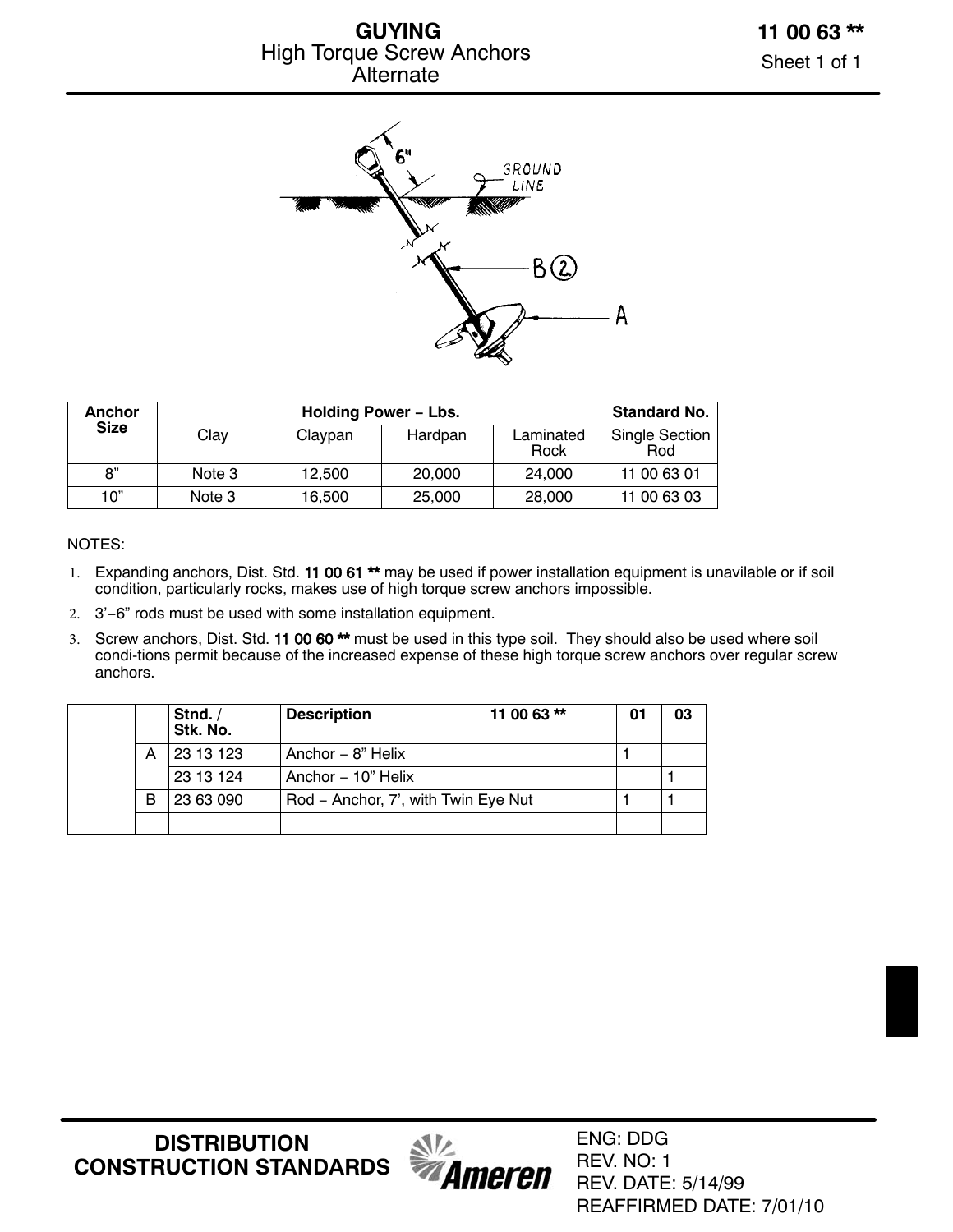# GUYING
## High Torque Screw Anchors
## Alternate

**11 00 63 ****

6"

GROUND LINE

B ②

A

| Anchor Size | Holding Power – Lbs. | | | | Standard No. |
|---|---|---|---|---|---|
| | Clay | Claypan | Hardpan | Laminated Rock | Single Section Rod |
| 8" | Note 3 | 12,500 | 20,000 | 24,000 | 11 00 63 01 |
| 10" | Note 3 | 16,500 | 25,000 | 28,000 | 11 00 63 03 |

NOTES:

1. Expanding anchors, Dist. Std. **11 00 61 **** may be used if power installation equipment is unavilable or if soil condition, particularly rocks, makes use of high torque screw anchors impossible.
2. 3'–6" rods must be used with some installation equipment.
3. Screw anchors, Dist. Std. **11 00 60 **** must be used in this type soil. They should also be used where soil condi-tions permit because of the increased expense of these high torque screw anchors over regular screw anchors.

| | | Stnd. / Stk. No. | Description 11 00 63 ** | 01 | 03 |
|---|---|---|---|---|---|
| | A | 23 13 123 | Anchor – 8" Helix | 1 | |
| | | 23 13 124 | Anchor – 10" Helix | | 1 |
| | B | 23 63 090 | Rod – Anchor, 7', with Twin Eye Nut | 1 | 1 |
| | | | | | |

**DISTRIBUTION CONSTRUCTION STANDARDS**

Ameren

ENG: DDG
REV. NO: 1
REV. DATE: 5/14/99
REAFFIRMED DATE: 7/01/10